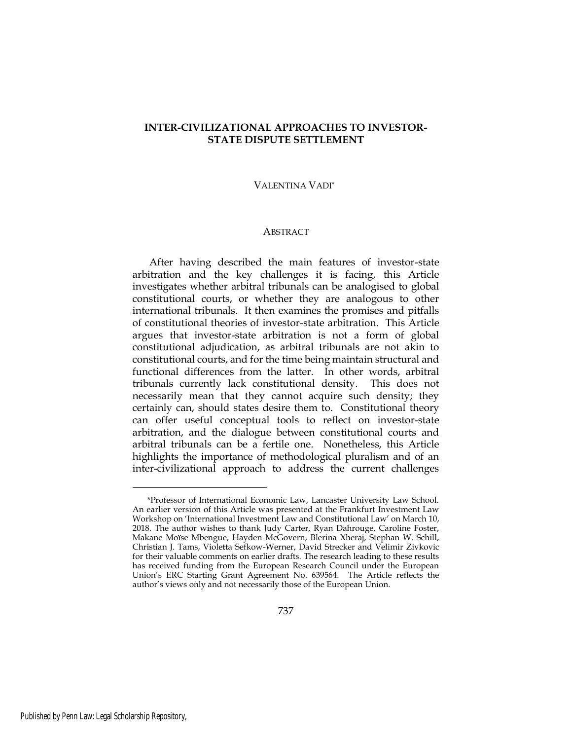# INTER-CIVILIZATIONAL APPROACHES TO INVESTOR-STATE DISPUTE SETTLEMENT

VALENTINA VADI*

## ABSTRACT

After having described the main features of investor-state arbitration and the key challenges it is facing, this Article investigates whether arbitral tribunals can be analogised to global constitutional courts, or whether they are analogous to other international tribunals. It then examines the promises and pitfalls of constitutional theories of investor-state arbitration. This Article argues that investor-state arbitration is not a form of global constitutional adjudication, as arbitral tribunals are not akin to constitutional courts, and for the time being maintain structural and functional differences from the latter. In other words, arbitral tribunals currently lack constitutional density. This does not necessarily mean that they cannot acquire such density; they certainly can, should states desire them to. Constitutional theory can offer useful conceptual tools to reflect on investor-state arbitration, and the dialogue between constitutional courts and arbitral tribunals can be a fertile one. Nonetheless, this Article highlights the importance of methodological pluralism and of an inter-civilizational approach to address the current challenges

---

*Professor of International Economic Law, Lancaster University Law School. An earlier version of this Article was presented at the Frankfurt Investment Law Workshop on 'International Investment Law and Constitutional Law' on March 10, 2018. The author wishes to thank Judy Carter, Ryan Dahrouge, Caroline Foster, Makane Moïse Mbengue, Hayden McGovern, Blerina Xheraj, Stephan W. Schill, Christian J. Tams, Violetta Sefkow-Werner, David Strecker and Velimir Zivkovic for their valuable comments on earlier drafts. The research leading to these results has received funding from the European Research Council under the European Union's ERC Starting Grant Agreement No. 639564. The Article reflects the author's views only and not necessarily those of the European Union.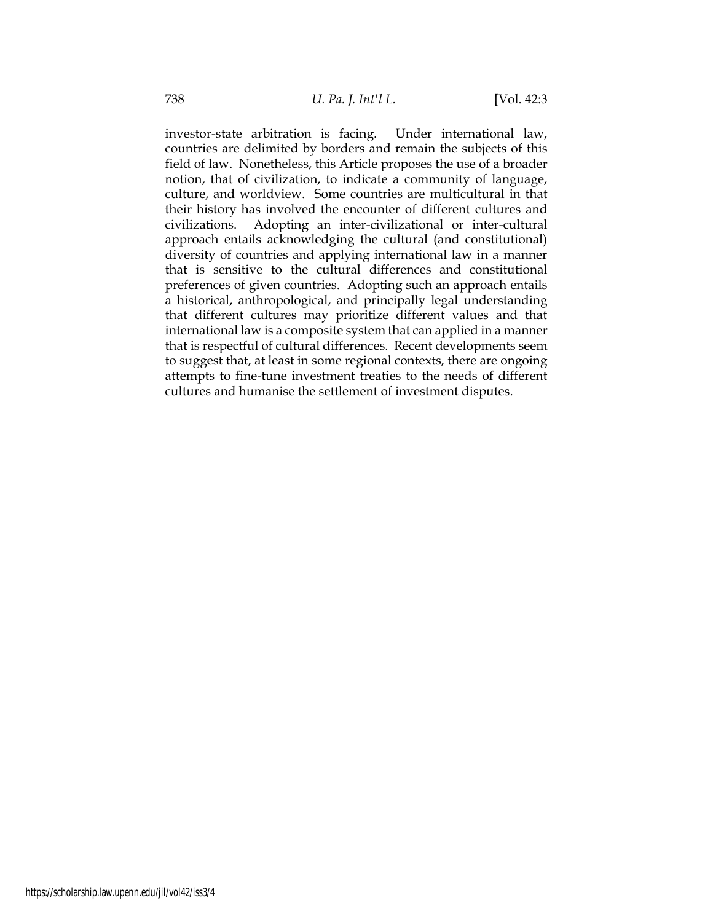investor-state arbitration is facing. Under international law, countries are delimited by borders and remain the subjects of this field of law. Nonetheless, this Article proposes the use of a broader notion, that of civilization, to indicate a community of language, culture, and worldview. Some countries are multicultural in that their history has involved the encounter of different cultures and civilizations. Adopting an inter-civilizational or inter-cultural approach entails acknowledging the cultural (and constitutional) diversity of countries and applying international law in a manner that is sensitive to the cultural differences and constitutional preferences of given countries. Adopting such an approach entails a historical, anthropological, and principally legal understanding that different cultures may prioritize different values and that international law is a composite system that can applied in a manner that is respectful of cultural differences. Recent developments seem to suggest that, at least in some regional contexts, there are ongoing attempts to fine-tune investment treaties to the needs of different cultures and humanise the settlement of investment disputes.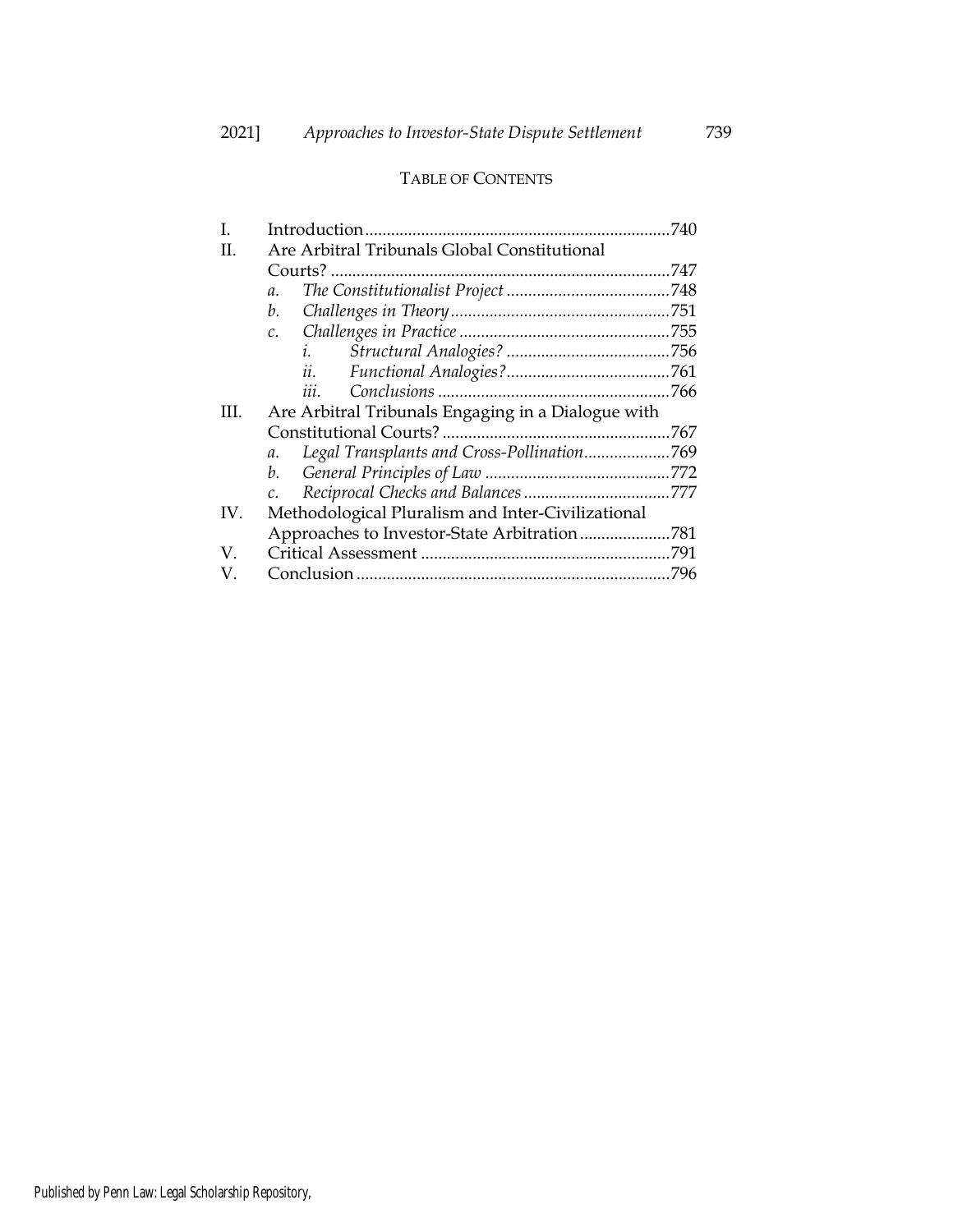TABLE OF CONTENTS

I. Introduction .......................................................................740
II. Are Arbitral Tribunals Global Constitutional Courts? ..............................................................................747
  a. *The Constitutionalist Project* ......................................748
  b. *Challenges in Theory* ..................................................751
  c. *Challenges in Practice* ................................................755
    i. *Structural Analogies?* ......................................756
    ii. *Functional Analogies?* ......................................761
    iii. *Conclusions* .....................................................766
III. Are Arbitral Tribunals Engaging in a Dialogue with Constitutional Courts? .....................................................767
  a. *Legal Transplants and Cross-Pollination* ....................769
  b. *General Principles of Law* ...........................................772
  c. *Reciprocal Checks and Balances* ..................................777
IV. Methodological Pluralism and Inter-Civilizational Approaches to Investor-State Arbitration .....................781
V. Critical Assessment ..........................................................791
V. Conclusion .........................................................................796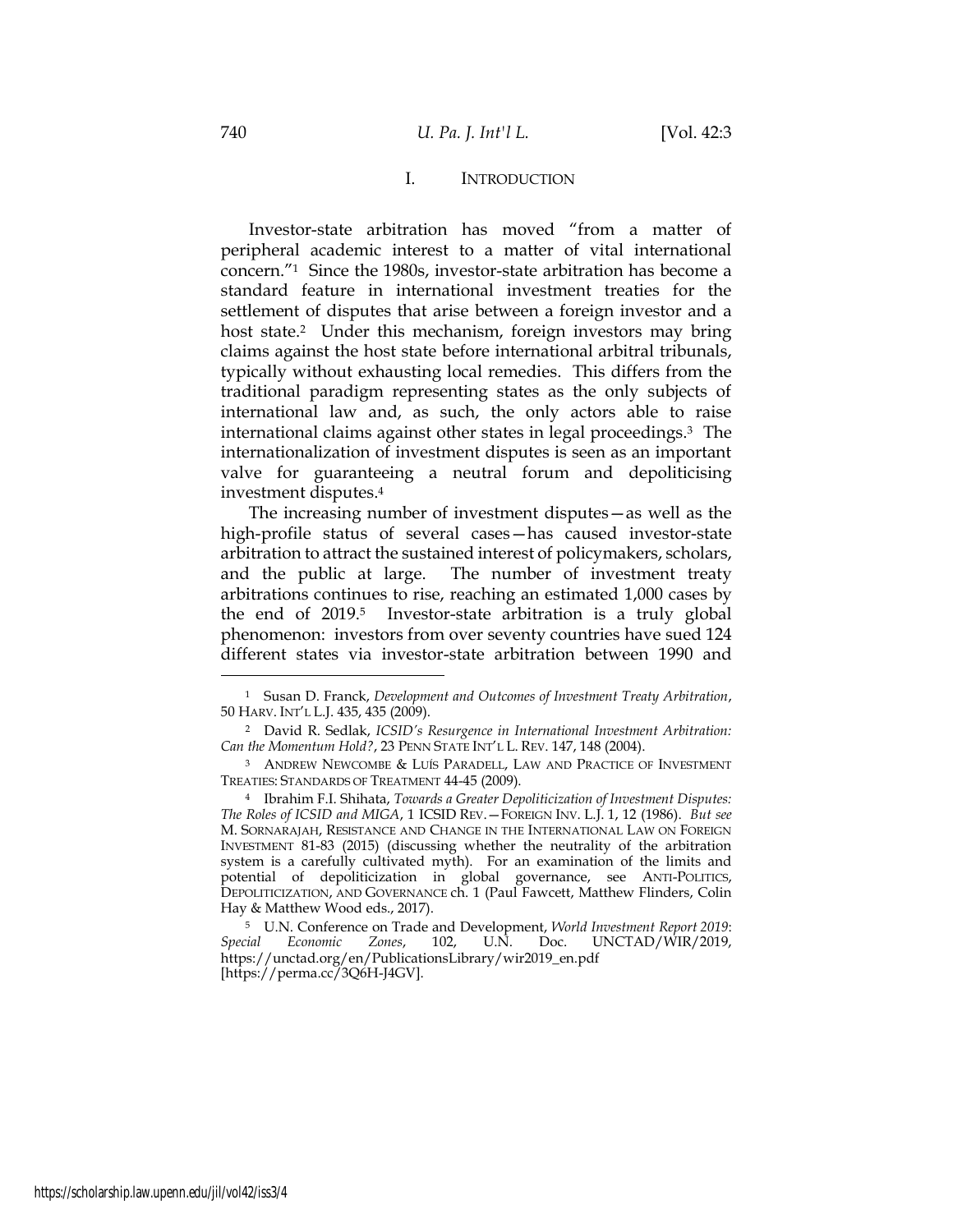## I. INTRODUCTION

Investor-state arbitration has moved "from a matter of peripheral academic interest to a matter of vital international concern."[1] Since the 1980s, investor-state arbitration has become a standard feature in international investment treaties for the settlement of disputes that arise between a foreign investor and a host state.[2] Under this mechanism, foreign investors may bring claims against the host state before international arbitral tribunals, typically without exhausting local remedies. This differs from the traditional paradigm representing states as the only subjects of international law and, as such, the only actors able to raise international claims against other states in legal proceedings.[3] The internationalization of investment disputes is seen as an important valve for guaranteeing a neutral forum and depoliticising investment disputes.[4]

The increasing number of investment disputes—as well as the high-profile status of several cases—has caused investor-state arbitration to attract the sustained interest of policymakers, scholars, and the public at large. The number of investment treaty arbitrations continues to rise, reaching an estimated 1,000 cases by the end of 2019.[5] Investor-state arbitration is a truly global phenomenon: investors from over seventy countries have sued 124 different states via investor-state arbitration between 1990 and

---

[1] Susan D. Franck, *Development and Outcomes of Investment Treaty Arbitration*, 50 HARV. INT'L L.J. 435, 435 (2009).

[2] David R. Sedlak, *ICSID's Resurgence in International Investment Arbitration: Can the Momentum Hold?*, 23 PENN STATE INT'L L. REV. 147, 148 (2004).

[3] ANDREW NEWCOMBE & LUÍS PARADELL, LAW AND PRACTICE OF INVESTMENT TREATIES: STANDARDS OF TREATMENT 44-45 (2009).

[4] Ibrahim F.I. Shihata, *Towards a Greater Depoliticization of Investment Disputes: The Roles of ICSID and MIGA*, 1 ICSID REV.—FOREIGN INV. L.J. 1, 12 (1986). *But see* M. SORNARAJAH, RESISTANCE AND CHANGE IN THE INTERNATIONAL LAW ON FOREIGN INVESTMENT 81-83 (2015) (discussing whether the neutrality of the arbitration system is a carefully cultivated myth). For an examination of the limits and potential of depoliticization in global governance, see ANTI-POLITICS, DEPOLITICIZATION, AND GOVERNANCE ch. 1 (Paul Fawcett, Matthew Flinders, Colin Hay & Matthew Wood eds., 2017).

[5] U.N. Conference on Trade and Development, *World Investment Report 2019: Special Economic Zones*, 102, U.N. Doc. UNCTAD/WIR/2019, https://unctad.org/en/PublicationsLibrary/wir2019_en.pdf [https://perma.cc/3Q6H-J4GV].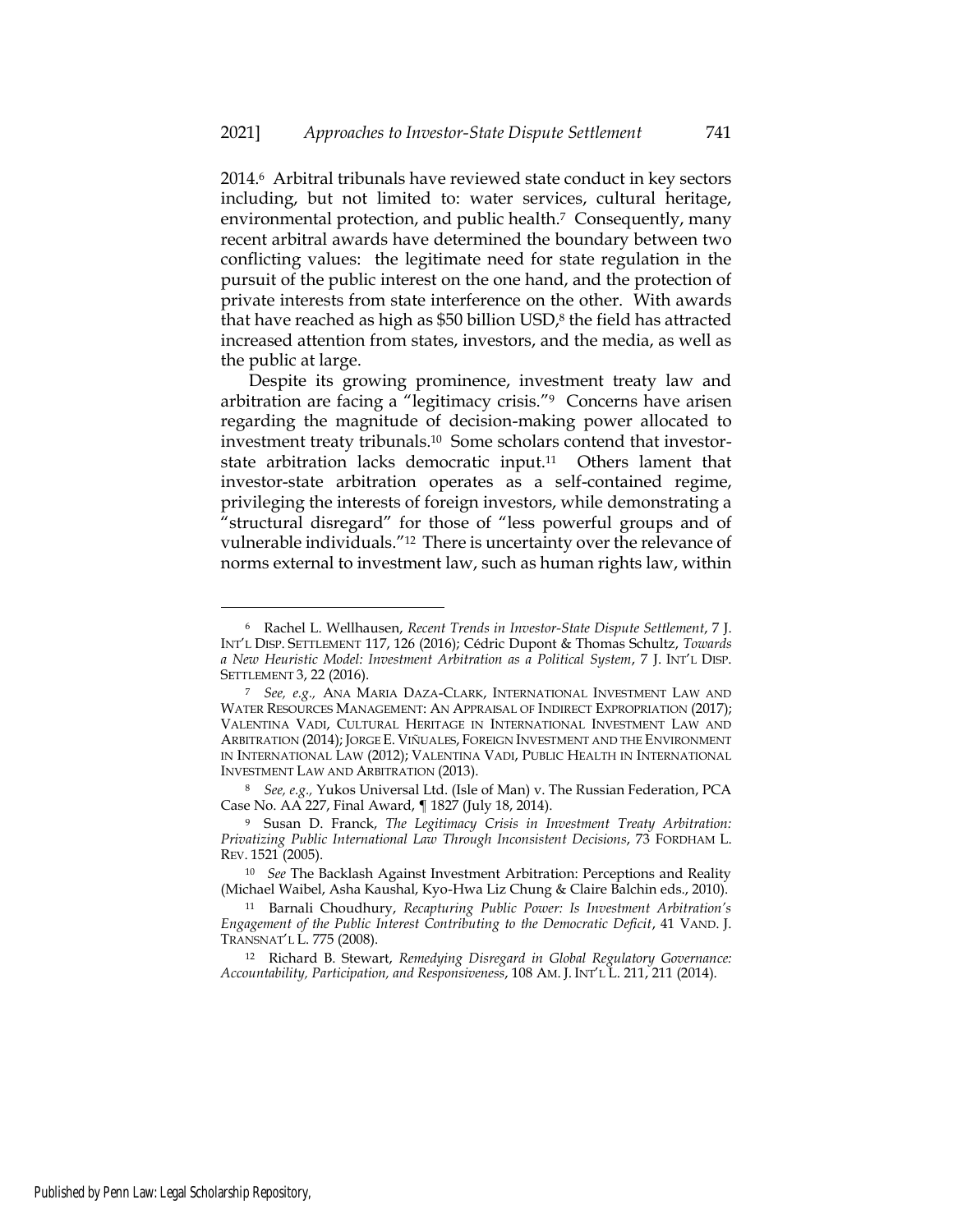2014.[6] Arbitral tribunals have reviewed state conduct in key sectors including, but not limited to: water services, cultural heritage, environmental protection, and public health.[7] Consequently, many recent arbitral awards have determined the boundary between two conflicting values: the legitimate need for state regulation in the pursuit of the public interest on the one hand, and the protection of private interests from state interference on the other. With awards that have reached as high as $50 billion USD,[8] the field has attracted increased attention from states, investors, and the media, as well as the public at large.

Despite its growing prominence, investment treaty law and arbitration are facing a "legitimacy crisis."[9] Concerns have arisen regarding the magnitude of decision-making power allocated to investment treaty tribunals.[10] Some scholars contend that investor-state arbitration lacks democratic input.[11] Others lament that investor-state arbitration operates as a self-contained regime, privileging the interests of foreign investors, while demonstrating a "structural disregard" for those of "less powerful groups and of vulnerable individuals."[12] There is uncertainty over the relevance of norms external to investment law, such as human rights law, within

---

[6] Rachel L. Wellhausen, *Recent Trends in Investor-State Dispute Settlement*, 7 J. INT'L DISP. SETTLEMENT 117, 126 (2016); Cédric Dupont & Thomas Schultz, *Towards a New Heuristic Model: Investment Arbitration as a Political System*, 7 J. INT'L DISP. SETTLEMENT 3, 22 (2016).

[7] *See, e.g.,* ANA MARIA DAZA-CLARK, INTERNATIONAL INVESTMENT LAW AND WATER RESOURCES MANAGEMENT: AN APPRAISAL OF INDIRECT EXPROPRIATION (2017); VALENTINA VADI, CULTURAL HERITAGE IN INTERNATIONAL INVESTMENT LAW AND ARBITRATION (2014); JORGE E. VIÑUALES, FOREIGN INVESTMENT AND THE ENVIRONMENT IN INTERNATIONAL LAW (2012); VALENTINA VADI, PUBLIC HEALTH IN INTERNATIONAL INVESTMENT LAW AND ARBITRATION (2013).

[8] *See, e.g.,* Yukos Universal Ltd. (Isle of Man) v. The Russian Federation, PCA Case No. AA 227, Final Award, ¶ 1827 (July 18, 2014).

[9] Susan D. Franck, *The Legitimacy Crisis in Investment Treaty Arbitration: Privatizing Public International Law Through Inconsistent Decisions*, 73 FORDHAM L. REV. 1521 (2005).

[10] *See* The Backlash Against Investment Arbitration: Perceptions and Reality (Michael Waibel, Asha Kaushal, Kyo-Hwa Liz Chung & Claire Balchin eds., 2010).

[11] Barnali Choudhury, *Recapturing Public Power: Is Investment Arbitration's Engagement of the Public Interest Contributing to the Democratic Deficit*, 41 VAND. J. TRANSNAT'L L. 775 (2008).

[12] Richard B. Stewart, *Remedying Disregard in Global Regulatory Governance: Accountability, Participation, and Responsiveness*, 108 AM. J. INT'L L. 211, 211 (2014).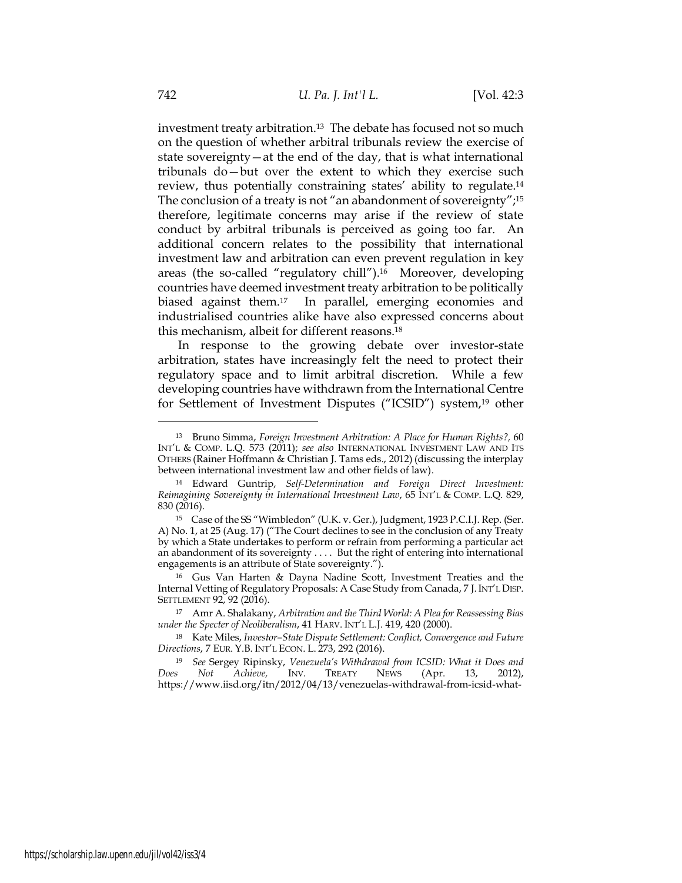investment treaty arbitration.[13] The debate has focused not so much on the question of whether arbitral tribunals review the exercise of state sovereignty—at the end of the day, that is what international tribunals do—but over the extent to which they exercise such review, thus potentially constraining states' ability to regulate.[14] The conclusion of a treaty is not "an abandonment of sovereignty";[15] therefore, legitimate concerns may arise if the review of state conduct by arbitral tribunals is perceived as going too far. An additional concern relates to the possibility that international investment law and arbitration can even prevent regulation in key areas (the so-called "regulatory chill").[16] Moreover, developing countries have deemed investment treaty arbitration to be politically biased against them.[17] In parallel, emerging economies and industrialised countries alike have also expressed concerns about this mechanism, albeit for different reasons.[18]

In response to the growing debate over investor-state arbitration, states have increasingly felt the need to protect their regulatory space and to limit arbitral discretion. While a few developing countries have withdrawn from the International Centre for Settlement of Investment Disputes ("ICSID") system,[19] other

---

[13] Bruno Simma, *Foreign Investment Arbitration: A Place for Human Rights?*, 60 INT'L & COMP. L.Q. 573 (2011); *see also* INTERNATIONAL INVESTMENT LAW AND ITS OTHERS (Rainer Hoffmann & Christian J. Tams eds., 2012) (discussing the interplay between international investment law and other fields of law).

[14] Edward Guntrip, *Self-Determination and Foreign Direct Investment: Reimagining Sovereignty in International Investment Law*, 65 INT'L & COMP. L.Q. 829, 830 (2016).

[15] Case of the SS "Wimbledon" (U.K. v. Ger.), Judgment, 1923 P.C.I.J. Rep. (Ser. A) No. 1, at 25 (Aug. 17) ("The Court declines to see in the conclusion of any Treaty by which a State undertakes to perform or refrain from performing a particular act an abandonment of its sovereignty . . . . But the right of entering into international engagements is an attribute of State sovereignty.").

[16] Gus Van Harten & Dayna Nadine Scott, Investment Treaties and the Internal Vetting of Regulatory Proposals: A Case Study from Canada, 7 J. INT'L DISP. SETTLEMENT 92, 92 (2016).

[17] Amr A. Shalakany, *Arbitration and the Third World: A Plea for Reassessing Bias under the Specter of Neoliberalism*, 41 HARV. INT'L L.J. 419, 420 (2000).

[18] Kate Miles, *Investor–State Dispute Settlement: Conflict, Convergence and Future Directions*, 7 EUR. Y.B. INT'L ECON. L. 273, 292 (2016).

[19] *See* Sergey Ripinsky, *Venezuela's Withdrawal from ICSID: What it Does and Does Not Achieve,* INV. TREATY NEWS (Apr. 13, 2012), https://www.iisd.org/itn/2012/04/13/venezuelas-withdrawal-from-icsid-what-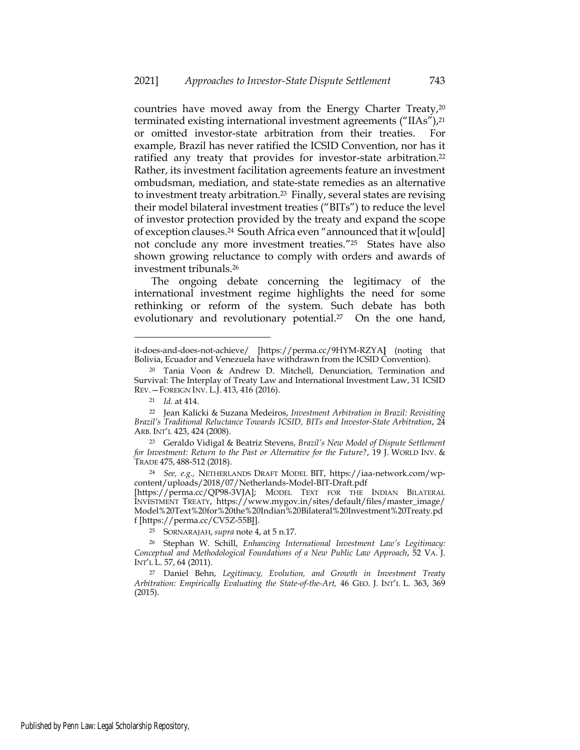countries have moved away from the Energy Charter Treaty,[20] terminated existing international investment agreements ("IIAs"),[21] or omitted investor-state arbitration from their treaties. For example, Brazil has never ratified the ICSID Convention, nor has it ratified any treaty that provides for investor-state arbitration.[22] Rather, its investment facilitation agreements feature an investment ombudsman, mediation, and state-state remedies as an alternative to investment treaty arbitration.[23] Finally, several states are revising their model bilateral investment treaties ("BITs") to reduce the level of investor protection provided by the treaty and expand the scope of exception clauses.[24] South Africa even "announced that it w[ould] not conclude any more investment treaties."[25] States have also shown growing reluctance to comply with orders and awards of investment tribunals.[26]

The ongoing debate concerning the legitimacy of the international investment regime highlights the need for some rethinking or reform of the system. Such debate has both evolutionary and revolutionary potential.[27] On the one hand,

---

it-does-and-does-not-achieve/ [https://perma.cc/9HYM-RZYA] (noting that Bolivia, Ecuador and Venezuela have withdrawn from the ICSID Convention).

[20] Tania Voon & Andrew D. Mitchell, Denunciation, Termination and Survival: The Interplay of Treaty Law and International Investment Law, 31 ICSID REV.—FOREIGN INV. L.J. 413, 416 (2016).

[21] *Id.* at 414.

[22] Jean Kalicki & Suzana Medeiros, *Investment Arbitration in Brazil: Revisiting Brazil's Traditional Reluctance Towards ICSID, BITs and Investor-State Arbitration*, 24 ARB. INT'L 423, 424 (2008).

[23] Geraldo Vidigal & Beatriz Stevens, *Brazil's New Model of Dispute Settlement for Investment: Return to the Past or Alternative for the Future?*, 19 J. WORLD INV. & TRADE 475, 488-512 (2018).

[24] *See, e.g.*, NETHERLANDS DRAFT MODEL BIT, https://iaa-network.com/wp-content/uploads/2018/07/Netherlands-Model-BIT-Draft.pdf [https://perma.cc/QP98-3VJA]; MODEL TEXT FOR THE INDIAN BILATERAL INVESTMENT TREATY, https://www.mygov.in/sites/default/files/master_image/Model%20Text%20for%20the%20Indian%20Bilateral%20Investment%20Treaty.pdf [https://perma.cc/CV5Z-55BJ].

[25] SORNARAJAH, *supra* note 4, at 5 n.17.

[26] Stephan W. Schill, *Enhancing International Investment Law's Legitimacy: Conceptual and Methodological Foundations of a New Public Law Approach*, 52 VA. J. INT'L L. 57, 64 (2011).

[27] Daniel Behn, *Legitimacy, Evolution, and Growth in Investment Treaty Arbitration: Empirically Evaluating the State-of-the-Art,* 46 GEO. J. INT'L L. 363, 369 (2015).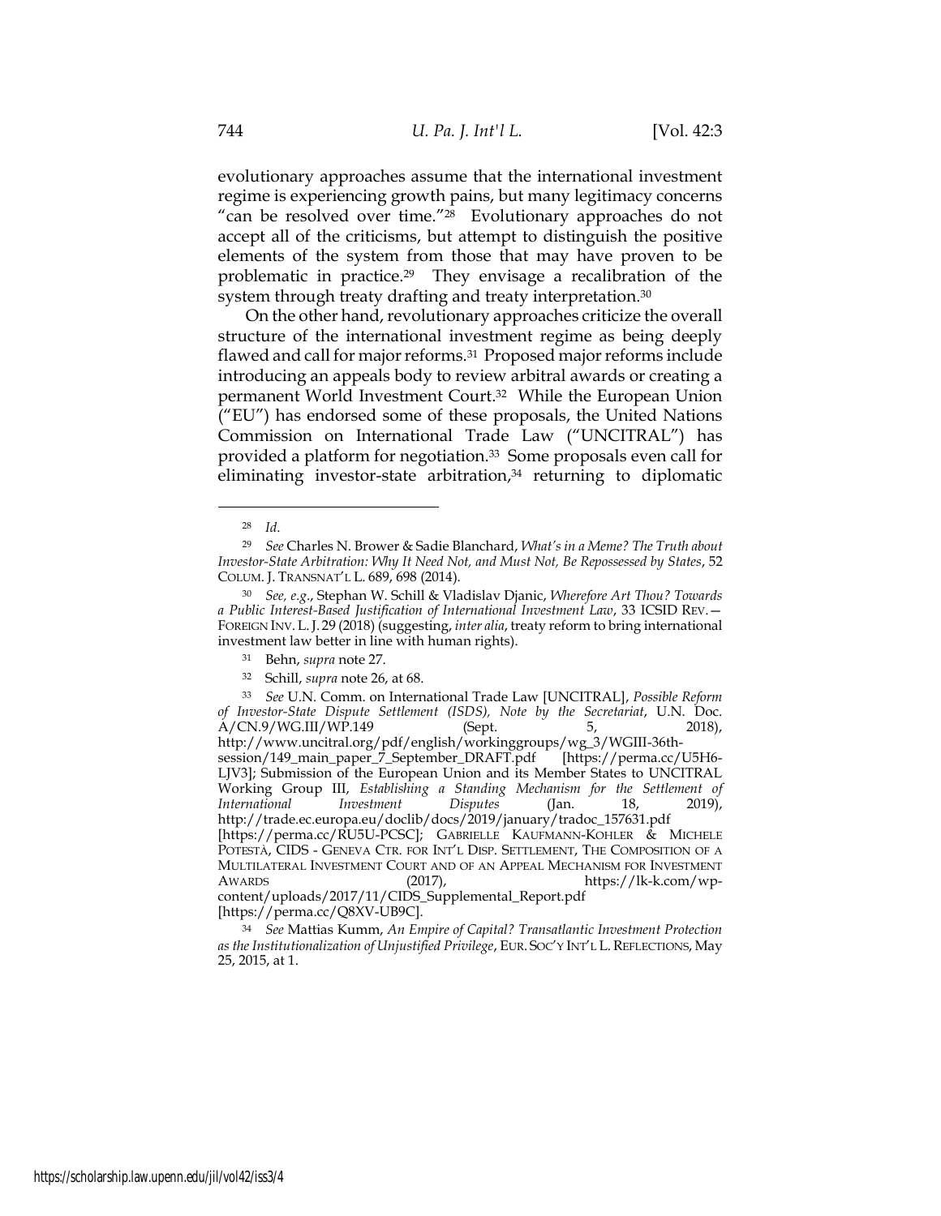evolutionary approaches assume that the international investment regime is experiencing growth pains, but many legitimacy concerns "can be resolved over time."[28] Evolutionary approaches do not accept all of the criticisms, but attempt to distinguish the positive elements of the system from those that may have proven to be problematic in practice.[29] They envisage a recalibration of the system through treaty drafting and treaty interpretation.[30]

On the other hand, revolutionary approaches criticize the overall structure of the international investment regime as being deeply flawed and call for major reforms.[31] Proposed major reforms include introducing an appeals body to review arbitral awards or creating a permanent World Investment Court.[32] While the European Union ("EU") has endorsed some of these proposals, the United Nations Commission on International Trade Law ("UNCITRAL") has provided a platform for negotiation.[33] Some proposals even call for eliminating investor-state arbitration,[34] returning to diplomatic

---

[28] *Id.*

[29] *See* Charles N. Brower & Sadie Blanchard, *What's in a Meme? The Truth about Investor-State Arbitration: Why It Need Not, and Must Not, Be Repossessed by States*, 52 COLUM. J. TRANSNAT'L L. 689, 698 (2014).

[30] *See, e.g.*, Stephan W. Schill & Vladislav Djanic, *Wherefore Art Thou? Towards a Public Interest-Based Justification of International Investment Law*, 33 ICSID REV.—FOREIGN INV. L. J. 29 (2018) (suggesting, *inter alia*, treaty reform to bring international investment law better in line with human rights).

[31] Behn, *supra* note 27.

[32] Schill, *supra* note 26, at 68.

[33] *See* U.N. Comm. on International Trade Law [UNCITRAL], *Possible Reform of Investor-State Dispute Settlement (ISDS), Note by the Secretariat*, U.N. Doc. A/CN.9/WG.III/WP.149 (Sept. 5, 2018), http://www.uncitral.org/pdf/english/workinggroups/wg_3/WGIII-36th-session/149_main_paper_7_September_DRAFT.pdf [https://perma.cc/U5H6-LJV3]; Submission of the European Union and its Member States to UNCITRAL Working Group III, *Establishing a Standing Mechanism for the Settlement of International Investment Disputes* (Jan. 18, 2019), http://trade.ec.europa.eu/doclib/docs/2019/january/tradoc_157631.pdf [https://perma.cc/RU5U-PCSC]; GABRIELLE KAUFMANN-KOHLER & MICHELE POTESTÀ, CIDS - GENEVA CTR. FOR INT'L DISP. SETTLEMENT, THE COMPOSITION OF A MULTILATERAL INVESTMENT COURT AND OF AN APPEAL MECHANISM FOR INVESTMENT AWARDS (2017), https://lk-k.com/wp-content/uploads/2017/11/CIDS_Supplemental_Report.pdf [https://perma.cc/Q8XV-UB9C].

[34] *See* Mattias Kumm, *An Empire of Capital? Transatlantic Investment Protection as the Institutionalization of Unjustified Privilege*, EUR. SOC'Y INT'L L. REFLECTIONS, May 25, 2015, at 1.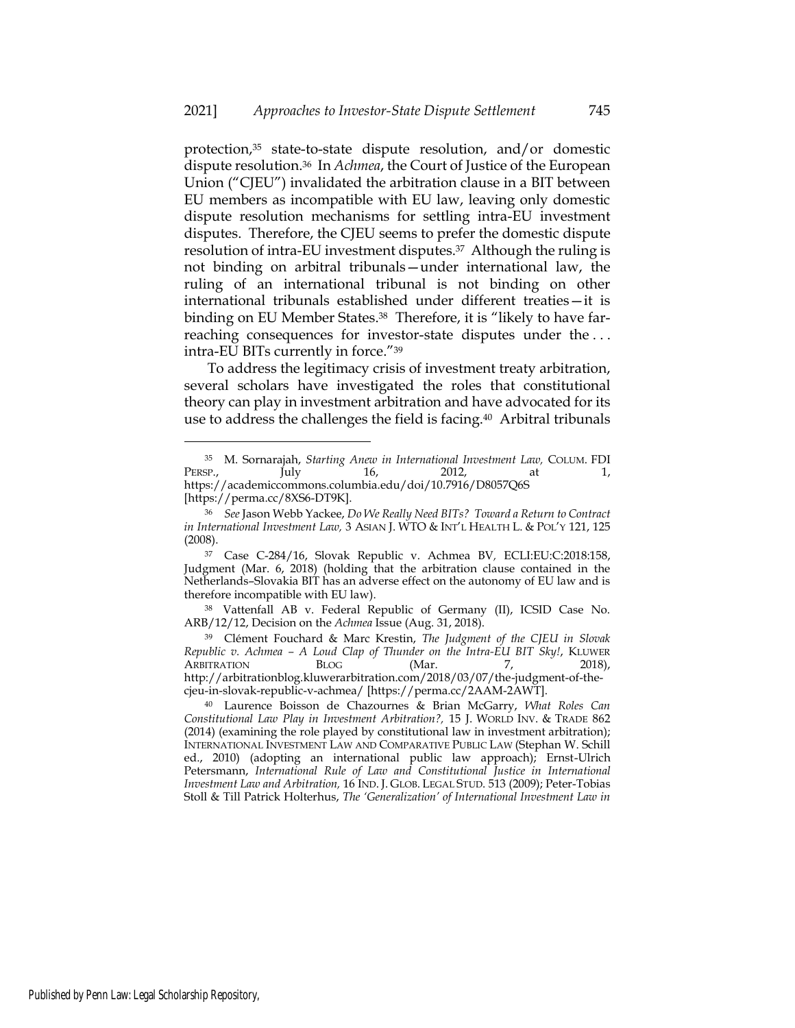protection,[35] state-to-state dispute resolution, and/or domestic dispute resolution.[36] In *Achmea*, the Court of Justice of the European Union ("CJEU") invalidated the arbitration clause in a BIT between EU members as incompatible with EU law, leaving only domestic dispute resolution mechanisms for settling intra-EU investment disputes. Therefore, the CJEU seems to prefer the domestic dispute resolution of intra-EU investment disputes.[37] Although the ruling is not binding on arbitral tribunals—under international law, the ruling of an international tribunal is not binding on other international tribunals established under different treaties—it is binding on EU Member States.[38] Therefore, it is "likely to have far-reaching consequences for investor-state disputes under the . . . intra-EU BITs currently in force."[39]

To address the legitimacy crisis of investment treaty arbitration, several scholars have investigated the roles that constitutional theory can play in investment arbitration and have advocated for its use to address the challenges the field is facing.[40] Arbitral tribunals

---

[35] M. Sornarajah, *Starting Anew in International Investment Law,* COLUM. FDI PERSP., July 16, 2012, at 1, https://academiccommons.columbia.edu/doi/10.7916/D8057Q6S [https://perma.cc/8XS6-DT9K].

[36] *See* Jason Webb Yackee, *Do We Really Need BITs? Toward a Return to Contract in International Investment Law,* 3 ASIAN J. WTO & INT'L HEALTH L. & POL'Y 121, 125 (2008).

[37] Case C-284/16, Slovak Republic v. Achmea BV, ECLI:EU:C:2018:158, Judgment (Mar. 6, 2018) (holding that the arbitration clause contained in the Netherlands–Slovakia BIT has an adverse effect on the autonomy of EU law and is therefore incompatible with EU law).

[38] Vattenfall AB v. Federal Republic of Germany (II), ICSID Case No. ARB/12/12, Decision on the *Achmea* Issue (Aug. 31, 2018).

[39] Clément Fouchard & Marc Krestin, *The Judgment of the CJEU in Slovak Republic v. Achmea – A Loud Clap of Thunder on the Intra-EU BIT Sky!*, KLUWER ARBITRATION BLOG (Mar. 7, 2018), http://arbitrationblog.kluwerarbitration.com/2018/03/07/the-judgment-of-the-cjeu-in-slovak-republic-v-achmea/ [https://perma.cc/2AAM-2AWT].

[40] Laurence Boisson de Chazournes & Brian McGarry, *What Roles Can Constitutional Law Play in Investment Arbitration?,* 15 J. WORLD INV. & TRADE 862 (2014) (examining the role played by constitutional law in investment arbitration); INTERNATIONAL INVESTMENT LAW AND COMPARATIVE PUBLIC LAW (Stephan W. Schill ed., 2010) (adopting an international public law approach); Ernst-Ulrich Petersmann, *International Rule of Law and Constitutional Justice in International Investment Law and Arbitration,* 16 IND. J. GLOB. LEGAL STUD. 513 (2009); Peter-Tobias Stoll & Till Patrick Holterhus, *The 'Generalization' of International Investment Law in*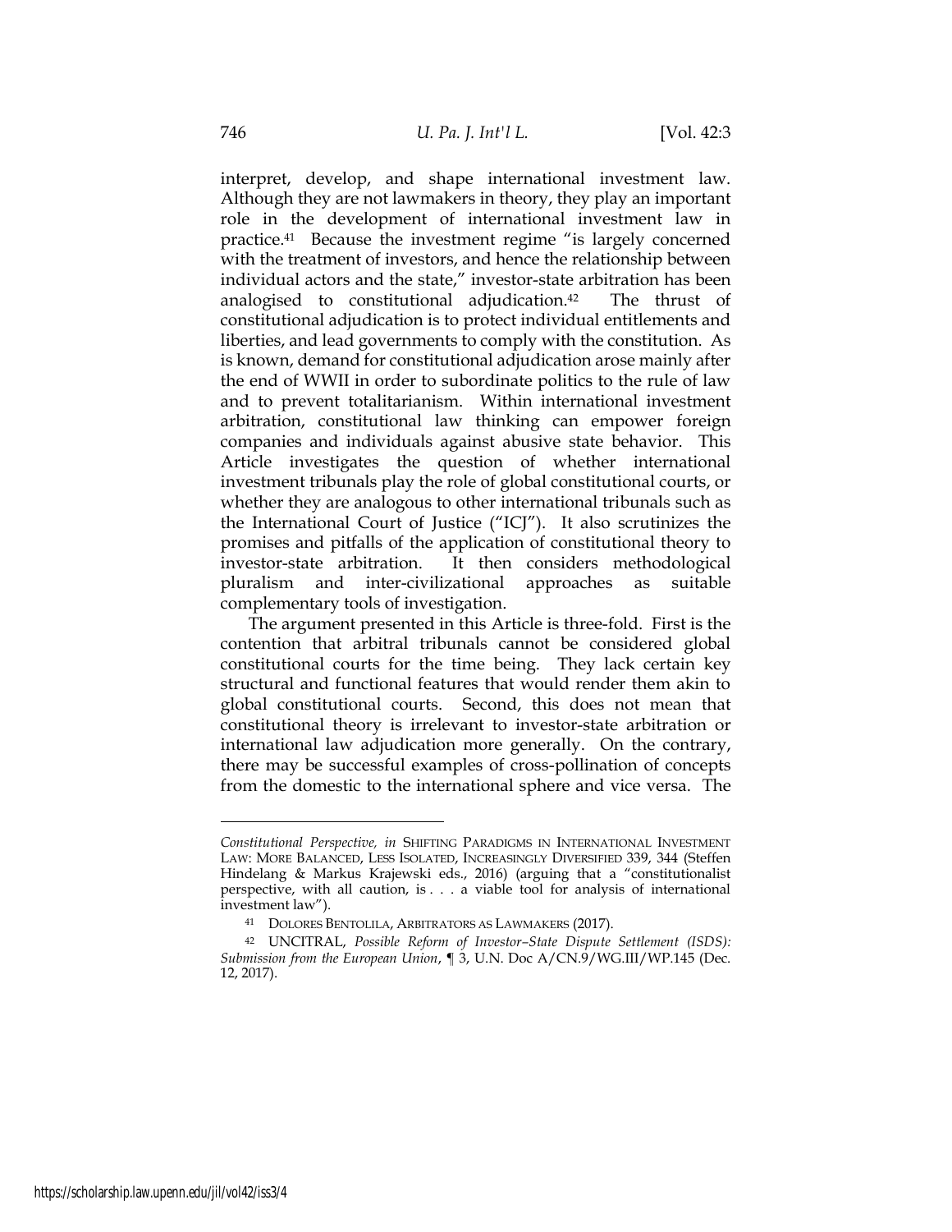interpret, develop, and shape international investment law. Although they are not lawmakers in theory, they play an important role in the development of international investment law in practice.[41] Because the investment regime "is largely concerned with the treatment of investors, and hence the relationship between individual actors and the state," investor-state arbitration has been analogised to constitutional adjudication.[42] The thrust of constitutional adjudication is to protect individual entitlements and liberties, and lead governments to comply with the constitution. As is known, demand for constitutional adjudication arose mainly after the end of WWII in order to subordinate politics to the rule of law and to prevent totalitarianism. Within international investment arbitration, constitutional law thinking can empower foreign companies and individuals against abusive state behavior. This Article investigates the question of whether international investment tribunals play the role of global constitutional courts, or whether they are analogous to other international tribunals such as the International Court of Justice ("ICJ"). It also scrutinizes the promises and pitfalls of the application of constitutional theory to investor-state arbitration. It then considers methodological pluralism and inter-civilizational approaches as suitable complementary tools of investigation.

The argument presented in this Article is three-fold. First is the contention that arbitral tribunals cannot be considered global constitutional courts for the time being. They lack certain key structural and functional features that would render them akin to global constitutional courts. Second, this does not mean that constitutional theory is irrelevant to investor-state arbitration or international law adjudication more generally. On the contrary, there may be successful examples of cross-pollination of concepts from the domestic to the international sphere and vice versa. The

---

*Constitutional Perspective, in* SHIFTING PARADIGMS IN INTERNATIONAL INVESTMENT LAW: MORE BALANCED, LESS ISOLATED, INCREASINGLY DIVERSIFIED 339, 344 (Steffen Hindelang & Markus Krajewski eds., 2016) (arguing that a "constitutionalist perspective, with all caution, is . . . a viable tool for analysis of international investment law").

[41] DOLORES BENTOLILA, ARBITRATORS AS LAWMAKERS (2017).

[42] UNCITRAL, *Possible Reform of Investor–State Dispute Settlement (ISDS): Submission from the European Union*, ¶ 3, U.N. Doc A/CN.9/WG.III/WP.145 (Dec. 12, 2017).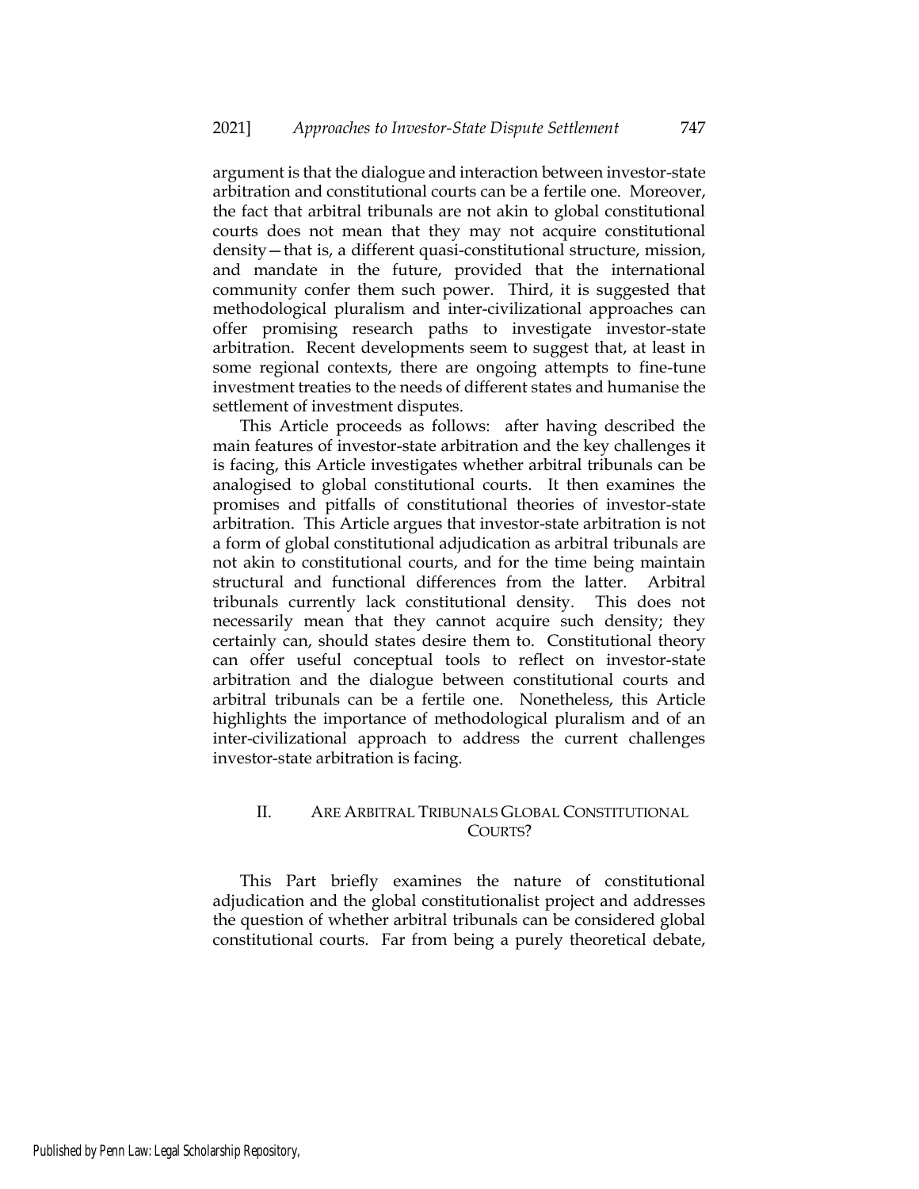argument is that the dialogue and interaction between investor-state arbitration and constitutional courts can be a fertile one. Moreover, the fact that arbitral tribunals are not akin to global constitutional courts does not mean that they may not acquire constitutional density—that is, a different quasi-constitutional structure, mission, and mandate in the future, provided that the international community confer them such power. Third, it is suggested that methodological pluralism and inter-civilizational approaches can offer promising research paths to investigate investor-state arbitration. Recent developments seem to suggest that, at least in some regional contexts, there are ongoing attempts to fine-tune investment treaties to the needs of different states and humanise the settlement of investment disputes.

This Article proceeds as follows: after having described the main features of investor-state arbitration and the key challenges it is facing, this Article investigates whether arbitral tribunals can be analogised to global constitutional courts. It then examines the promises and pitfalls of constitutional theories of investor-state arbitration. This Article argues that investor-state arbitration is not a form of global constitutional adjudication as arbitral tribunals are not akin to constitutional courts, and for the time being maintain structural and functional differences from the latter. Arbitral tribunals currently lack constitutional density. This does not necessarily mean that they cannot acquire such density; they certainly can, should states desire them to. Constitutional theory can offer useful conceptual tools to reflect on investor-state arbitration and the dialogue between constitutional courts and arbitral tribunals can be a fertile one. Nonetheless, this Article highlights the importance of methodological pluralism and of an inter-civilizational approach to address the current challenges investor-state arbitration is facing.

## II. ARE ARBITRAL TRIBUNALS GLOBAL CONSTITUTIONAL COURTS?

This Part briefly examines the nature of constitutional adjudication and the global constitutionalist project and addresses the question of whether arbitral tribunals can be considered global constitutional courts. Far from being a purely theoretical debate,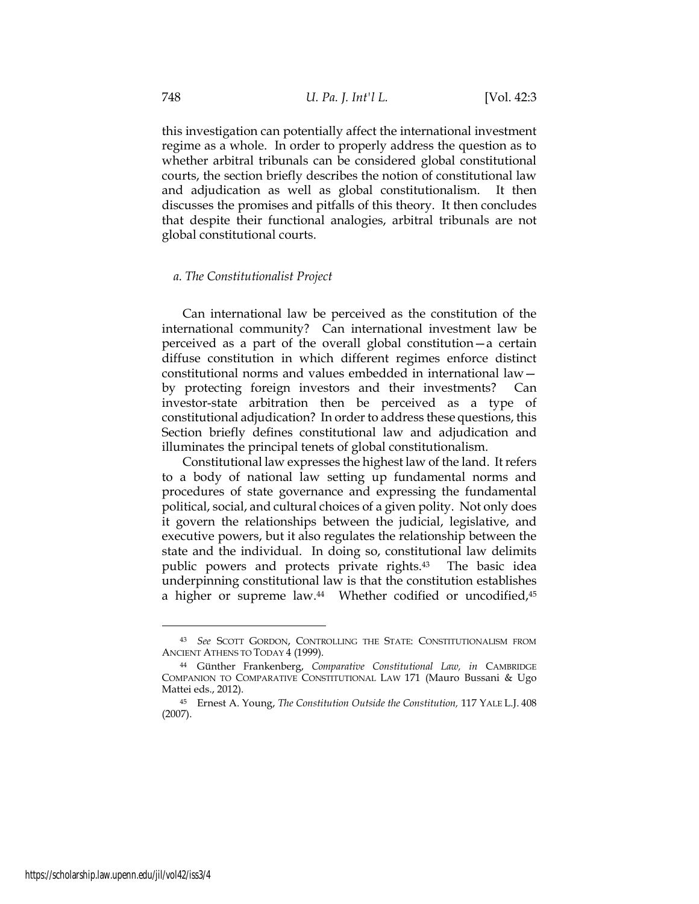this investigation can potentially affect the international investment regime as a whole. In order to properly address the question as to whether arbitral tribunals can be considered global constitutional courts, the section briefly describes the notion of constitutional law and adjudication as well as global constitutionalism. It then discusses the promises and pitfalls of this theory. It then concludes that despite their functional analogies, arbitral tribunals are not global constitutional courts.

### *a. The Constitutionalist Project*

Can international law be perceived as the constitution of the international community? Can international investment law be perceived as a part of the overall global constitution—a certain diffuse constitution in which different regimes enforce distinct constitutional norms and values embedded in international law—by protecting foreign investors and their investments? Can investor-state arbitration then be perceived as a type of constitutional adjudication? In order to address these questions, this Section briefly defines constitutional law and adjudication and illuminates the principal tenets of global constitutionalism.

Constitutional law expresses the highest law of the land. It refers to a body of national law setting up fundamental norms and procedures of state governance and expressing the fundamental political, social, and cultural choices of a given polity. Not only does it govern the relationships between the judicial, legislative, and executive powers, but it also regulates the relationship between the state and the individual. In doing so, constitutional law delimits public powers and protects private rights.[43] The basic idea underpinning constitutional law is that the constitution establishes a higher or supreme law.[44] Whether codified or uncodified,[45]

---

[43] *See* SCOTT GORDON, CONTROLLING THE STATE: CONSTITUTIONALISM FROM ANCIENT ATHENS TO TODAY 4 (1999).

[44] Günther Frankenberg, *Comparative Constitutional Law, in* CAMBRIDGE COMPANION TO COMPARATIVE CONSTITUTIONAL LAW 171 (Mauro Bussani & Ugo Mattei eds., 2012).

[45] Ernest A. Young, *The Constitution Outside the Constitution,* 117 YALE L.J. 408 (2007).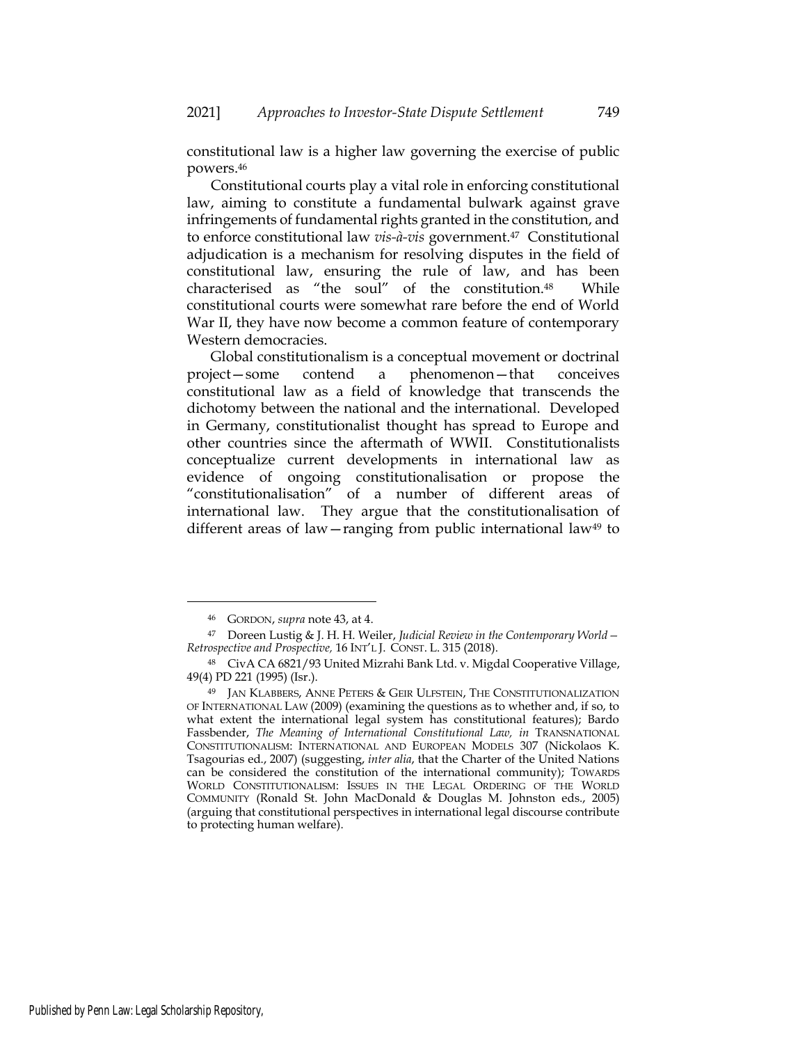constitutional law is a higher law governing the exercise of public powers.[46]

Constitutional courts play a vital role in enforcing constitutional law, aiming to constitute a fundamental bulwark against grave infringements of fundamental rights granted in the constitution, and to enforce constitutional law *vis-à-vis* government.[47] Constitutional adjudication is a mechanism for resolving disputes in the field of constitutional law, ensuring the rule of law, and has been characterised as "the soul" of the constitution.[48] While constitutional courts were somewhat rare before the end of World War II, they have now become a common feature of contemporary Western democracies.

Global constitutionalism is a conceptual movement or doctrinal project—some contend a phenomenon—that conceives constitutional law as a field of knowledge that transcends the dichotomy between the national and the international. Developed in Germany, constitutionalist thought has spread to Europe and other countries since the aftermath of WWII. Constitutionalists conceptualize current developments in international law as evidence of ongoing constitutionalisation or propose the "constitutionalisation" of a number of different areas of international law. They argue that the constitutionalisation of different areas of law—ranging from public international law[49] to

---

[46] GORDON, *supra* note 43, at 4.

[47] Doreen Lustig & J. H. H. Weiler, *Judicial Review in the Contemporary World—Retrospective and Prospective,* 16 INT'L J. CONST. L. 315 (2018).

[48] CivA CA 6821/93 United Mizrahi Bank Ltd. v. Migdal Cooperative Village, 49(4) PD 221 (1995) (Isr.).

[49] JAN KLABBERS, ANNE PETERS & GEIR ULFSTEIN, THE CONSTITUTIONALIZATION OF INTERNATIONAL LAW (2009) (examining the questions as to whether and, if so, to what extent the international legal system has constitutional features); Bardo Fassbender, *The Meaning of International Constitutional Law, in* TRANSNATIONAL CONSTITUTIONALISM: INTERNATIONAL AND EUROPEAN MODELS 307 (Nickolaos K. Tsagourias ed., 2007) (suggesting, *inter alia*, that the Charter of the United Nations can be considered the constitution of the international community); TOWARDS WORLD CONSTITUTIONALISM: ISSUES IN THE LEGAL ORDERING OF THE WORLD COMMUNITY (Ronald St. John MacDonald & Douglas M. Johnston eds., 2005) (arguing that constitutional perspectives in international legal discourse contribute to protecting human welfare).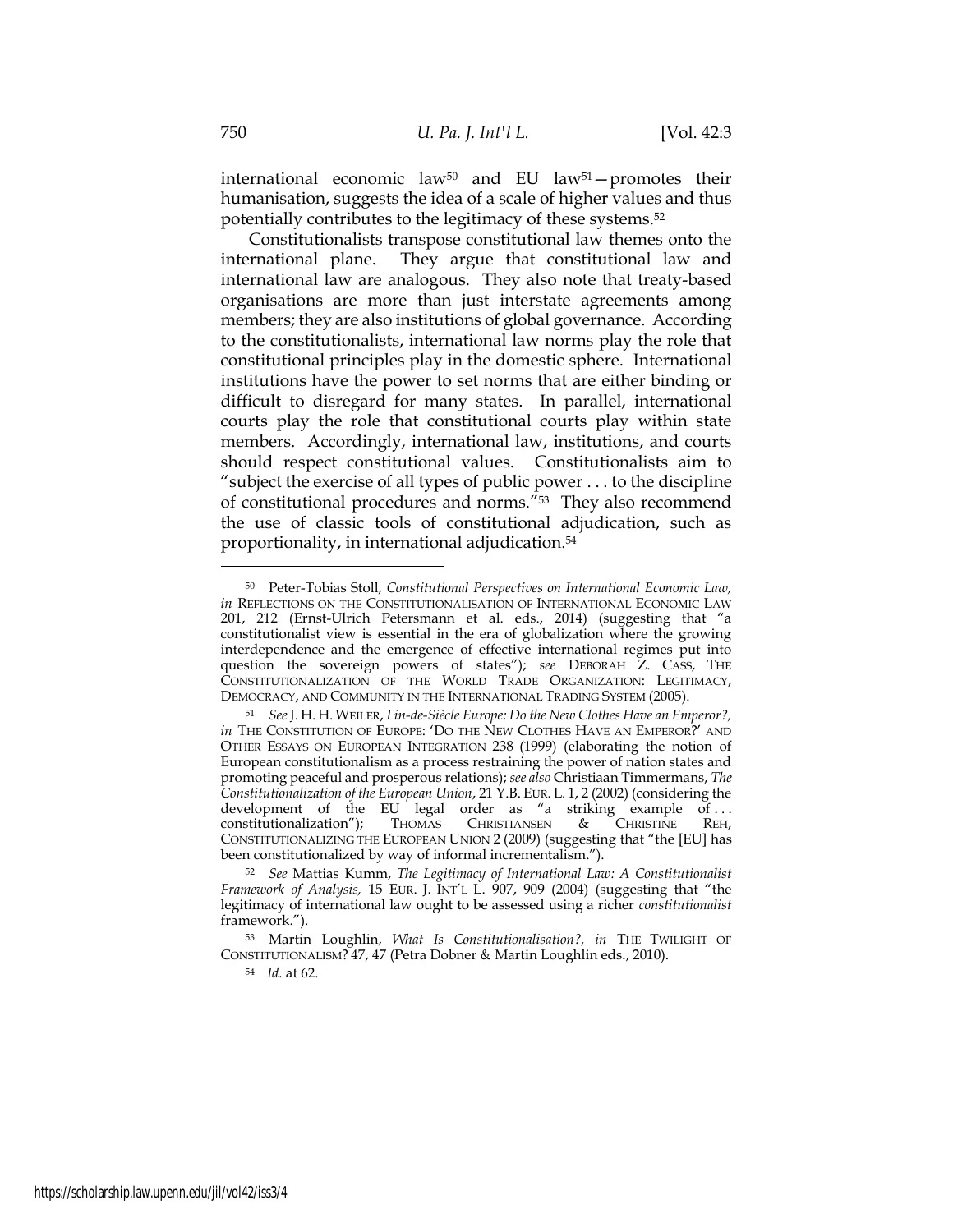international economic law[50] and EU law[51]—promotes their humanisation, suggests the idea of a scale of higher values and thus potentially contributes to the legitimacy of these systems.[52]

Constitutionalists transpose constitutional law themes onto the international plane. They argue that constitutional law and international law are analogous. They also note that treaty-based organisations are more than just interstate agreements among members; they are also institutions of global governance. According to the constitutionalists, international law norms play the role that constitutional principles play in the domestic sphere. International institutions have the power to set norms that are either binding or difficult to disregard for many states. In parallel, international courts play the role that constitutional courts play within state members. Accordingly, international law, institutions, and courts should respect constitutional values. Constitutionalists aim to "subject the exercise of all types of public power . . . to the discipline of constitutional procedures and norms."[53] They also recommend the use of classic tools of constitutional adjudication, such as proportionality, in international adjudication.[54]

---

[50] Peter-Tobias Stoll, *Constitutional Perspectives on International Economic Law, in* REFLECTIONS ON THE CONSTITUTIONALISATION OF INTERNATIONAL ECONOMIC LAW 201, 212 (Ernst-Ulrich Petersmann et al. eds., 2014) (suggesting that "a constitutionalist view is essential in the era of globalization where the growing interdependence and the emergence of effective international regimes put into question the sovereign powers of states"); *see* DEBORAH Z. CASS, THE CONSTITUTIONALIZATION OF THE WORLD TRADE ORGANIZATION: LEGITIMACY, DEMOCRACY, AND COMMUNITY IN THE INTERNATIONAL TRADING SYSTEM (2005).

[51] *See* J. H. H. WEILER, *Fin-de-Siècle Europe: Do the New Clothes Have an Emperor?, in* THE CONSTITUTION OF EUROPE: 'DO THE NEW CLOTHES HAVE AN EMPEROR?' AND OTHER ESSAYS ON EUROPEAN INTEGRATION 238 (1999) (elaborating the notion of European constitutionalism as a process restraining the power of nation states and promoting peaceful and prosperous relations); *see also* Christiaan Timmermans, *The Constitutionalization of the European Union*, 21 Y.B. EUR. L. 1, 2 (2002) (considering the development of the EU legal order as "a striking example of . . . constitutionalization"); THOMAS CHRISTIANSEN & CHRISTINE REH, CONSTITUTIONALIZING THE EUROPEAN UNION 2 (2009) (suggesting that "the [EU] has been constitutionalized by way of informal incrementalism.").

[52] *See* Mattias Kumm, *The Legitimacy of International Law: A Constitutionalist Framework of Analysis,* 15 EUR. J. INT'L L. 907, 909 (2004) (suggesting that "the legitimacy of international law ought to be assessed using a richer *constitutionalist* framework.").

[53] Martin Loughlin, *What Is Constitutionalisation?, in* THE TWILIGHT OF CONSTITUTIONALISM? 47, 47 (Petra Dobner & Martin Loughlin eds., 2010).

[54] *Id.* at 62.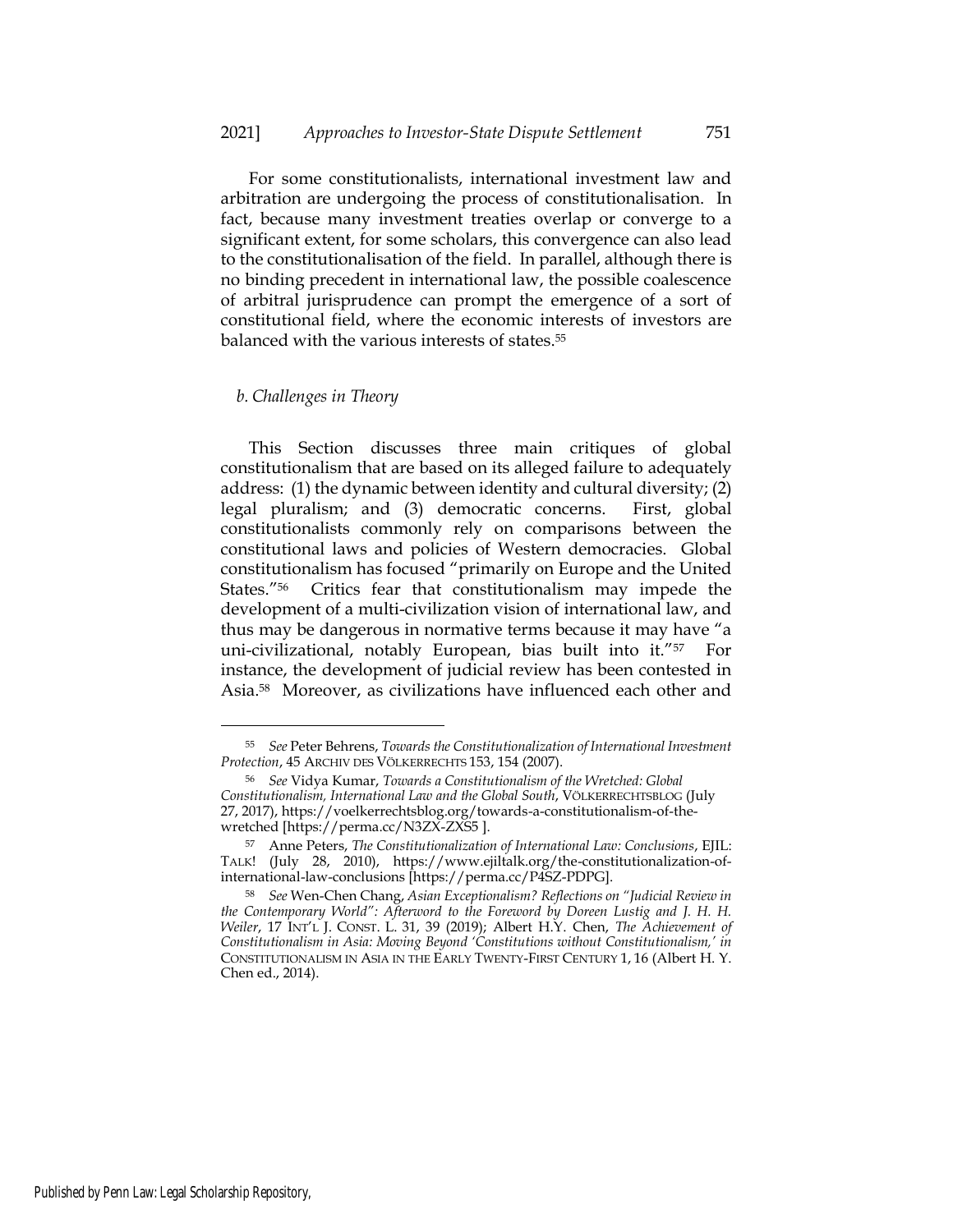For some constitutionalists, international investment law and arbitration are undergoing the process of constitutionalisation. In fact, because many investment treaties overlap or converge to a significant extent, for some scholars, this convergence can also lead to the constitutionalisation of the field. In parallel, although there is no binding precedent in international law, the possible coalescence of arbitral jurisprudence can prompt the emergence of a sort of constitutional field, where the economic interests of investors are balanced with the various interests of states.[55]

*b. Challenges in Theory*

This Section discusses three main critiques of global constitutionalism that are based on its alleged failure to adequately address: (1) the dynamic between identity and cultural diversity; (2) legal pluralism; and (3) democratic concerns. First, global constitutionalists commonly rely on comparisons between the constitutional laws and policies of Western democracies. Global constitutionalism has focused "primarily on Europe and the United States."[56] Critics fear that constitutionalism may impede the development of a multi-civilization vision of international law, and thus may be dangerous in normative terms because it may have "a uni-civilizational, notably European, bias built into it."[57] For instance, the development of judicial review has been contested in Asia.[58] Moreover, as civilizations have influenced each other and

---

[55] *See* Peter Behrens, *Towards the Constitutionalization of International Investment Protection*, 45 ARCHIV DES VÖLKERRECHTS 153, 154 (2007).

[56] *See* Vidya Kumar, *Towards a Constitutionalism of the Wretched: Global Constitutionalism, International Law and the Global South*, VÖLKERRECHTSBLOG (July 27, 2017), https://voelkerrechtsblog.org/towards-a-constitutionalism-of-the-wretched [https://perma.cc/N3ZX-ZXS5 ].

[57] Anne Peters, *The Constitutionalization of International Law: Conclusions*, EJIL: TALK! (July 28, 2010), https://www.ejiltalk.org/the-constitutionalization-of-international-law-conclusions [https://perma.cc/P4SZ-PDPG].

[58] *See* Wen-Chen Chang, *Asian Exceptionalism? Reflections on "Judicial Review in the Contemporary World": Afterword to the Foreword by Doreen Lustig and J. H. H. Weiler*, 17 INT'L J. CONST. L. 31, 39 (2019); Albert H.Y. Chen, *The Achievement of Constitutionalism in Asia: Moving Beyond 'Constitutions without Constitutionalism,' in* CONSTITUTIONALISM IN ASIA IN THE EARLY TWENTY-FIRST CENTURY 1, 16 (Albert H. Y. Chen ed., 2014).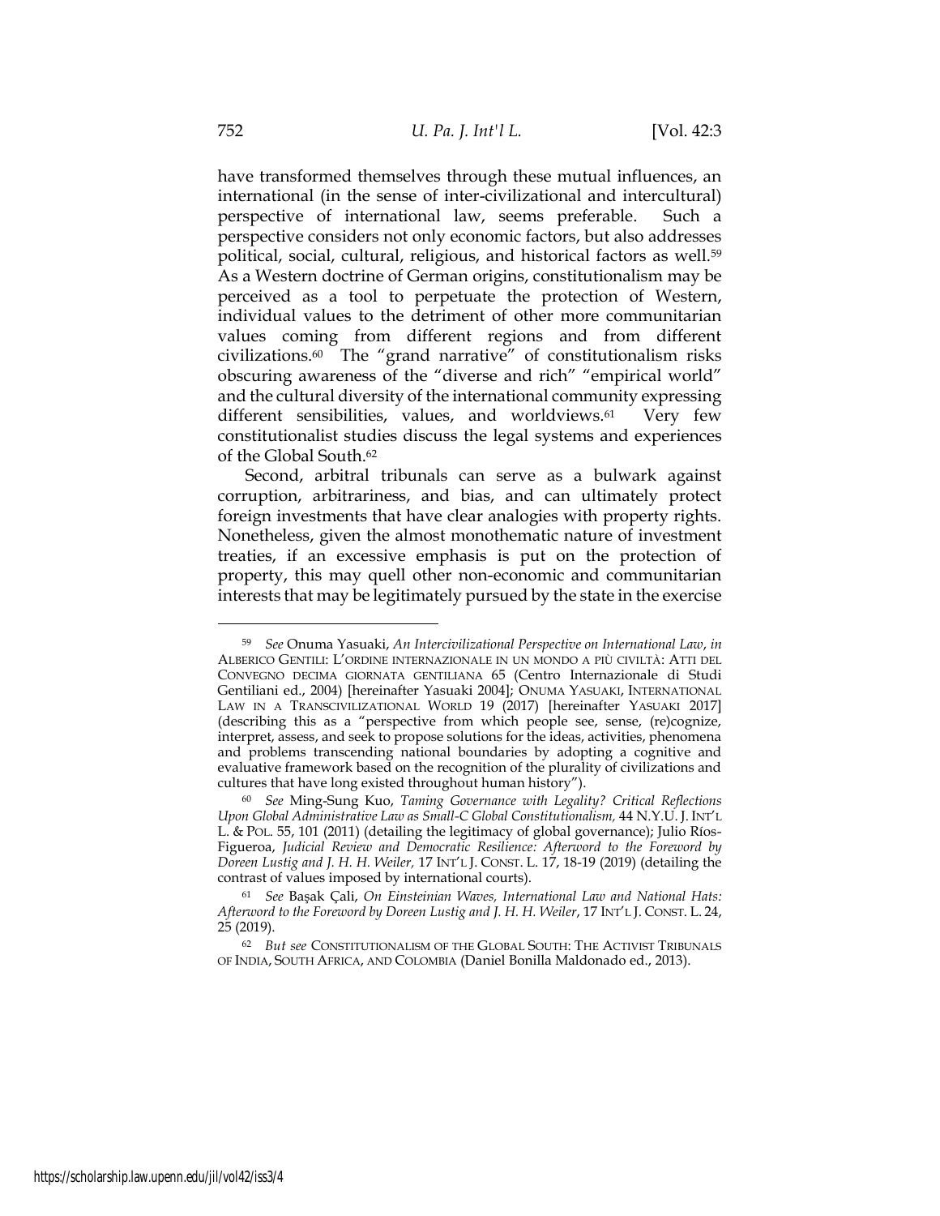have transformed themselves through these mutual influences, an international (in the sense of inter-civilizational and intercultural) perspective of international law, seems preferable. Such a perspective considers not only economic factors, but also addresses political, social, cultural, religious, and historical factors as well.[59] As a Western doctrine of German origins, constitutionalism may be perceived as a tool to perpetuate the protection of Western, individual values to the detriment of other more communitarian values coming from different regions and from different civilizations.[60] The "grand narrative" of constitutionalism risks obscuring awareness of the "diverse and rich" "empirical world" and the cultural diversity of the international community expressing different sensibilities, values, and worldviews.[61] Very few constitutionalist studies discuss the legal systems and experiences of the Global South.[62]

Second, arbitral tribunals can serve as a bulwark against corruption, arbitrariness, and bias, and can ultimately protect foreign investments that have clear analogies with property rights. Nonetheless, given the almost monothematic nature of investment treaties, if an excessive emphasis is put on the protection of property, this may quell other non-economic and communitarian interests that may be legitimately pursued by the state in the exercise

---

[59] *See* Onuma Yasuaki, *An Intercivilizational Perspective on International Law*, *in* ALBERICO GENTILI: L'ORDINE INTERNAZIONALE IN UN MONDO A PIÙ CIVILTÀ: ATTI DEL CONVEGNO DECIMA GIORNATA GENTILIANA 65 (Centro Internazionale di Studi Gentiliani ed., 2004) [hereinafter Yasuaki 2004]; ONUMA YASUAKI, INTERNATIONAL LAW IN A TRANSCIVILIZATIONAL WORLD 19 (2017) [hereinafter YASUAKI 2017] (describing this as a "perspective from which people see, sense, (re)cognize, interpret, assess, and seek to propose solutions for the ideas, activities, phenomena and problems transcending national boundaries by adopting a cognitive and evaluative framework based on the recognition of the plurality of civilizations and cultures that have long existed throughout human history").

[60] *See* Ming-Sung Kuo, *Taming Governance with Legality? Critical Reflections Upon Global Administrative Law as Small-C Global Constitutionalism,* 44 N.Y.U. J. INT'L L. & POL. 55, 101 (2011) (detailing the legitimacy of global governance); Julio Ríos-Figueroa, *Judicial Review and Democratic Resilience: Afterword to the Foreword by Doreen Lustig and J. H. H. Weiler,* 17 INT'L J. CONST. L. 17, 18-19 (2019) (detailing the contrast of values imposed by international courts).

[61] *See* Başak Çali, *On Einsteinian Waves, International Law and National Hats: Afterword to the Foreword by Doreen Lustig and J. H. H. Weiler*, 17 INT'L J. CONST. L. 24, 25 (2019).

[62] *But see* CONSTITUTIONALISM OF THE GLOBAL SOUTH: THE ACTIVIST TRIBUNALS OF INDIA, SOUTH AFRICA, AND COLOMBIA (Daniel Bonilla Maldonado ed., 2013).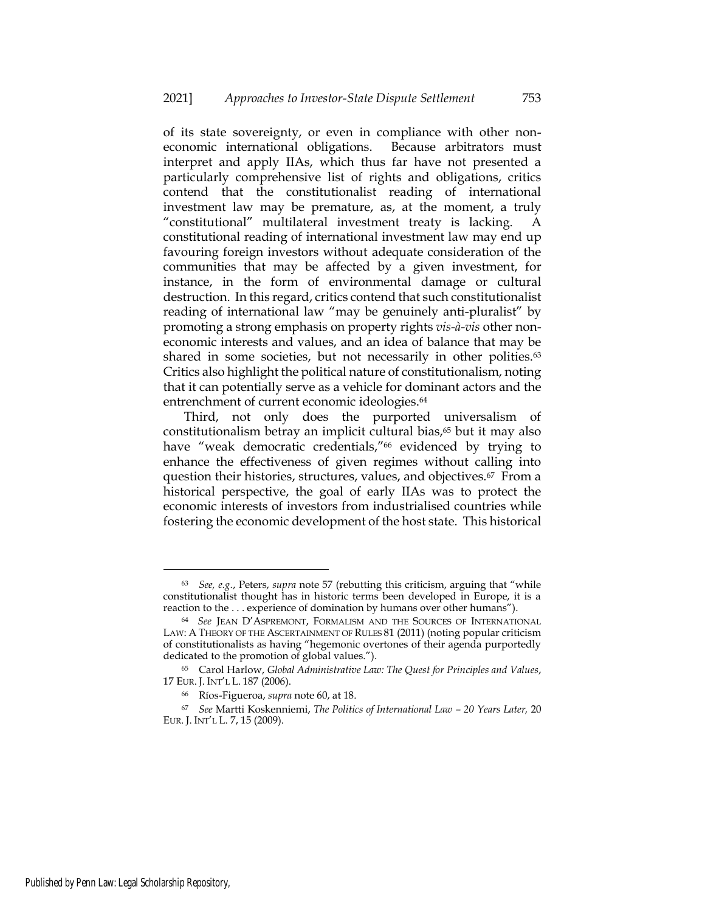of its state sovereignty, or even in compliance with other non-economic international obligations. Because arbitrators must interpret and apply IIAs, which thus far have not presented a particularly comprehensive list of rights and obligations, critics contend that the constitutionalist reading of international investment law may be premature, as, at the moment, a truly "constitutional" multilateral investment treaty is lacking. A constitutional reading of international investment law may end up favouring foreign investors without adequate consideration of the communities that may be affected by a given investment, for instance, in the form of environmental damage or cultural destruction. In this regard, critics contend that such constitutionalist reading of international law "may be genuinely anti-pluralist" by promoting a strong emphasis on property rights *vis-à-vis* other non-economic interests and values, and an idea of balance that may be shared in some societies, but not necessarily in other polities.[63] Critics also highlight the political nature of constitutionalism, noting that it can potentially serve as a vehicle for dominant actors and the entrenchment of current economic ideologies.[64]

Third, not only does the purported universalism of constitutionalism betray an implicit cultural bias,[65] but it may also have "weak democratic credentials,"[66] evidenced by trying to enhance the effectiveness of given regimes without calling into question their histories, structures, values, and objectives.[67] From a historical perspective, the goal of early IIAs was to protect the economic interests of investors from industrialised countries while fostering the economic development of the host state. This historical

---

[63] *See, e.g.*, Peters, *supra* note 57 (rebutting this criticism, arguing that "while constitutionalist thought has in historic terms been developed in Europe, it is a reaction to the . . . experience of domination by humans over other humans").

[64] *See* JEAN D'ASPREMONT, FORMALISM AND THE SOURCES OF INTERNATIONAL LAW: A THEORY OF THE ASCERTAINMENT OF RULES 81 (2011) (noting popular criticism of constitutionalists as having "hegemonic overtones of their agenda purportedly dedicated to the promotion of global values.").

[65] Carol Harlow, *Global Administrative Law: The Quest for Principles and Values*, 17 EUR. J. INT'L L. 187 (2006).

[66] Ríos-Figueroa, *supra* note 60, at 18.

[67] *See* Martti Koskenniemi, *The Politics of International Law – 20 Years Later,* 20 EUR. J. INT'L L. 7, 15 (2009).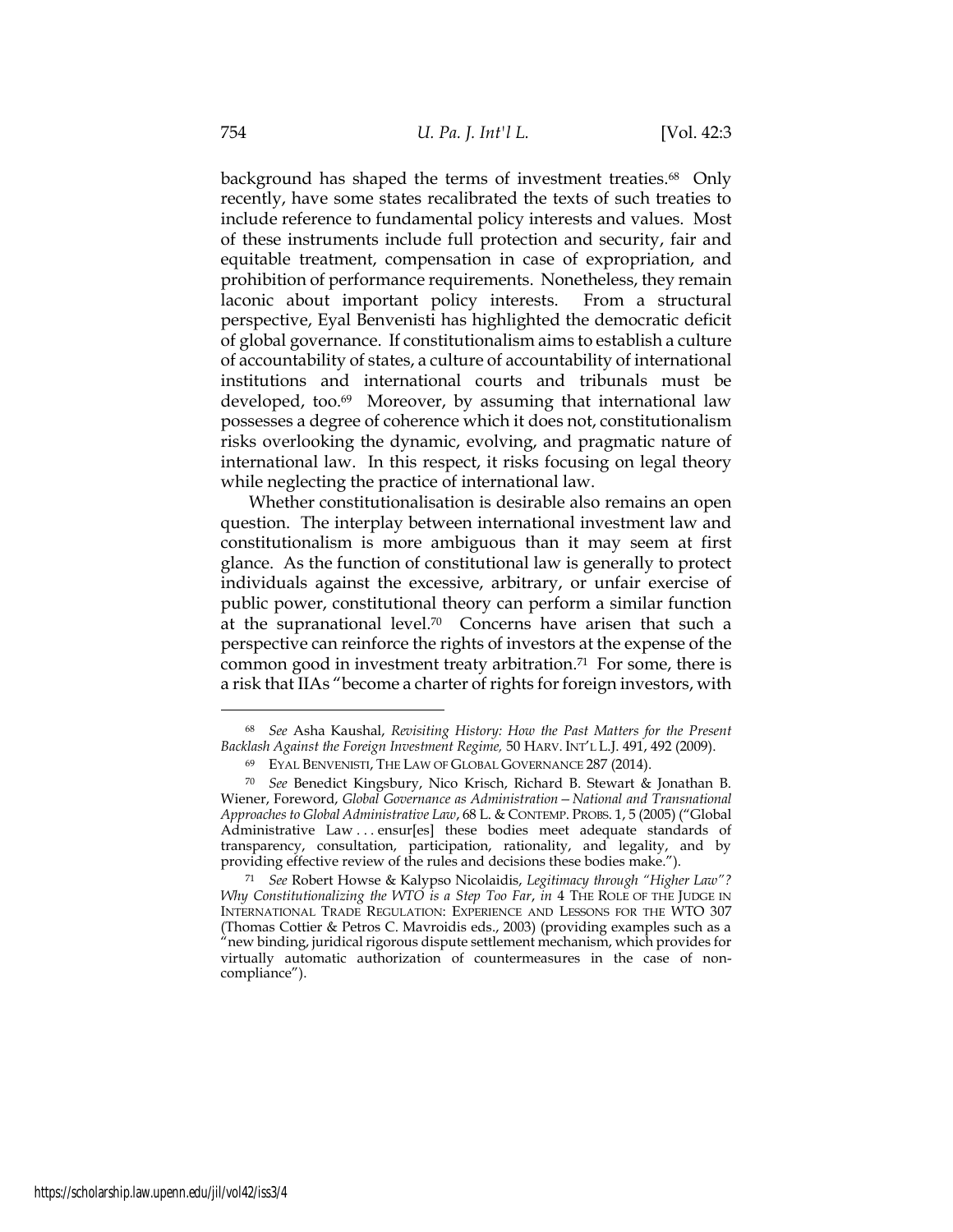background has shaped the terms of investment treaties.[68] Only recently, have some states recalibrated the texts of such treaties to include reference to fundamental policy interests and values. Most of these instruments include full protection and security, fair and equitable treatment, compensation in case of expropriation, and prohibition of performance requirements. Nonetheless, they remain laconic about important policy interests. From a structural perspective, Eyal Benvenisti has highlighted the democratic deficit of global governance. If constitutionalism aims to establish a culture of accountability of states, a culture of accountability of international institutions and international courts and tribunals must be developed, too.[69] Moreover, by assuming that international law possesses a degree of coherence which it does not, constitutionalism risks overlooking the dynamic, evolving, and pragmatic nature of international law. In this respect, it risks focusing on legal theory while neglecting the practice of international law.

Whether constitutionalisation is desirable also remains an open question. The interplay between international investment law and constitutionalism is more ambiguous than it may seem at first glance. As the function of constitutional law is generally to protect individuals against the excessive, arbitrary, or unfair exercise of public power, constitutional theory can perform a similar function at the supranational level.[70] Concerns have arisen that such a perspective can reinforce the rights of investors at the expense of the common good in investment treaty arbitration.[71] For some, there is a risk that IIAs "become a charter of rights for foreign investors, with

---

[68] *See* Asha Kaushal, *Revisiting History: How the Past Matters for the Present Backlash Against the Foreign Investment Regime,* 50 HARV. INT'L L.J. 491, 492 (2009).

[69] EYAL BENVENISTI, THE LAW OF GLOBAL GOVERNANCE 287 (2014).

[70] *See* Benedict Kingsbury, Nico Krisch, Richard B. Stewart & Jonathan B. Wiener, Foreword, *Global Governance as Administration – National and Transnational Approaches to Global Administrative Law*, 68 L. & CONTEMP. PROBS. 1, 5 (2005) ("Global Administrative Law . . . ensur[es] these bodies meet adequate standards of transparency, consultation, participation, rationality, and legality, and by providing effective review of the rules and decisions these bodies make.").

[71] *See* Robert Howse & Kalypso Nicolaidis, *Legitimacy through "Higher Law"? Why Constitutionalizing the WTO is a Step Too Far*, *in* 4 THE ROLE OF THE JUDGE IN INTERNATIONAL TRADE REGULATION: EXPERIENCE AND LESSONS FOR THE WTO 307 (Thomas Cottier & Petros C. Mavroidis eds., 2003) (providing examples such as a "new binding, juridical rigorous dispute settlement mechanism, which provides for virtually automatic authorization of countermeasures in the case of non-compliance").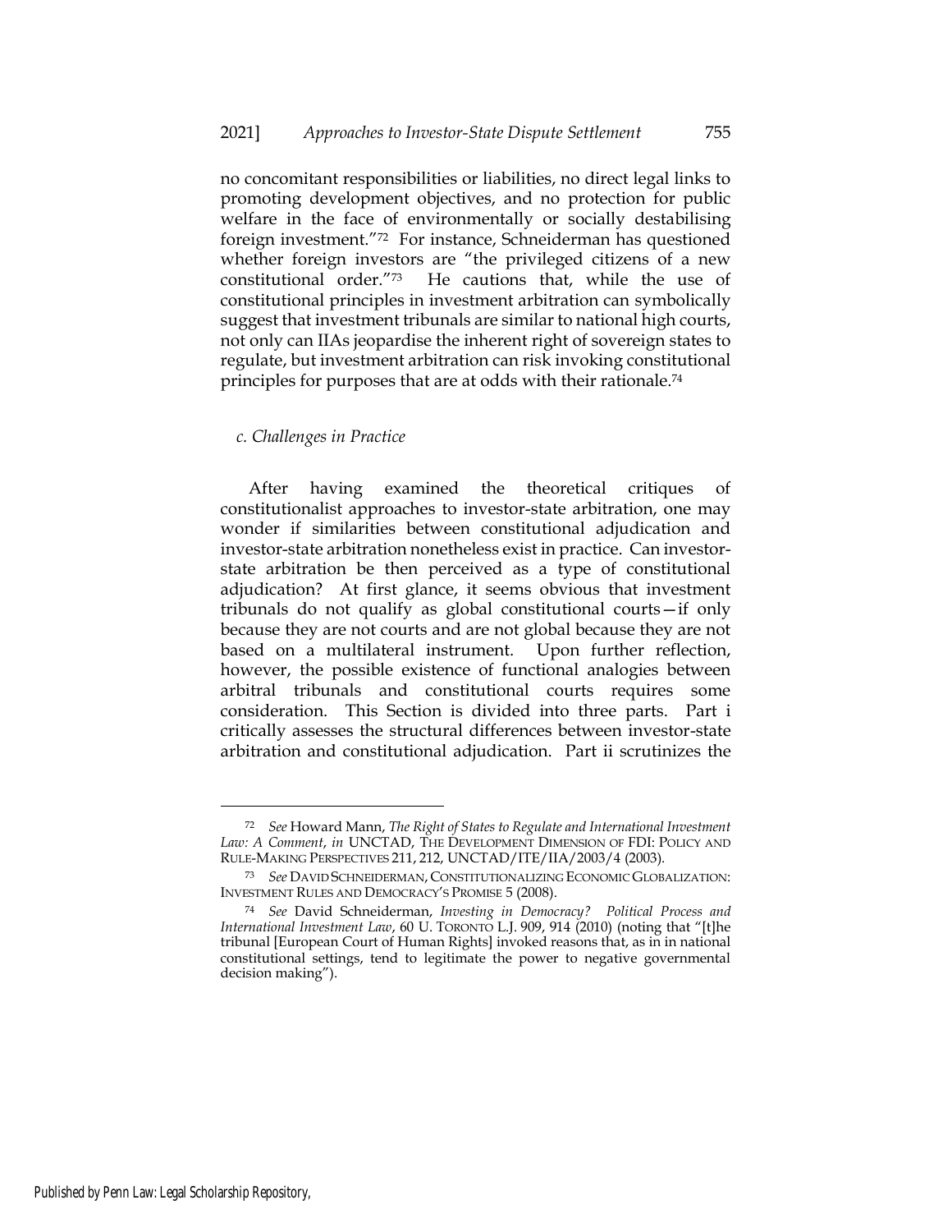no concomitant responsibilities or liabilities, no direct legal links to promoting development objectives, and no protection for public welfare in the face of environmentally or socially destabilising foreign investment."[72] For instance, Schneiderman has questioned whether foreign investors are "the privileged citizens of a new constitutional order."[73] He cautions that, while the use of constitutional principles in investment arbitration can symbolically suggest that investment tribunals are similar to national high courts, not only can IIAs jeopardise the inherent right of sovereign states to regulate, but investment arbitration can risk invoking constitutional principles for purposes that are at odds with their rationale.[74]

### *c. Challenges in Practice*

After having examined the theoretical critiques of constitutionalist approaches to investor-state arbitration, one may wonder if similarities between constitutional adjudication and investor-state arbitration nonetheless exist in practice. Can investor-state arbitration be then perceived as a type of constitutional adjudication? At first glance, it seems obvious that investment tribunals do not qualify as global constitutional courts—if only because they are not courts and are not global because they are not based on a multilateral instrument. Upon further reflection, however, the possible existence of functional analogies between arbitral tribunals and constitutional courts requires some consideration. This Section is divided into three parts. Part i critically assesses the structural differences between investor-state arbitration and constitutional adjudication. Part ii scrutinizes the

---

[72] *See* Howard Mann, *The Right of States to Regulate and International Investment Law: A Comment*, *in* UNCTAD, THE DEVELOPMENT DIMENSION OF FDI: POLICY AND RULE-MAKING PERSPECTIVES 211, 212, UNCTAD/ITE/IIA/2003/4 (2003).

[73] *See* DAVID SCHNEIDERMAN, CONSTITUTIONALIZING ECONOMIC GLOBALIZATION: INVESTMENT RULES AND DEMOCRACY'S PROMISE 5 (2008).

[74] *See* David Schneiderman, *Investing in Democracy? Political Process and International Investment Law*, 60 U. TORONTO L.J. 909, 914 (2010) (noting that "[t]he tribunal [European Court of Human Rights] invoked reasons that, as in in national constitutional settings, tend to legitimate the power to negative governmental decision making").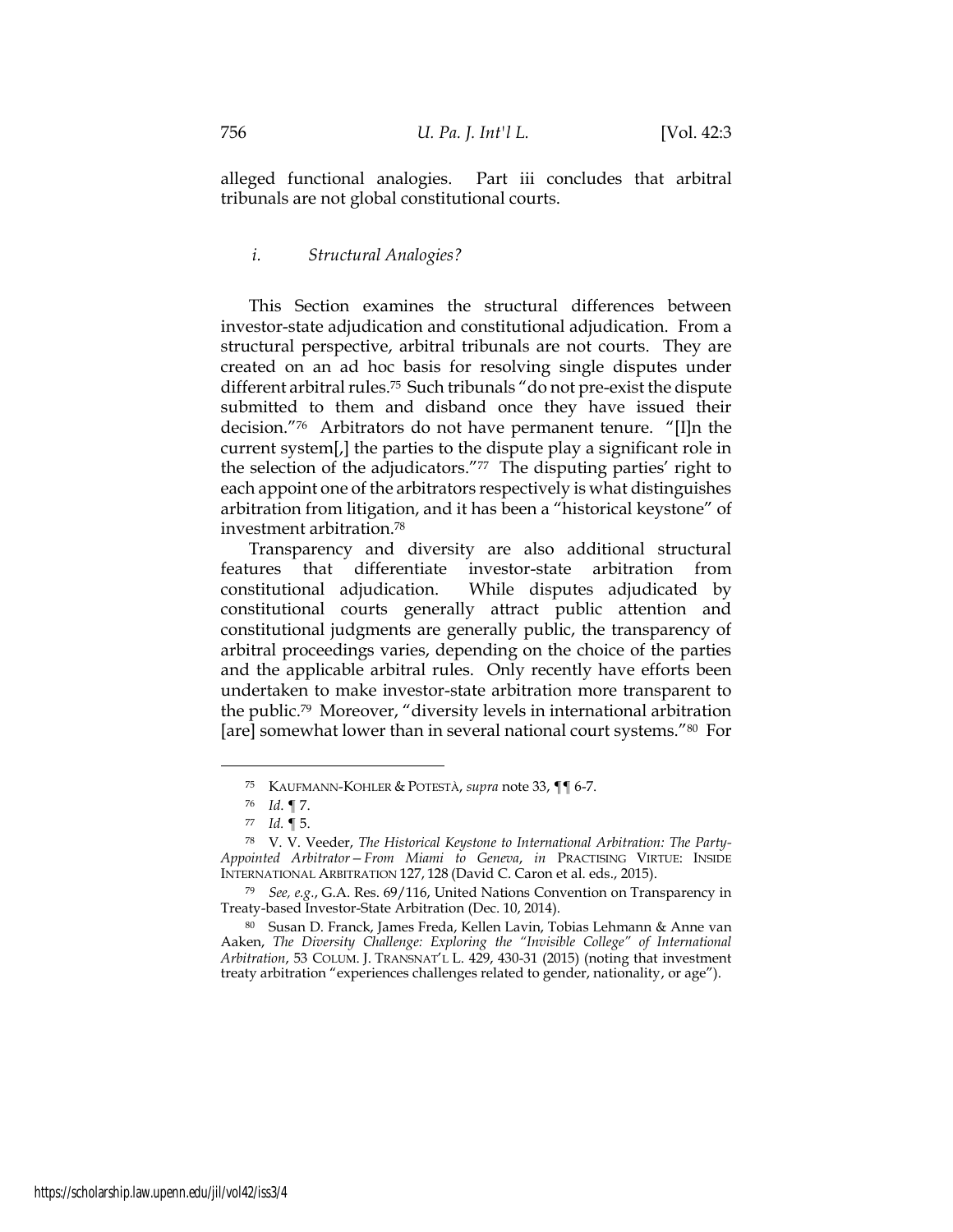alleged functional analogies. Part iii concludes that arbitral tribunals are not global constitutional courts.

### *i. Structural Analogies?*

This Section examines the structural differences between investor-state adjudication and constitutional adjudication. From a structural perspective, arbitral tribunals are not courts. They are created on an ad hoc basis for resolving single disputes under different arbitral rules.[75] Such tribunals "do not pre-exist the dispute submitted to them and disband once they have issued their decision."[76] Arbitrators do not have permanent tenure. "[I]n the current system[,] the parties to the dispute play a significant role in the selection of the adjudicators."[77] The disputing parties' right to each appoint one of the arbitrators respectively is what distinguishes arbitration from litigation, and it has been a "historical keystone" of investment arbitration.[78]

Transparency and diversity are also additional structural features that differentiate investor-state arbitration from constitutional adjudication. While disputes adjudicated by constitutional courts generally attract public attention and constitutional judgments are generally public, the transparency of arbitral proceedings varies, depending on the choice of the parties and the applicable arbitral rules. Only recently have efforts been undertaken to make investor-state arbitration more transparent to the public.[79] Moreover, "diversity levels in international arbitration [are] somewhat lower than in several national court systems."[80] For

---

[75] KAUFMANN-KOHLER & POTESTÀ, *supra* note 33, ¶¶ 6-7.

[76] *Id.* ¶ 7.

[77] *Id.* ¶ 5.

[78] V. V. Veeder, *The Historical Keystone to International Arbitration: The Party-Appointed Arbitrator—From Miami to Geneva*, *in* PRACTISING VIRTUE: INSIDE INTERNATIONAL ARBITRATION 127, 128 (David C. Caron et al. eds., 2015).

[79] *See, e.g.*, G.A. Res. 69/116, United Nations Convention on Transparency in Treaty-based Investor-State Arbitration (Dec. 10, 2014).

[80] Susan D. Franck, James Freda, Kellen Lavin, Tobias Lehmann & Anne van Aaken, *The Diversity Challenge: Exploring the "Invisible College" of International Arbitration*, 53 COLUM. J. TRANSNAT'L L. 429, 430-31 (2015) (noting that investment treaty arbitration "experiences challenges related to gender, nationality, or age").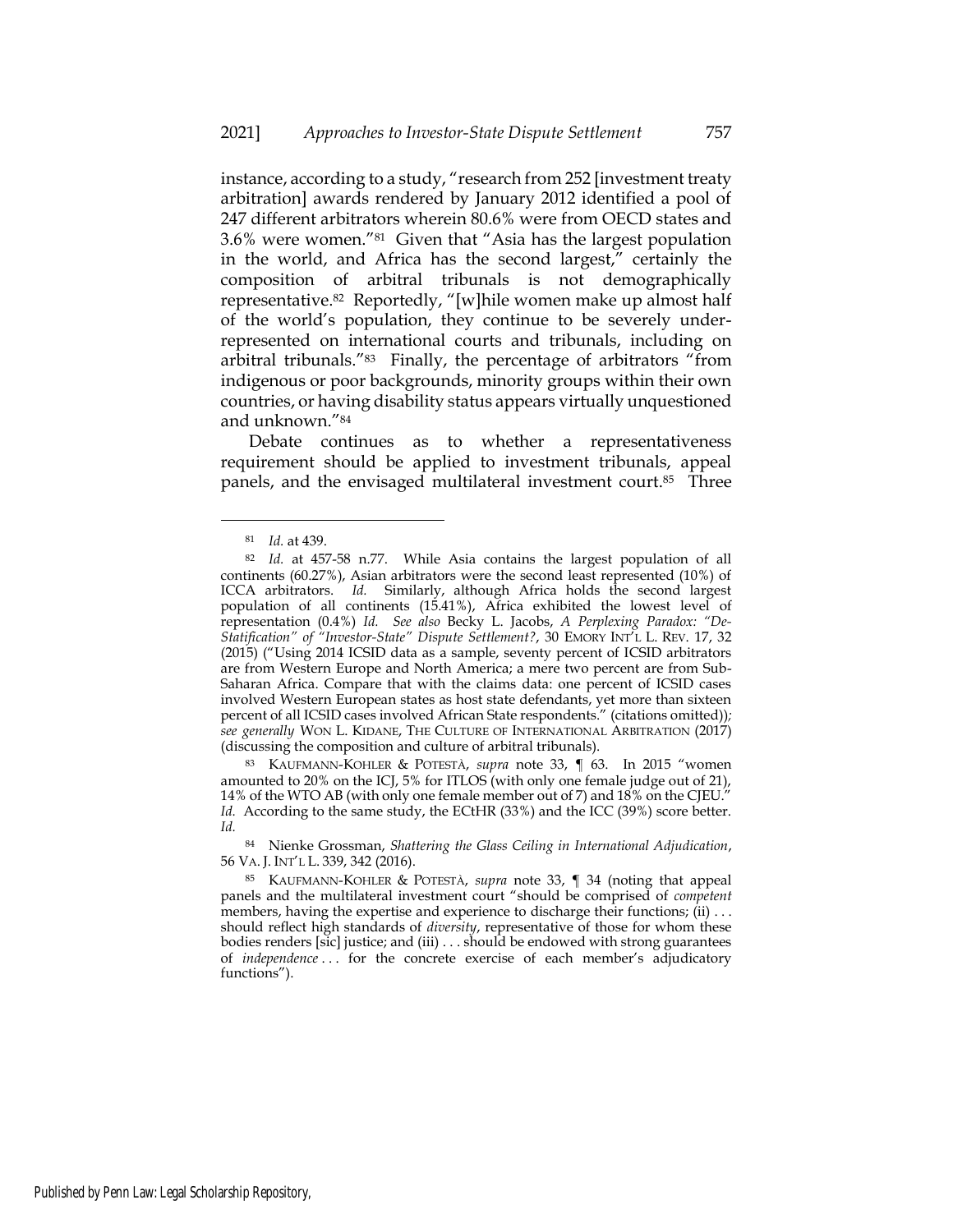instance, according to a study, "research from 252 [investment treaty arbitration] awards rendered by January 2012 identified a pool of 247 different arbitrators wherein 80.6% were from OECD states and 3.6% were women."[81] Given that "Asia has the largest population in the world, and Africa has the second largest," certainly the composition of arbitral tribunals is not demographically representative.[82] Reportedly, "[w]hile women make up almost half of the world's population, they continue to be severely under-represented on international courts and tribunals, including on arbitral tribunals."[83] Finally, the percentage of arbitrators "from indigenous or poor backgrounds, minority groups within their own countries, or having disability status appears virtually unquestioned and unknown."[84]

Debate continues as to whether a representativeness requirement should be applied to investment tribunals, appeal panels, and the envisaged multilateral investment court.[85] Three

---

[81] *Id.* at 439.

[82] *Id.* at 457-58 n.77. While Asia contains the largest population of all continents (60.27%), Asian arbitrators were the second least represented (10%) of ICCA arbitrators. *Id.* Similarly, although Africa holds the second largest population of all continents (15.41%), Africa exhibited the lowest level of representation (0.4%) *Id. See also* Becky L. Jacobs, *A Perplexing Paradox: "De-Statification" of "Investor-State" Dispute Settlement?*, 30 EMORY INT'L L. REV. 17, 32 (2015) ("Using 2014 ICSID data as a sample, seventy percent of ICSID arbitrators are from Western Europe and North America; a mere two percent are from Sub-Saharan Africa. Compare that with the claims data: one percent of ICSID cases involved Western European states as host state defendants, yet more than sixteen percent of all ICSID cases involved African State respondents." (citations omitted)); *see generally* WON L. KIDANE, THE CULTURE OF INTERNATIONAL ARBITRATION (2017) (discussing the composition and culture of arbitral tribunals).

[83] KAUFMANN-KOHLER & POTESTÀ, *supra* note 33, ¶ 63. In 2015 "women amounted to 20% on the ICJ, 5% for ITLOS (with only one female judge out of 21), 14% of the WTO AB (with only one female member out of 7) and 18% on the CJEU." *Id.* According to the same study, the ECtHR (33%) and the ICC (39%) score better. *Id.*

[84] Nienke Grossman, *Shattering the Glass Ceiling in International Adjudication*, 56 VA. J. INT'L L. 339, 342 (2016).

[85] KAUFMANN-KOHLER & POTESTÀ, *supra* note 33, ¶ 34 (noting that appeal panels and the multilateral investment court "should be comprised of *competent* members, having the expertise and experience to discharge their functions; (ii) . . . should reflect high standards of *diversity*, representative of those for whom these bodies renders [sic] justice; and (iii) . . . should be endowed with strong guarantees of *independence* . . . for the concrete exercise of each member's adjudicatory functions").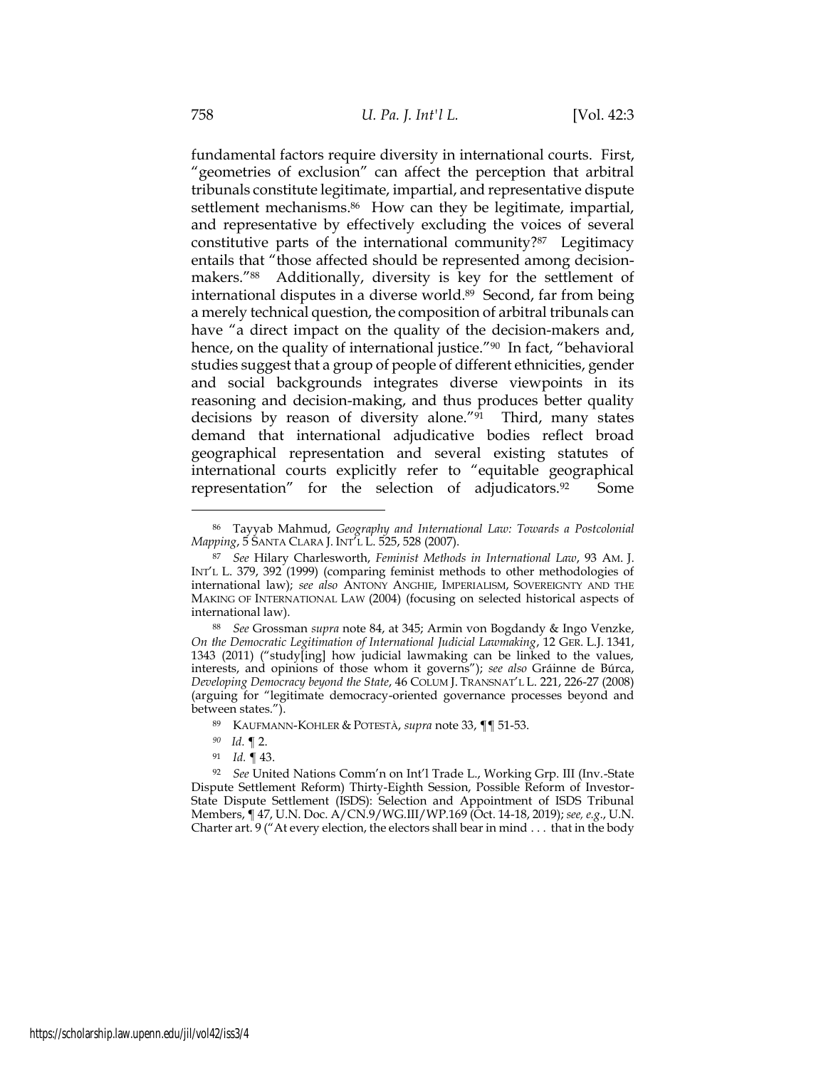fundamental factors require diversity in international courts. First, "geometries of exclusion" can affect the perception that arbitral tribunals constitute legitimate, impartial, and representative dispute settlement mechanisms.[86] How can they be legitimate, impartial, and representative by effectively excluding the voices of several constitutive parts of the international community?[87] Legitimacy entails that "those affected should be represented among decision-makers."[88] Additionally, diversity is key for the settlement of international disputes in a diverse world.[89] Second, far from being a merely technical question, the composition of arbitral tribunals can have "a direct impact on the quality of the decision-makers and, hence, on the quality of international justice."[90] In fact, "behavioral studies suggest that a group of people of different ethnicities, gender and social backgrounds integrates diverse viewpoints in its reasoning and decision-making, and thus produces better quality decisions by reason of diversity alone."[91] Third, many states demand that international adjudicative bodies reflect broad geographical representation and several existing statutes of international courts explicitly refer to "equitable geographical representation" for the selection of adjudicators.[92] Some

---

[86] Tayyab Mahmud, *Geography and International Law: Towards a Postcolonial Mapping*, 5 SANTA CLARA J. INT'L L. 525, 528 (2007).

[87] *See* Hilary Charlesworth, *Feminist Methods in International Law*, 93 AM. J. INT'L L. 379, 392 (1999) (comparing feminist methods to other methodologies of international law); *see also* ANTONY ANGHIE, IMPERIALISM, SOVEREIGNTY AND THE MAKING OF INTERNATIONAL LAW (2004) (focusing on selected historical aspects of international law).

[88] *See* Grossman *supra* note 84, at 345; Armin von Bogdandy & Ingo Venzke, *On the Democratic Legitimation of International Judicial Lawmaking*, 12 GER. L.J. 1341, 1343 (2011) ("study[ing] how judicial lawmaking can be linked to the values, interests, and opinions of those whom it governs"); *see also* Gráinne de Búrca, *Developing Democracy beyond the State*, 46 COLUM J. TRANSNAT'L L. 221, 226-27 (2008) (arguing for "legitimate democracy-oriented governance processes beyond and between states.").

[89] KAUFMANN-KOHLER & POTESTÀ, *supra* note 33, ¶¶ 51-53.

[90] *Id.* ¶ 2.

[91] *Id.* ¶ 43.

[92] *See* United Nations Comm'n on Int'l Trade L., Working Grp. III (Inv.-State Dispute Settlement Reform) Thirty-Eighth Session, Possible Reform of Investor-State Dispute Settlement (ISDS): Selection and Appointment of ISDS Tribunal Members, ¶ 47, U.N. Doc. A/CN.9/WG.III/WP.169 (Oct. 14-18, 2019); *see, e.g.*, U.N. Charter art. 9 ("At every election, the electors shall bear in mind . . . that in the body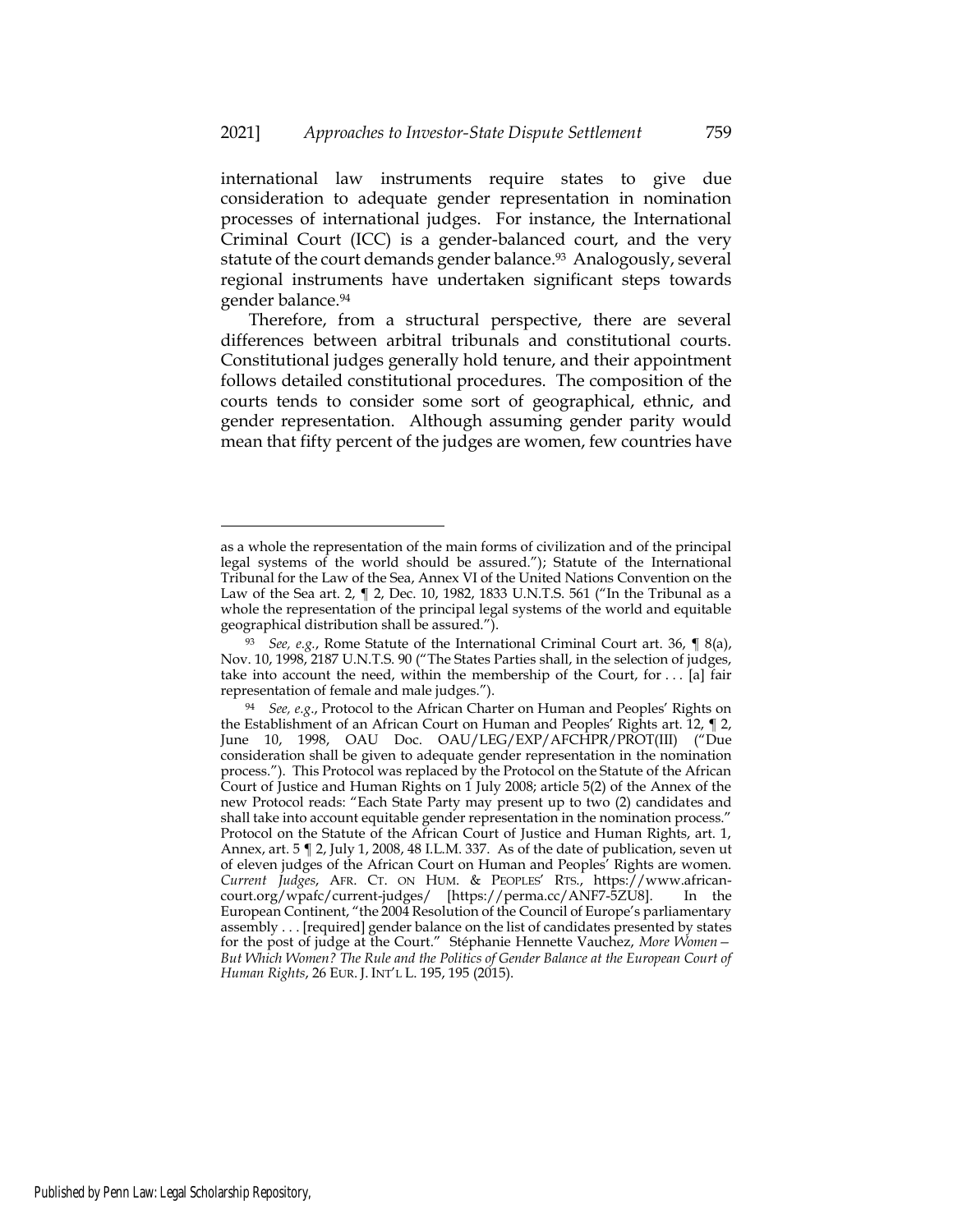international law instruments require states to give due consideration to adequate gender representation in nomination processes of international judges. For instance, the International Criminal Court (ICC) is a gender-balanced court, and the very statute of the court demands gender balance.[93] Analogously, several regional instruments have undertaken significant steps towards gender balance.[94]

Therefore, from a structural perspective, there are several differences between arbitral tribunals and constitutional courts. Constitutional judges generally hold tenure, and their appointment follows detailed constitutional procedures. The composition of the courts tends to consider some sort of geographical, ethnic, and gender representation. Although assuming gender parity would mean that fifty percent of the judges are women, few countries have

---

as a whole the representation of the main forms of civilization and of the principal legal systems of the world should be assured."); Statute of the International Tribunal for the Law of the Sea, Annex VI of the United Nations Convention on the Law of the Sea art. 2, ¶ 2, Dec. 10, 1982, 1833 U.N.T.S. 561 ("In the Tribunal as a whole the representation of the principal legal systems of the world and equitable geographical distribution shall be assured.").

[93] *See, e.g.*, Rome Statute of the International Criminal Court art. 36, ¶ 8(a), Nov. 10, 1998, 2187 U.N.T.S. 90 ("The States Parties shall, in the selection of judges, take into account the need, within the membership of the Court, for . . . [a] fair representation of female and male judges.").

[94] *See, e.g.*, Protocol to the African Charter on Human and Peoples' Rights on the Establishment of an African Court on Human and Peoples' Rights art. 12, ¶ 2, June 10, 1998, OAU Doc. OAU/LEG/EXP/AFCHPR/PROT(III) ("Due consideration shall be given to adequate gender representation in the nomination process."). This Protocol was replaced by the Protocol on the Statute of the African Court of Justice and Human Rights on 1 July 2008; article 5(2) of the Annex of the new Protocol reads: "Each State Party may present up to two (2) candidates and shall take into account equitable gender representation in the nomination process." Protocol on the Statute of the African Court of Justice and Human Rights, art. 1, Annex, art. 5 ¶ 2, July 1, 2008, 48 I.L.M. 337. As of the date of publication, seven ut of eleven judges of the African Court on Human and Peoples' Rights are women. *Current Judges*, AFR. CT. ON HUM. & PEOPLES' RTS., https://www.african-court.org/wpafc/current-judges/ [https://perma.cc/ANF7-5ZU8]. In the European Continent, "the 2004 Resolution of the Council of Europe's parliamentary assembly . . . [required] gender balance on the list of candidates presented by states for the post of judge at the Court." Stéphanie Hennette Vauchez, *More Women—But Which Women? The Rule and the Politics of Gender Balance at the European Court of Human Rights*, 26 EUR. J. INT'L L. 195, 195 (2015).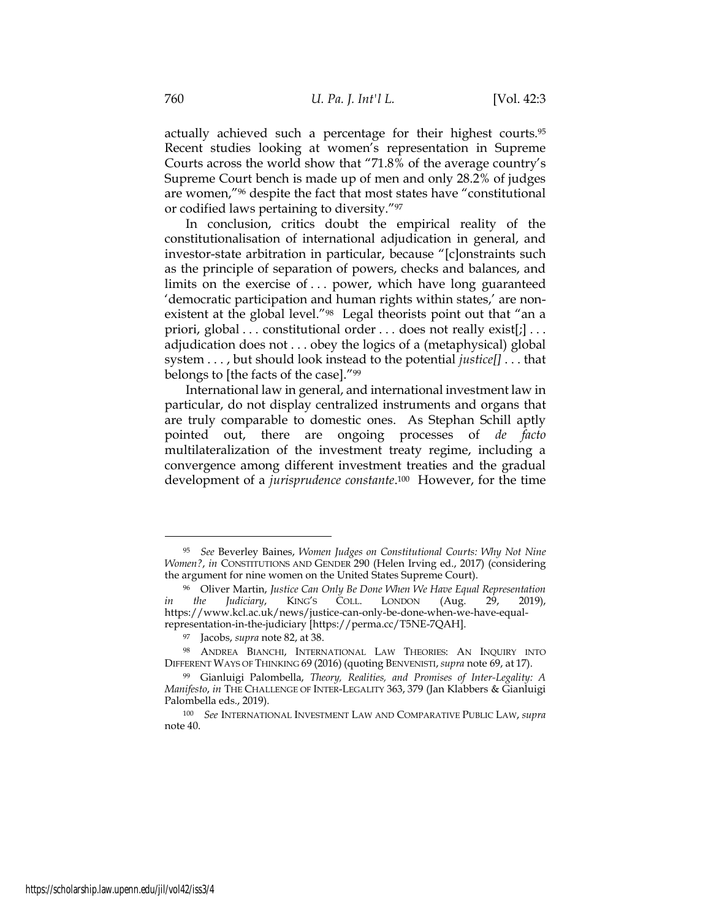actually achieved such a percentage for their highest courts.[95] Recent studies looking at women's representation in Supreme Courts across the world show that "71.8% of the average country's Supreme Court bench is made up of men and only 28.2% of judges are women,"[96] despite the fact that most states have "constitutional or codified laws pertaining to diversity."[97]

In conclusion, critics doubt the empirical reality of the constitutionalisation of international adjudication in general, and investor-state arbitration in particular, because "[c]onstraints such as the principle of separation of powers, checks and balances, and limits on the exercise of . . . power, which have long guaranteed 'democratic participation and human rights within states,' are non-existent at the global level."[98] Legal theorists point out that "an a priori, global . . . constitutional order . . . does not really exist[;] . . . adjudication does not . . . obey the logics of a (metaphysical) global system . . . , but should look instead to the potential *justice[]* . . . that belongs to [the facts of the case]."[99]

International law in general, and international investment law in particular, do not display centralized instruments and organs that are truly comparable to domestic ones. As Stephan Schill aptly pointed out, there are ongoing processes of *de facto* multilateralization of the investment treaty regime, including a convergence among different investment treaties and the gradual development of a *jurisprudence constante*.[100] However, for the time

---

[95] *See* Beverley Baines, *Women Judges on Constitutional Courts: Why Not Nine Women?*, *in* CONSTITUTIONS AND GENDER 290 (Helen Irving ed., 2017) (considering the argument for nine women on the United States Supreme Court).

[96] Oliver Martin, *Justice Can Only Be Done When We Have Equal Representation in the Judiciary*, KING'S COLL. LONDON (Aug. 29, 2019), https://www.kcl.ac.uk/news/justice-can-only-be-done-when-we-have-equal-representation-in-the-judiciary [https://perma.cc/T5NE-7QAH].

[97] Jacobs, *supra* note 82, at 38.

[98] ANDREA BIANCHI, INTERNATIONAL LAW THEORIES: AN INQUIRY INTO DIFFERENT WAYS OF THINKING 69 (2016) (quoting BENVENISTI, *supra* note 69, at 17).

[99] Gianluigi Palombella, *Theory, Realities, and Promises of Inter-Legality: A Manifesto*, *in* THE CHALLENGE OF INTER-LEGALITY 363, 379 (Jan Klabbers & Gianluigi Palombella eds., 2019).

[100] *See* INTERNATIONAL INVESTMENT LAW AND COMPARATIVE PUBLIC LAW, *supra* note 40.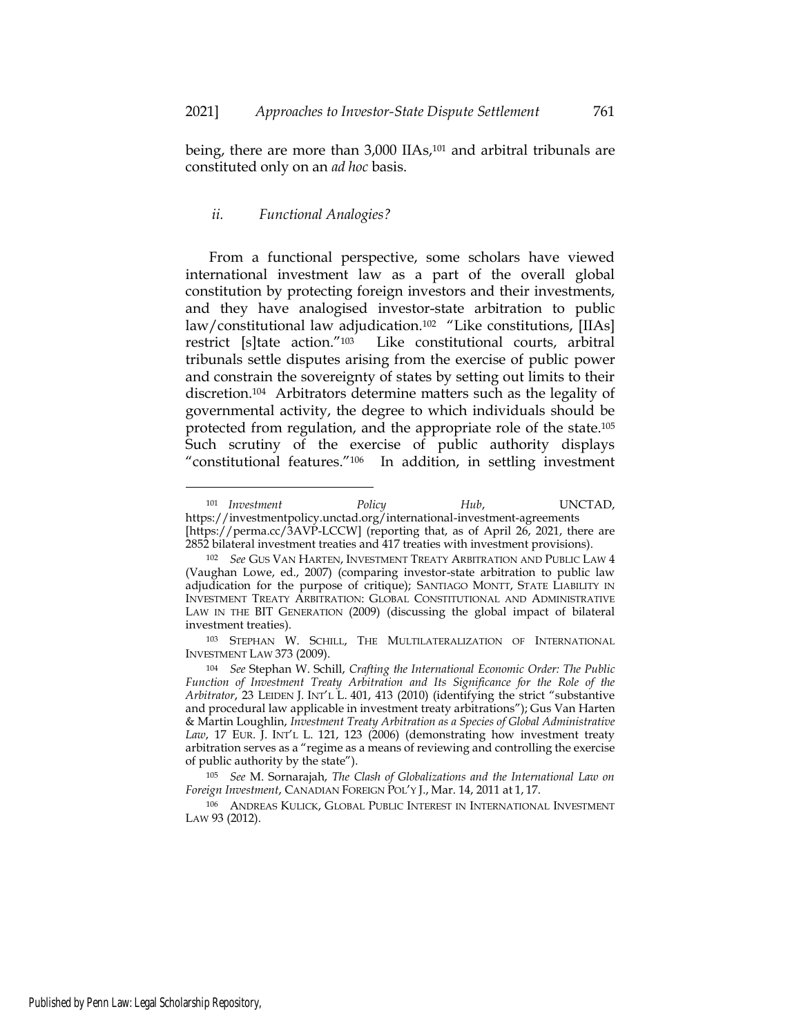being, there are more than 3,000 IIAs,[101] and arbitral tribunals are constituted only on an *ad hoc* basis.

### *ii. Functional Analogies?*

From a functional perspective, some scholars have viewed international investment law as a part of the overall global constitution by protecting foreign investors and their investments, and they have analogised investor-state arbitration to public law/constitutional law adjudication.[102] "Like constitutions, [IIAs] restrict [s]tate action."[103] Like constitutional courts, arbitral tribunals settle disputes arising from the exercise of public power and constrain the sovereignty of states by setting out limits to their discretion.[104] Arbitrators determine matters such as the legality of governmental activity, the degree to which individuals should be protected from regulation, and the appropriate role of the state.[105] Such scrutiny of the exercise of public authority displays "constitutional features."[106] In addition, in settling investment

---

[101] *Investment Policy Hub*, UNCTAD, https://investmentpolicy.unctad.org/international-investment-agreements [https://perma.cc/3AVP-LCCW] (reporting that, as of April 26, 2021, there are 2852 bilateral investment treaties and 417 treaties with investment provisions).

[102] *See* GUS VAN HARTEN, INVESTMENT TREATY ARBITRATION AND PUBLIC LAW 4 (Vaughan Lowe, ed., 2007) (comparing investor-state arbitration to public law adjudication for the purpose of critique); SANTIAGO MONTT, STATE LIABILITY IN INVESTMENT TREATY ARBITRATION: GLOBAL CONSTITUTIONAL AND ADMINISTRATIVE LAW IN THE BIT GENERATION (2009) (discussing the global impact of bilateral investment treaties).

[103] STEPHAN W. SCHILL, THE MULTILATERALIZATION OF INTERNATIONAL INVESTMENT LAW 373 (2009).

[104] *See* Stephan W. Schill, *Crafting the International Economic Order: The Public Function of Investment Treaty Arbitration and Its Significance for the Role of the Arbitrator*, 23 LEIDEN J. INT'L L. 401, 413 (2010) (identifying the strict "substantive and procedural law applicable in investment treaty arbitrations"); Gus Van Harten & Martin Loughlin, *Investment Treaty Arbitration as a Species of Global Administrative Law*, 17 EUR. J. INT'L L. 121, 123 (2006) (demonstrating how investment treaty arbitration serves as a "regime as a means of reviewing and controlling the exercise of public authority by the state").

[105] *See* M. Sornarajah, *The Clash of Globalizations and the International Law on Foreign Investment*, CANADIAN FOREIGN POL'Y J., Mar. 14, 2011 at 1, 17.

[106] ANDREAS KULICK, GLOBAL PUBLIC INTEREST IN INTERNATIONAL INVESTMENT LAW 93 (2012).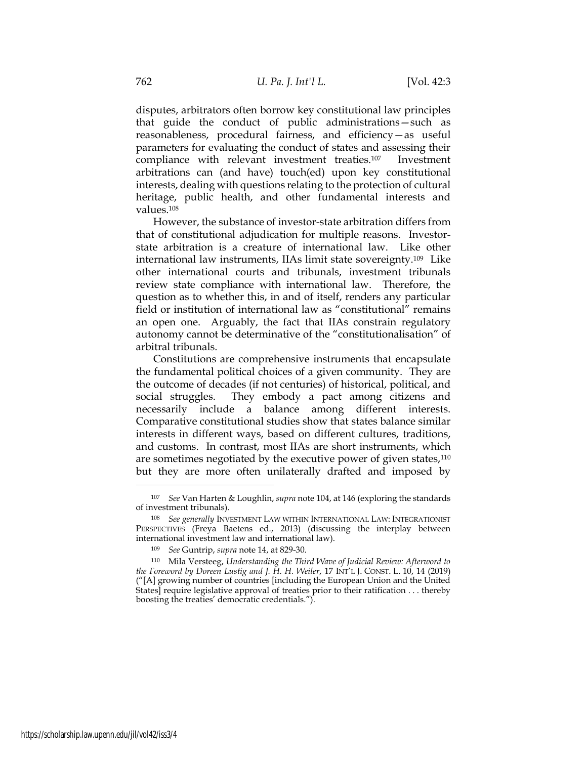disputes, arbitrators often borrow key constitutional law principles that guide the conduct of public administrations—such as reasonableness, procedural fairness, and efficiency—as useful parameters for evaluating the conduct of states and assessing their compliance with relevant investment treaties.[107] Investment arbitrations can (and have) touch(ed) upon key constitutional interests, dealing with questions relating to the protection of cultural heritage, public health, and other fundamental interests and values.[108]

However, the substance of investor-state arbitration differs from that of constitutional adjudication for multiple reasons. Investor-state arbitration is a creature of international law. Like other international law instruments, IIAs limit state sovereignty.[109] Like other international courts and tribunals, investment tribunals review state compliance with international law. Therefore, the question as to whether this, in and of itself, renders any particular field or institution of international law as "constitutional" remains an open one. Arguably, the fact that IIAs constrain regulatory autonomy cannot be determinative of the "constitutionalisation" of arbitral tribunals.

Constitutions are comprehensive instruments that encapsulate the fundamental political choices of a given community. They are the outcome of decades (if not centuries) of historical, political, and social struggles. They embody a pact among citizens and necessarily include a balance among different interests. Comparative constitutional studies show that states balance similar interests in different ways, based on different cultures, traditions, and customs. In contrast, most IIAs are short instruments, which are sometimes negotiated by the executive power of given states,[110] but they are more often unilaterally drafted and imposed by

---

[107] *See* Van Harten & Loughlin, *supra* note 104, at 146 (exploring the standards of investment tribunals).

[108] *See generally* INVESTMENT LAW WITHIN INTERNATIONAL LAW: INTEGRATIONIST PERSPECTIVES (Freya Baetens ed., 2013) (discussing the interplay between international investment law and international law).

[109] *See* Guntrip, *supra* note 14, at 829-30.

[110] Mila Versteeg, *Understanding the Third Wave of Judicial Review: Afterword to the Foreword by Doreen Lustig and J. H. H. Weiler*, 17 INT'L J. CONST. L. 10, 14 (2019) ("[A] growing number of countries [including the European Union and the United States] require legislative approval of treaties prior to their ratification . . . thereby boosting the treaties' democratic credentials.").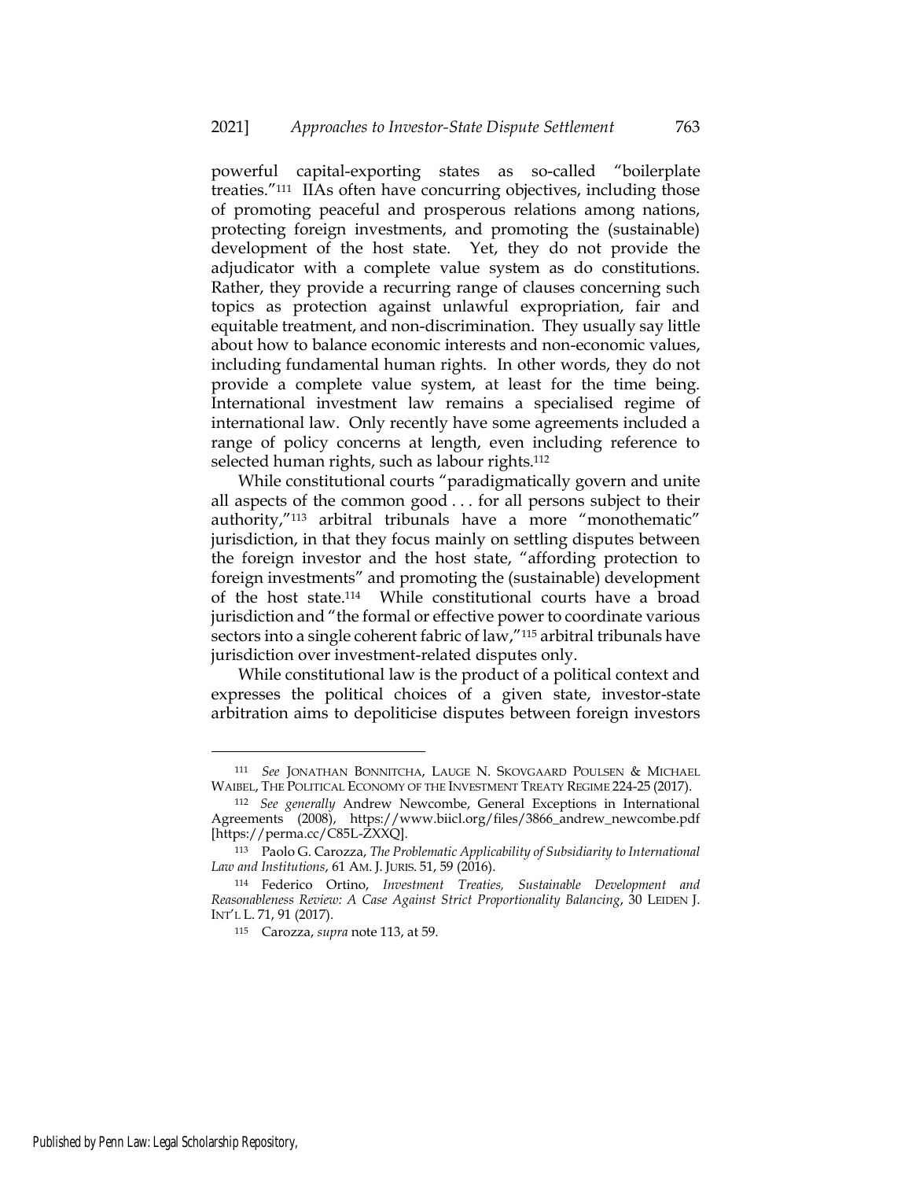powerful capital-exporting states as so-called "boilerplate treaties."[111] IIAs often have concurring objectives, including those of promoting peaceful and prosperous relations among nations, protecting foreign investments, and promoting the (sustainable) development of the host state. Yet, they do not provide the adjudicator with a complete value system as do constitutions. Rather, they provide a recurring range of clauses concerning such topics as protection against unlawful expropriation, fair and equitable treatment, and non-discrimination. They usually say little about how to balance economic interests and non-economic values, including fundamental human rights. In other words, they do not provide a complete value system, at least for the time being. International investment law remains a specialised regime of international law. Only recently have some agreements included a range of policy concerns at length, even including reference to selected human rights, such as labour rights.[112]

While constitutional courts "paradigmatically govern and unite all aspects of the common good . . . for all persons subject to their authority,"[113] arbitral tribunals have a more "monothematic" jurisdiction, in that they focus mainly on settling disputes between the foreign investor and the host state, "affording protection to foreign investments" and promoting the (sustainable) development of the host state.[114] While constitutional courts have a broad jurisdiction and "the formal or effective power to coordinate various sectors into a single coherent fabric of law,"[115] arbitral tribunals have jurisdiction over investment-related disputes only.

While constitutional law is the product of a political context and expresses the political choices of a given state, investor-state arbitration aims to depoliticise disputes between foreign investors

---

[111] *See* JONATHAN BONNITCHA, LAUGE N. SKOVGAARD POULSEN & MICHAEL WAIBEL, THE POLITICAL ECONOMY OF THE INVESTMENT TREATY REGIME 224-25 (2017).

[112] *See generally* Andrew Newcombe, General Exceptions in International Agreements (2008), https://www.biicl.org/files/3866_andrew_newcombe.pdf [https://perma.cc/C85L-ZXXQ].

[113] Paolo G. Carozza, *The Problematic Applicability of Subsidiarity to International Law and Institutions*, 61 AM. J. JURIS. 51, 59 (2016).

[114] Federico Ortino, *Investment Treaties, Sustainable Development and Reasonableness Review: A Case Against Strict Proportionality Balancing*, 30 LEIDEN J. INT'L L. 71, 91 (2017).

[115] Carozza, *supra* note 113, at 59.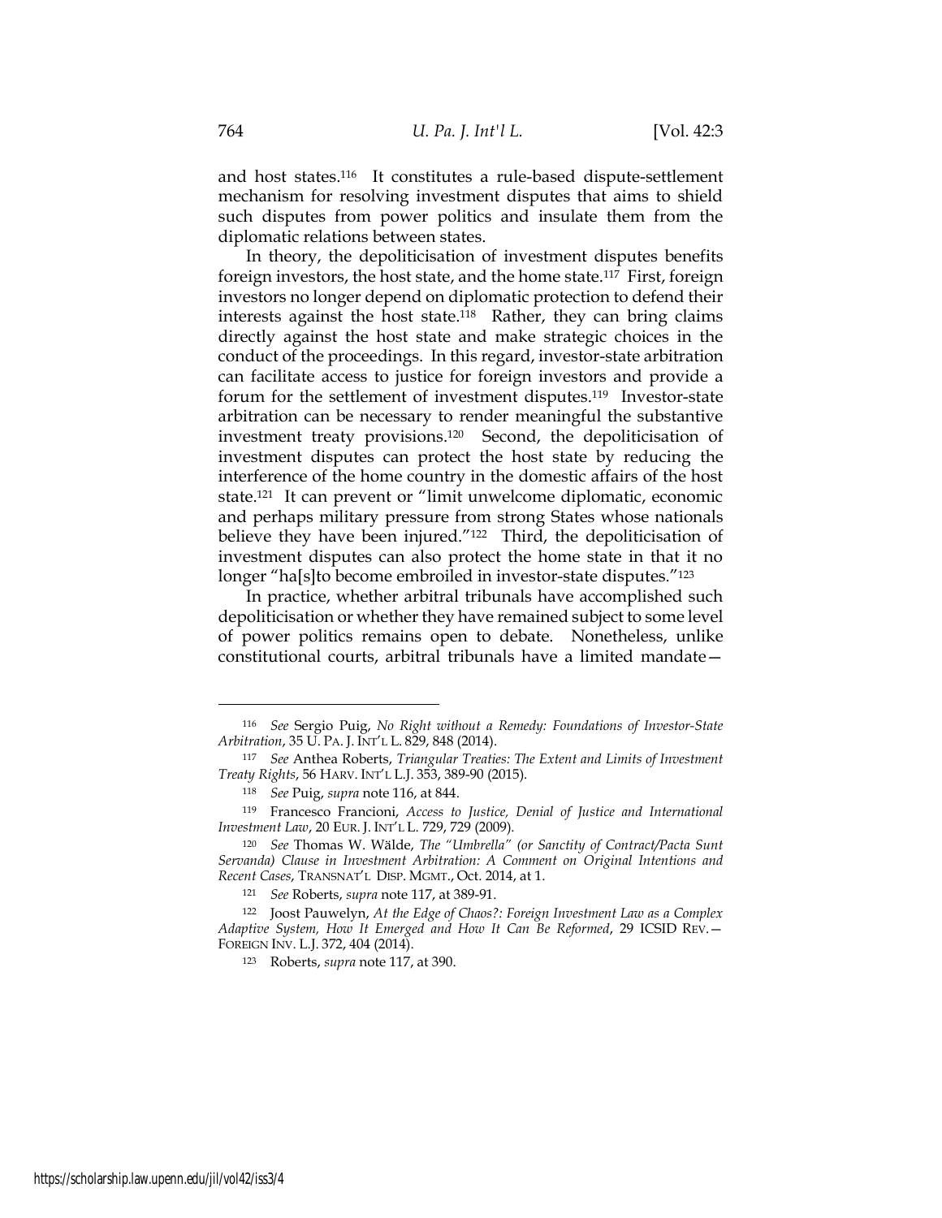and host states.[116] It constitutes a rule-based dispute-settlement mechanism for resolving investment disputes that aims to shield such disputes from power politics and insulate them from the diplomatic relations between states.

In theory, the depoliticisation of investment disputes benefits foreign investors, the host state, and the home state.[117] First, foreign investors no longer depend on diplomatic protection to defend their interests against the host state.[118] Rather, they can bring claims directly against the host state and make strategic choices in the conduct of the proceedings. In this regard, investor-state arbitration can facilitate access to justice for foreign investors and provide a forum for the settlement of investment disputes.[119] Investor-state arbitration can be necessary to render meaningful the substantive investment treaty provisions.[120] Second, the depoliticisation of investment disputes can protect the host state by reducing the interference of the home country in the domestic affairs of the host state.[121] It can prevent or "limit unwelcome diplomatic, economic and perhaps military pressure from strong States whose nationals believe they have been injured."[122] Third, the depoliticisation of investment disputes can also protect the home state in that it no longer "ha[s]to become embroiled in investor-state disputes."[123]

In practice, whether arbitral tribunals have accomplished such depoliticisation or whether they have remained subject to some level of power politics remains open to debate. Nonetheless, unlike constitutional courts, arbitral tribunals have a limited mandate—

---

[116] *See* Sergio Puig, *No Right without a Remedy: Foundations of Investor-State Arbitration*, 35 U. PA. J. INT'L L. 829, 848 (2014).

[117] *See* Anthea Roberts, *Triangular Treaties: The Extent and Limits of Investment Treaty Rights*, 56 HARV. INT'L L.J. 353, 389-90 (2015).

[118] *See* Puig, *supra* note 116, at 844.

[119] Francesco Francioni, *Access to Justice, Denial of Justice and International Investment Law*, 20 EUR. J. INT'L L. 729, 729 (2009).

[120] *See* Thomas W. Wälde, *The "Umbrella" (or Sanctity of Contract/Pacta Sunt Servanda) Clause in Investment Arbitration: A Comment on Original Intentions and Recent Cases*, TRANSNAT'L DISP. MGMT., Oct. 2014, at 1.

[121] *See* Roberts, *supra* note 117, at 389-91.

[122] Joost Pauwelyn, *At the Edge of Chaos?: Foreign Investment Law as a Complex Adaptive System, How It Emerged and How It Can Be Reformed*, 29 ICSID REV.—FOREIGN INV. L.J. 372, 404 (2014).

[123] Roberts, *supra* note 117, at 390.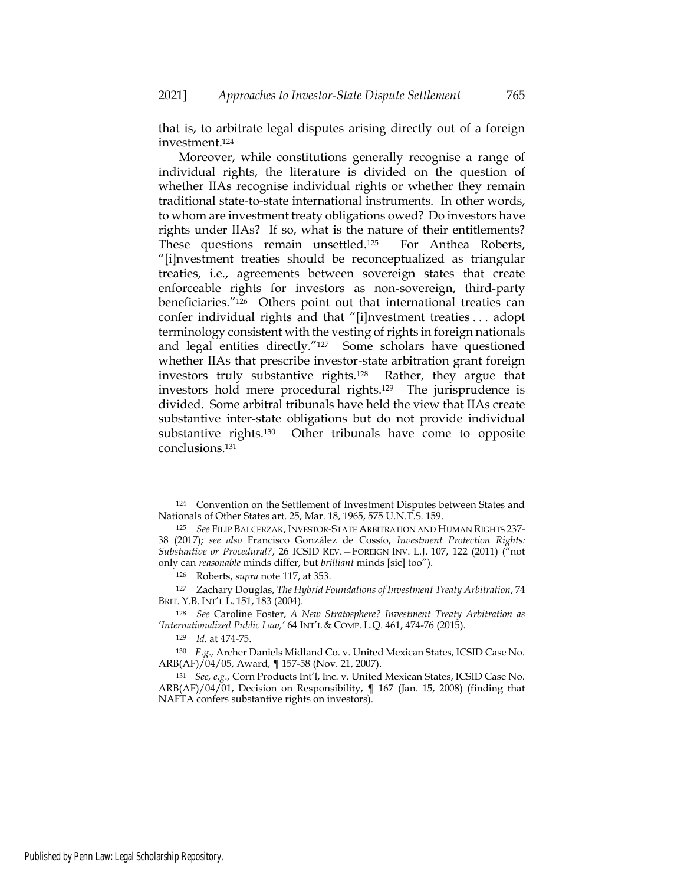that is, to arbitrate legal disputes arising directly out of a foreign investment.[124]

Moreover, while constitutions generally recognise a range of individual rights, the literature is divided on the question of whether IIAs recognise individual rights or whether they remain traditional state-to-state international instruments. In other words, to whom are investment treaty obligations owed? Do investors have rights under IIAs? If so, what is the nature of their entitlements? These questions remain unsettled.[125] For Anthea Roberts, "[i]nvestment treaties should be reconceptualized as triangular treaties, i.e., agreements between sovereign states that create enforceable rights for investors as non-sovereign, third-party beneficiaries."[126] Others point out that international treaties can confer individual rights and that "[i]nvestment treaties . . . adopt terminology consistent with the vesting of rights in foreign nationals and legal entities directly."[127] Some scholars have questioned whether IIAs that prescribe investor-state arbitration grant foreign investors truly substantive rights.[128] Rather, they argue that investors hold mere procedural rights.[129] The jurisprudence is divided. Some arbitral tribunals have held the view that IIAs create substantive inter-state obligations but do not provide individual substantive rights.[130] Other tribunals have come to opposite conclusions.[131]

---

[124] Convention on the Settlement of Investment Disputes between States and Nationals of Other States art. 25, Mar. 18, 1965, 575 U.N.T.S. 159.

[125] *See* FILIP BALCERZAK, INVESTOR-STATE ARBITRATION AND HUMAN RIGHTS 237-38 (2017); *see also* Francisco González de Cossío, *Investment Protection Rights: Substantive or Procedural?*, 26 ICSID REV.—FOREIGN INV. L.J. 107, 122 (2011) ("not only can *reasonable* minds differ, but *brilliant* minds [sic] too").

[126] Roberts, *supra* note 117, at 353.

[127] Zachary Douglas, *The Hybrid Foundations of Investment Treaty Arbitration*, 74 BRIT. Y.B. INT'L L. 151, 183 (2004).

[128] *See* Caroline Foster, *A New Stratosphere? Investment Treaty Arbitration as 'Internationalized Public Law,'* 64 INT'L & COMP. L.Q. 461, 474-76 (2015).

[129] *Id.* at 474-75.

[130] *E.g.,* Archer Daniels Midland Co. v. United Mexican States, ICSID Case No. ARB(AF)/04/05, Award, ¶ 157-58 (Nov. 21, 2007).

[131] *See, e.g.,* Corn Products Int'l, Inc. v. United Mexican States, ICSID Case No. ARB(AF)/04/01, Decision on Responsibility, ¶ 167 (Jan. 15, 2008) (finding that NAFTA confers substantive rights on investors).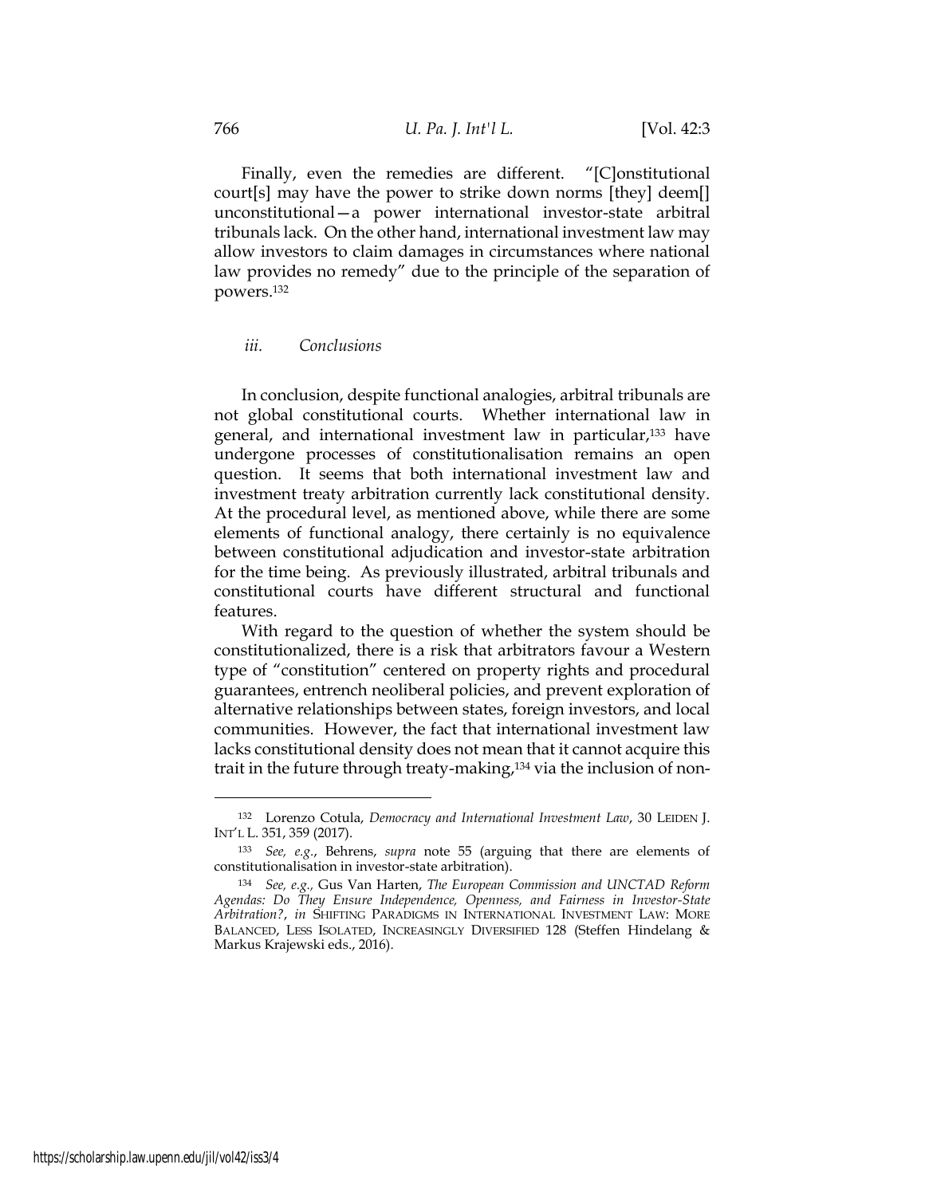Finally, even the remedies are different. "[C]onstitutional court[s] may have the power to strike down norms [they] deem[] unconstitutional—a power international investor-state arbitral tribunals lack. On the other hand, international investment law may allow investors to claim damages in circumstances where national law provides no remedy" due to the principle of the separation of powers.[132]

#### *iii. Conclusions*

In conclusion, despite functional analogies, arbitral tribunals are not global constitutional courts. Whether international law in general, and international investment law in particular,[133] have undergone processes of constitutionalisation remains an open question. It seems that both international investment law and investment treaty arbitration currently lack constitutional density. At the procedural level, as mentioned above, while there are some elements of functional analogy, there certainly is no equivalence between constitutional adjudication and investor-state arbitration for the time being. As previously illustrated, arbitral tribunals and constitutional courts have different structural and functional features.

With regard to the question of whether the system should be constitutionalized, there is a risk that arbitrators favour a Western type of "constitution" centered on property rights and procedural guarantees, entrench neoliberal policies, and prevent exploration of alternative relationships between states, foreign investors, and local communities. However, the fact that international investment law lacks constitutional density does not mean that it cannot acquire this trait in the future through treaty-making,[134] via the inclusion of non-

---

[132] Lorenzo Cotula, *Democracy and International Investment Law*, 30 LEIDEN J. INT'L L. 351, 359 (2017).

[133] *See, e.g.*, Behrens, *supra* note 55 (arguing that there are elements of constitutionalisation in investor-state arbitration).

[134] *See, e.g.*, Gus Van Harten, *The European Commission and UNCTAD Reform Agendas: Do They Ensure Independence, Openness, and Fairness in Investor-State Arbitration?*, *in* SHIFTING PARADIGMS IN INTERNATIONAL INVESTMENT LAW: MORE BALANCED, LESS ISOLATED, INCREASINGLY DIVERSIFIED 128 (Steffen Hindelang & Markus Krajewski eds., 2016).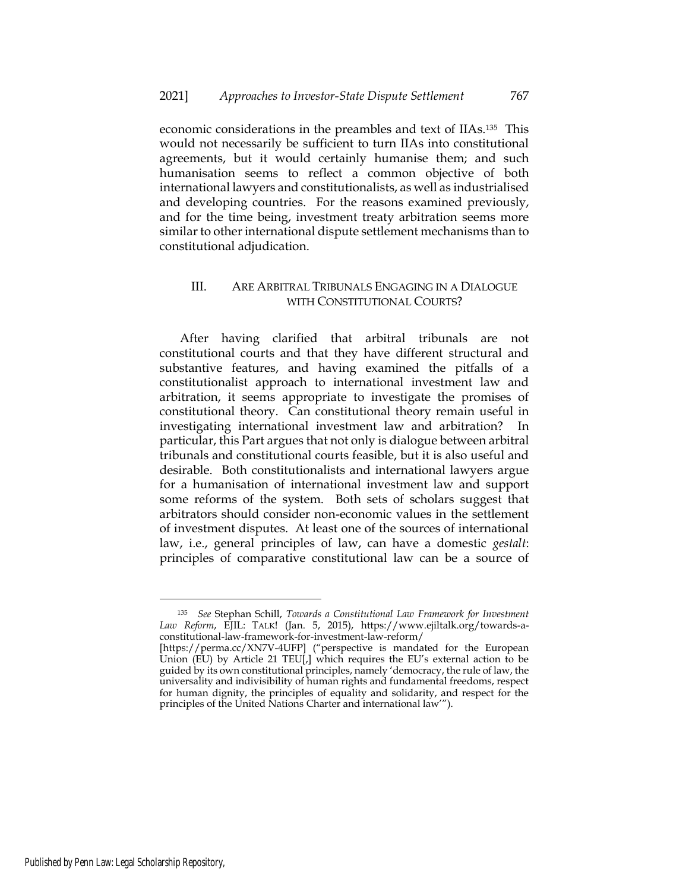economic considerations in the preambles and text of IIAs.[135] This would not necessarily be sufficient to turn IIAs into constitutional agreements, but it would certainly humanise them; and such humanisation seems to reflect a common objective of both international lawyers and constitutionalists, as well as industrialised and developing countries. For the reasons examined previously, and for the time being, investment treaty arbitration seems more similar to other international dispute settlement mechanisms than to constitutional adjudication.

## III. ARE ARBITRAL TRIBUNALS ENGAGING IN A DIALOGUE WITH CONSTITUTIONAL COURTS?

After having clarified that arbitral tribunals are not constitutional courts and that they have different structural and substantive features, and having examined the pitfalls of a constitutionalist approach to international investment law and arbitration, it seems appropriate to investigate the promises of constitutional theory. Can constitutional theory remain useful in investigating international investment law and arbitration? In particular, this Part argues that not only is dialogue between arbitral tribunals and constitutional courts feasible, but it is also useful and desirable. Both constitutionalists and international lawyers argue for a humanisation of international investment law and support some reforms of the system. Both sets of scholars suggest that arbitrators should consider non-economic values in the settlement of investment disputes. At least one of the sources of international law, i.e., general principles of law, can have a domestic *gestalt*: principles of comparative constitutional law can be a source of

---

[135] *See* Stephan Schill, *Towards a Constitutional Law Framework for Investment Law Reform*, EJIL: TALK! (Jan. 5, 2015), https://www.ejiltalk.org/towards-a-constitutional-law-framework-for-investment-law-reform/ [https://perma.cc/XN7V-4UFP] ("perspective is mandated for the European Union (EU) by Article 21 TEU[,] which requires the EU's external action to be guided by its own constitutional principles, namely 'democracy, the rule of law, the universality and indivisibility of human rights and fundamental freedoms, respect for human dignity, the principles of equality and solidarity, and respect for the principles of the United Nations Charter and international law'").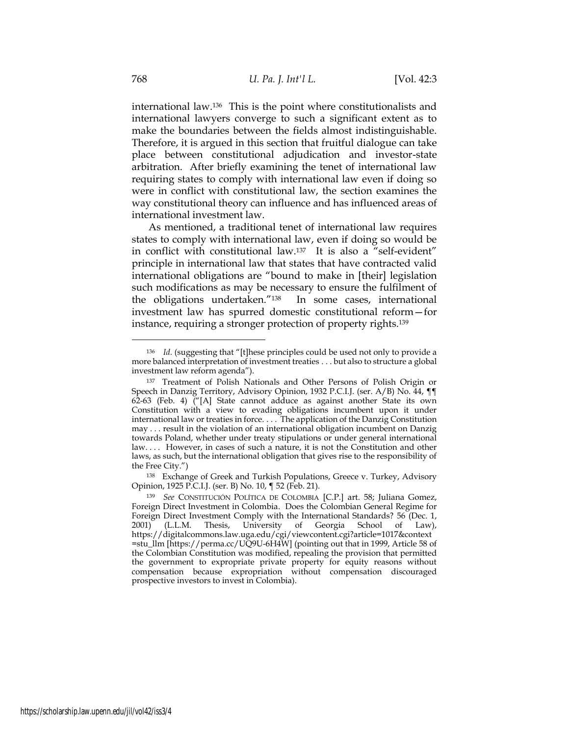international law.[136] This is the point where constitutionalists and international lawyers converge to such a significant extent as to make the boundaries between the fields almost indistinguishable. Therefore, it is argued in this section that fruitful dialogue can take place between constitutional adjudication and investor-state arbitration. After briefly examining the tenet of international law requiring states to comply with international law even if doing so were in conflict with constitutional law, the section examines the way constitutional theory can influence and has influenced areas of international investment law.

As mentioned, a traditional tenet of international law requires states to comply with international law, even if doing so would be in conflict with constitutional law.[137] It is also a "self-evident" principle in international law that states that have contracted valid international obligations are "bound to make in [their] legislation such modifications as may be necessary to ensure the fulfilment of the obligations undertaken."[138] In some cases, international investment law has spurred domestic constitutional reform—for instance, requiring a stronger protection of property rights.[139]

---

[136] *Id.* (suggesting that "[t]hese principles could be used not only to provide a more balanced interpretation of investment treaties . . . but also to structure a global investment law reform agenda").

[137] Treatment of Polish Nationals and Other Persons of Polish Origin or Speech in Danzig Territory, Advisory Opinion, 1932 P.C.I.J. (ser. A/B) No. 44, ¶¶ 62-63 (Feb. 4) ("[A] State cannot adduce as against another State its own Constitution with a view to evading obligations incumbent upon it under international law or treaties in force. . . . The application of the Danzig Constitution may . . . result in the violation of an international obligation incumbent on Danzig towards Poland, whether under treaty stipulations or under general international law. . . . However, in cases of such a nature, it is not the Constitution and other laws, as such, but the international obligation that gives rise to the responsibility of the Free City.")

[138] Exchange of Greek and Turkish Populations, Greece v. Turkey, Advisory Opinion, 1925 P.C.I.J. (ser. B) No. 10, ¶ 52 (Feb. 21).

[139] *See* CONSTITUCIÓN POLÍTICA DE COLOMBIA [C.P.] art. 58; Juliana Gomez, Foreign Direct Investment in Colombia. Does the Colombian General Regime for Foreign Direct Investment Comply with the International Standards? 56 (Dec. 1, 2001) (L.L.M. Thesis, University of Georgia School of Law), https://digitalcommons.law.uga.edu/cgi/viewcontent.cgi?article=1017&context=stu_llm [https://perma.cc/UQ9U-6H4W] (pointing out that in 1999, Article 58 of the Colombian Constitution was modified, repealing the provision that permitted the government to expropriate private property for equity reasons without compensation because expropriation without compensation discouraged prospective investors to invest in Colombia).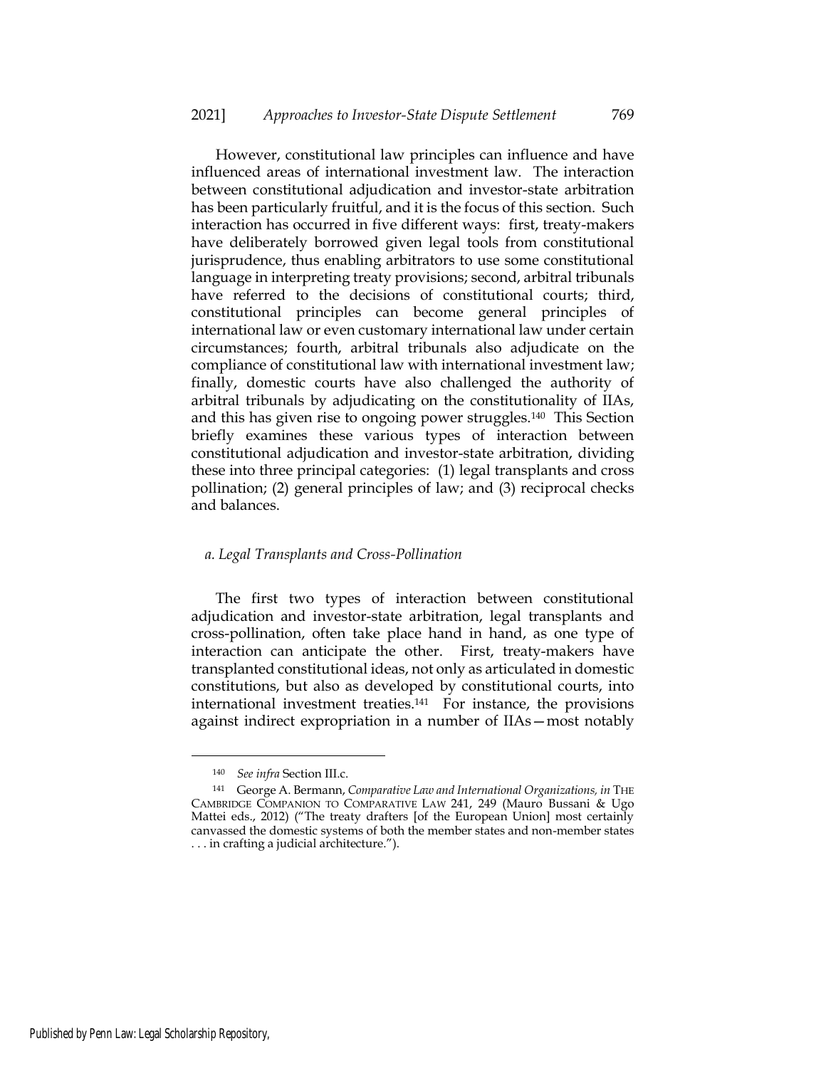However, constitutional law principles can influence and have influenced areas of international investment law. The interaction between constitutional adjudication and investor-state arbitration has been particularly fruitful, and it is the focus of this section. Such interaction has occurred in five different ways: first, treaty-makers have deliberately borrowed given legal tools from constitutional jurisprudence, thus enabling arbitrators to use some constitutional language in interpreting treaty provisions; second, arbitral tribunals have referred to the decisions of constitutional courts; third, constitutional principles can become general principles of international law or even customary international law under certain circumstances; fourth, arbitral tribunals also adjudicate on the compliance of constitutional law with international investment law; finally, domestic courts have also challenged the authority of arbitral tribunals by adjudicating on the constitutionality of IIAs, and this has given rise to ongoing power struggles.[140] This Section briefly examines these various types of interaction between constitutional adjudication and investor-state arbitration, dividing these into three principal categories: (1) legal transplants and cross pollination; (2) general principles of law; and (3) reciprocal checks and balances.

### *a. Legal Transplants and Cross-Pollination*

The first two types of interaction between constitutional adjudication and investor-state arbitration, legal transplants and cross-pollination, often take place hand in hand, as one type of interaction can anticipate the other. First, treaty-makers have transplanted constitutional ideas, not only as articulated in domestic constitutions, but also as developed by constitutional courts, into international investment treaties.[141] For instance, the provisions against indirect expropriation in a number of IIAs—most notably

---

[140] *See infra* Section III.c.

[141] George A. Bermann, *Comparative Law and International Organizations*, *in* THE CAMBRIDGE COMPANION TO COMPARATIVE LAW 241, 249 (Mauro Bussani & Ugo Mattei eds., 2012) ("The treaty drafters [of the European Union] most certainly canvassed the domestic systems of both the member states and non-member states . . . in crafting a judicial architecture.").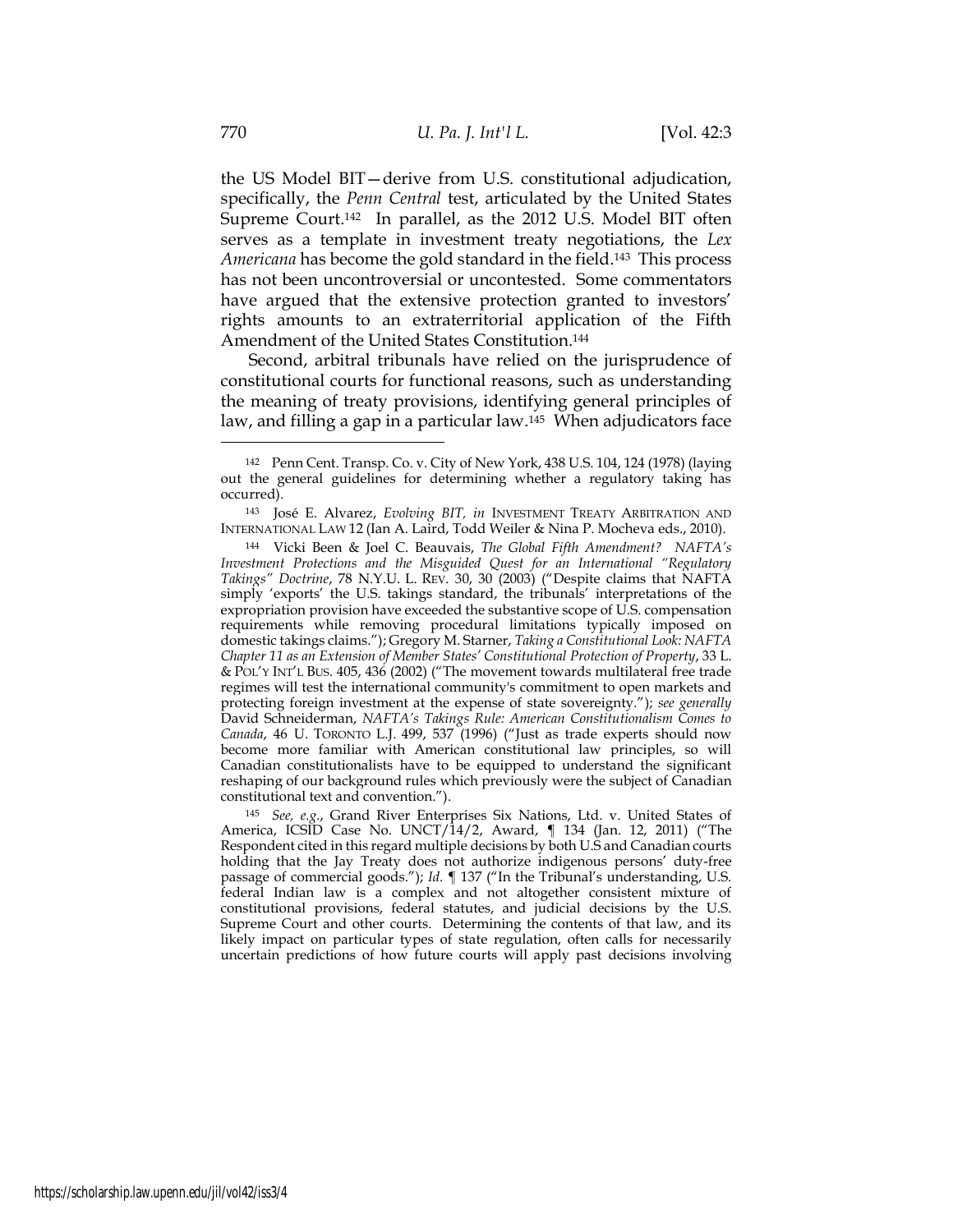the US Model BIT—derive from U.S. constitutional adjudication, specifically, the *Penn Central* test, articulated by the United States Supreme Court.[142] In parallel, as the 2012 U.S. Model BIT often serves as a template in investment treaty negotiations, the *Lex Americana* has become the gold standard in the field.[143] This process has not been uncontroversial or uncontested. Some commentators have argued that the extensive protection granted to investors' rights amounts to an extraterritorial application of the Fifth Amendment of the United States Constitution.[144]

Second, arbitral tribunals have relied on the jurisprudence of constitutional courts for functional reasons, such as understanding the meaning of treaty provisions, identifying general principles of law, and filling a gap in a particular law.[145] When adjudicators face

---

[142] Penn Cent. Transp. Co. v. City of New York, 438 U.S. 104, 124 (1978) (laying out the general guidelines for determining whether a regulatory taking has occurred).

[143] José E. Alvarez, *Evolving BIT, in* INVESTMENT TREATY ARBITRATION AND INTERNATIONAL LAW 12 (Ian A. Laird, Todd Weiler & Nina P. Mocheva eds., 2010).

[144] Vicki Been & Joel C. Beauvais, *The Global Fifth Amendment? NAFTA's Investment Protections and the Misguided Quest for an International "Regulatory Takings" Doctrine*, 78 N.Y.U. L. REV. 30, 30 (2003) ("Despite claims that NAFTA simply 'exports' the U.S. takings standard, the tribunals' interpretations of the expropriation provision have exceeded the substantive scope of U.S. compensation requirements while removing procedural limitations typically imposed on domestic takings claims."); Gregory M. Starner, *Taking a Constitutional Look: NAFTA Chapter 11 as an Extension of Member States' Constitutional Protection of Property*, 33 L. & POL'Y INT'L BUS. 405, 436 (2002) ("The movement towards multilateral free trade regimes will test the international community's commitment to open markets and protecting foreign investment at the expense of state sovereignty."); *see generally* David Schneiderman, *NAFTA's Takings Rule: American Constitutionalism Comes to Canada*, 46 U. TORONTO L.J. 499, 537 (1996) ("Just as trade experts should now become more familiar with American constitutional law principles, so will Canadian constitutionalists have to be equipped to understand the significant reshaping of our background rules which previously were the subject of Canadian constitutional text and convention.").

[145] *See, e.g.*, Grand River Enterprises Six Nations, Ltd. v. United States of America, ICSID Case No. UNCT/14/2, Award, ¶ 134 (Jan. 12, 2011) ("The Respondent cited in this regard multiple decisions by both U.S and Canadian courts holding that the Jay Treaty does not authorize indigenous persons' duty-free passage of commercial goods."); *Id.* ¶ 137 ("In the Tribunal's understanding, U.S. federal Indian law is a complex and not altogether consistent mixture of constitutional provisions, federal statutes, and judicial decisions by the U.S. Supreme Court and other courts. Determining the contents of that law, and its likely impact on particular types of state regulation, often calls for necessarily uncertain predictions of how future courts will apply past decisions involving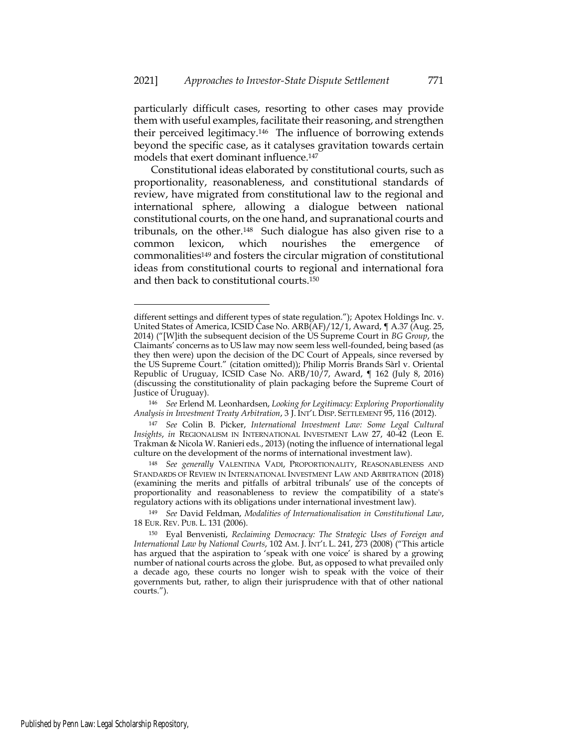particularly difficult cases, resorting to other cases may provide them with useful examples, facilitate their reasoning, and strengthen their perceived legitimacy.[146] The influence of borrowing extends beyond the specific case, as it catalyses gravitation towards certain models that exert dominant influence.[147]

Constitutional ideas elaborated by constitutional courts, such as proportionality, reasonableness, and constitutional standards of review, have migrated from constitutional law to the regional and international sphere, allowing a dialogue between national constitutional courts, on the one hand, and supranational courts and tribunals, on the other.[148] Such dialogue has also given rise to a common lexicon, which nourishes the emergence of commonalities[149] and fosters the circular migration of constitutional ideas from constitutional courts to regional and international fora and then back to constitutional courts.[150]

---

different settings and different types of state regulation."); Apotex Holdings Inc. v. United States of America, ICSID Case No. ARB(AF)/12/1, Award, ¶ A.37 (Aug. 25, 2014) ("[W]ith the subsequent decision of the US Supreme Court in *BG Group*, the Claimants' concerns as to US law may now seem less well-founded, being based (as they then were) upon the decision of the DC Court of Appeals, since reversed by the US Supreme Court." (citation omitted)); Philip Morris Brands Sàrl v. Oriental Republic of Uruguay, ICSID Case No. ARB/10/7, Award, ¶ 162 (July 8, 2016) (discussing the constitutionality of plain packaging before the Supreme Court of Justice of Uruguay).

[146] *See* Erlend M. Leonhardsen, *Looking for Legitimacy: Exploring Proportionality Analysis in Investment Treaty Arbitration*, 3 J. INT'L DISP. SETTLEMENT 95, 116 (2012).

[147] *See* Colin B. Picker, *International Investment Law: Some Legal Cultural Insights*, *in* REGIONALISM IN INTERNATIONAL INVESTMENT LAW 27, 40-42 (Leon E. Trakman & Nicola W. Ranieri eds., 2013) (noting the influence of international legal culture on the development of the norms of international investment law).

[148] *See generally* VALENTINA VADI, PROPORTIONALITY, REASONABLENESS AND STANDARDS OF REVIEW IN INTERNATIONAL INVESTMENT LAW AND ARBITRATION (2018) (examining the merits and pitfalls of arbitral tribunals' use of the concepts of proportionality and reasonableness to review the compatibility of a state's regulatory actions with its obligations under international investment law).

[149] *See* David Feldman, *Modalities of Internationalisation in Constitutional Law*, 18 EUR. REV. PUB. L. 131 (2006).

[150] Eyal Benvenisti, *Reclaiming Democracy: The Strategic Uses of Foreign and International Law by National Courts*, 102 AM. J. INT'L L. 241, 273 (2008) ("This article has argued that the aspiration to 'speak with one voice' is shared by a growing number of national courts across the globe. But, as opposed to what prevailed only a decade ago, these courts no longer wish to speak with the voice of their governments but, rather, to align their jurisprudence with that of other national courts.").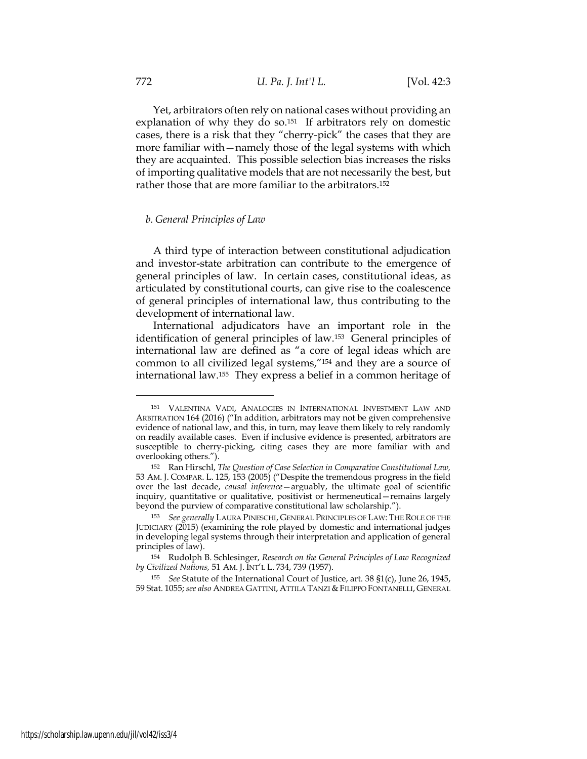Yet, arbitrators often rely on national cases without providing an explanation of why they do so.[151] If arbitrators rely on domestic cases, there is a risk that they "cherry-pick" the cases that they are more familiar with—namely those of the legal systems with which they are acquainted. This possible selection bias increases the risks of importing qualitative models that are not necessarily the best, but rather those that are more familiar to the arbitrators.[152]

*b. General Principles of Law*

A third type of interaction between constitutional adjudication and investor-state arbitration can contribute to the emergence of general principles of law. In certain cases, constitutional ideas, as articulated by constitutional courts, can give rise to the coalescence of general principles of international law, thus contributing to the development of international law.

International adjudicators have an important role in the identification of general principles of law.[153] General principles of international law are defined as "a core of legal ideas which are common to all civilized legal systems,"[154] and they are a source of international law.[155] They express a belief in a common heritage of

---

[151] VALENTINA VADI, ANALOGIES IN INTERNATIONAL INVESTMENT LAW AND ARBITRATION 164 (2016) ("In addition, arbitrators may not be given comprehensive evidence of national law, and this, in turn, may leave them likely to rely randomly on readily available cases. Even if inclusive evidence is presented, arbitrators are susceptible to cherry-picking, citing cases they are more familiar with and overlooking others.").

[152] Ran Hirschl, *The Question of Case Selection in Comparative Constitutional Law,* 53 AM. J. COMPAR. L. 125, 153 (2005) ("Despite the tremendous progress in the field over the last decade, *causal inference*—arguably, the ultimate goal of scientific inquiry, quantitative or qualitative, positivist or hermeneutical—remains largely beyond the purview of comparative constitutional law scholarship.").

[153] *See generally* LAURA PINESCHI, GENERAL PRINCIPLES OF LAW: THE ROLE OF THE JUDICIARY (2015) (examining the role played by domestic and international judges in developing legal systems through their interpretation and application of general principles of law).

[154] Rudolph B. Schlesinger, *Research on the General Principles of Law Recognized by Civilized Nations,* 51 AM. J. INT'L L. 734, 739 (1957).

[155] *See* Statute of the International Court of Justice, art. 38 §1(c), June 26, 1945, 59 Stat. 1055; *see also* ANDREA GATTINI, ATTILA TANZI & FILIPPO FONTANELLI, GENERAL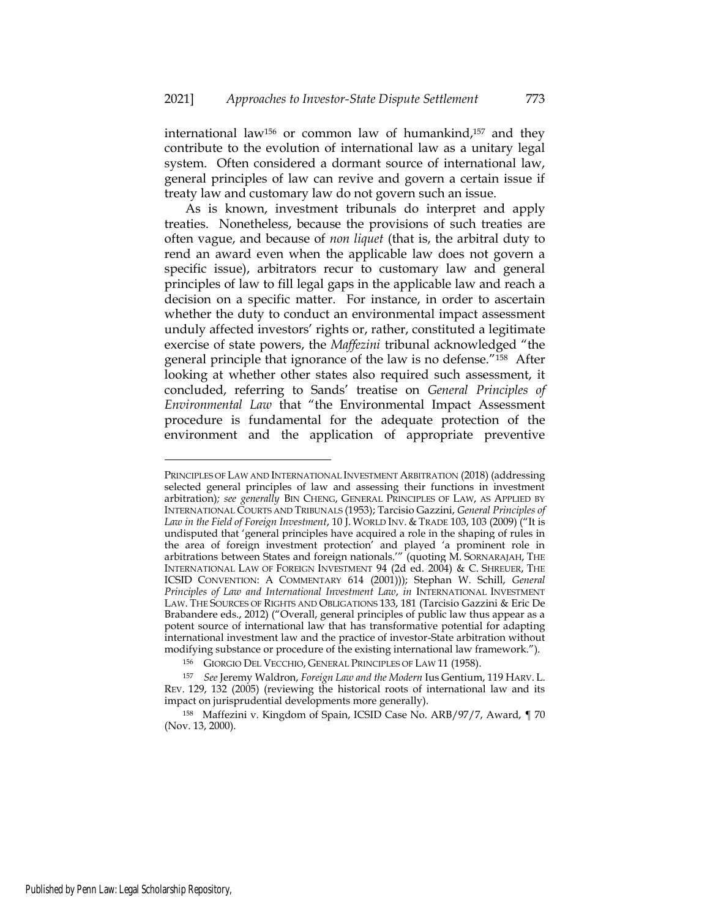international law[156] or common law of humankind,[157] and they contribute to the evolution of international law as a unitary legal system. Often considered a dormant source of international law, general principles of law can revive and govern a certain issue if treaty law and customary law do not govern such an issue.

As is known, investment tribunals do interpret and apply treaties. Nonetheless, because the provisions of such treaties are often vague, and because of *non liquet* (that is, the arbitral duty to rend an award even when the applicable law does not govern a specific issue), arbitrators recur to customary law and general principles of law to fill legal gaps in the applicable law and reach a decision on a specific matter. For instance, in order to ascertain whether the duty to conduct an environmental impact assessment unduly affected investors' rights or, rather, constituted a legitimate exercise of state powers, the *Maffezini* tribunal acknowledged "the general principle that ignorance of the law is no defense."[158] After looking at whether other states also required such assessment, it concluded, referring to Sands' treatise on *General Principles of Environmental Law* that "the Environmental Impact Assessment procedure is fundamental for the adequate protection of the environment and the application of appropriate preventive

---

PRINCIPLES OF LAW AND INTERNATIONAL INVESTMENT ARBITRATION (2018) (addressing selected general principles of law and assessing their functions in investment arbitration)*; see generally* BIN CHENG, GENERAL PRINCIPLES OF LAW, AS APPLIED BY INTERNATIONAL COURTS AND TRIBUNALS (1953); Tarcisio Gazzini, *General Principles of Law in the Field of Foreign Investment*, 10 J. WORLD INV. & TRADE 103, 103 (2009) ("It is undisputed that 'general principles have acquired a role in the shaping of rules in the area of foreign investment protection' and played 'a prominent role in arbitrations between States and foreign nationals.'" (quoting M. SORNARAJAH, THE INTERNATIONAL LAW OF FOREIGN INVESTMENT 94 (2d ed. 2004) & C. SHREUER, THE ICSID CONVENTION: A COMMENTARY 614 (2001))); Stephan W. Schill, *General Principles of Law and International Investment Law*, *in* INTERNATIONAL INVESTMENT LAW. THE SOURCES OF RIGHTS AND OBLIGATIONS 133, 181 (Tarcisio Gazzini & Eric De Brabandere eds., 2012) ("Overall, general principles of public law thus appear as a potent source of international law that has transformative potential for adapting international investment law and the practice of investor-State arbitration without modifying substance or procedure of the existing international law framework.").

[156] GIORGIO DEL VECCHIO, GENERAL PRINCIPLES OF LAW 11 (1958).

[157] *See* Jeremy Waldron, *Foreign Law and the Modern* Ius Gentium, 119 HARV. L. REV. 129, 132 (2005) (reviewing the historical roots of international law and its impact on jurisprudential developments more generally).

[158] Maffezini v. Kingdom of Spain, ICSID Case No. ARB/97/7, Award, ¶ 70 (Nov. 13, 2000).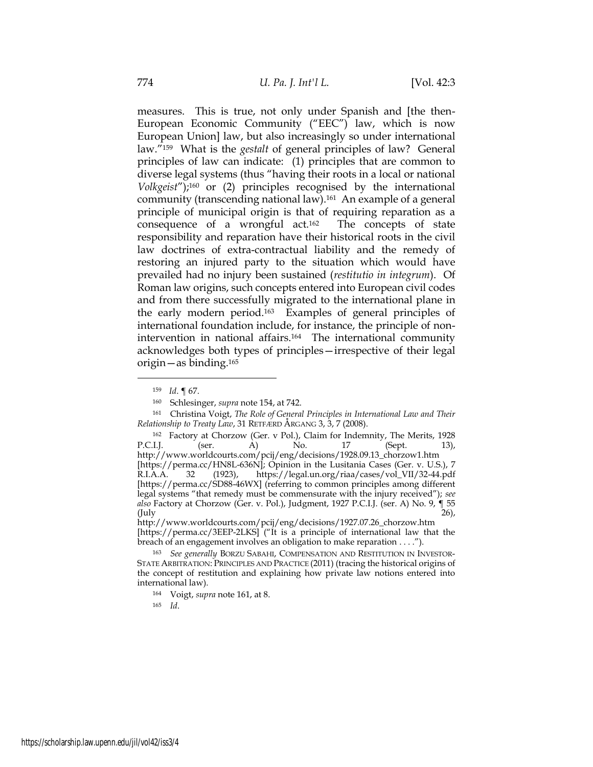measures. This is true, not only under Spanish and [the then-European Economic Community ("EEC") law, which is now European Union] law, but also increasingly so under international law."[159] What is the *gestalt* of general principles of law? General principles of law can indicate: (1) principles that are common to diverse legal systems (thus "having their roots in a local or national *Volkgeist*");[160] or (2) principles recognised by the international community (transcending national law).[161] An example of a general principle of municipal origin is that of requiring reparation as a consequence of a wrongful act.[162] The concepts of state responsibility and reparation have their historical roots in the civil law doctrines of extra-contractual liability and the remedy of restoring an injured party to the situation which would have prevailed had no injury been sustained (*restitutio in integrum*). Of Roman law origins, such concepts entered into European civil codes and from there successfully migrated to the international plane in the early modern period.[163] Examples of general principles of international foundation include, for instance, the principle of non-intervention in national affairs.[164] The international community acknowledges both types of principles—irrespective of their legal origin—as binding.[165]

---

[159] *Id.* ¶ 67.

[160] Schlesinger, *supra* note 154, at 742.

[161] Christina Voigt, *The Role of General Principles in International Law and Their Relationship to Treaty Law*, 31 RETFÆRD ÅRGANG 3, 3, 7 (2008).

[162] Factory at Chorzow (Ger. v Pol.), Claim for Indemnity, The Merits, 1928 P.C.I.J. (ser. A) No. 17 (Sept. 13), http://www.worldcourts.com/pcij/eng/decisions/1928.09.13_chorzow1.htm [https://perma.cc/HN8L-636N]; Opinion in the Lusitania Cases (Ger. v. U.S.), 7 R.I.A.A. 32 (1923), https://legal.un.org/riaa/cases/vol_VII/32-44.pdf [https://perma.cc/SD88-46WX] (referring to common principles among different legal systems "that remedy must be commensurate with the injury received"); *see also* Factory at Chorzow (Ger. v. Pol.), Judgment, 1927 P.C.I.J. (ser. A) No. 9, ¶ 55 (July 26), http://www.worldcourts.com/pcij/eng/decisions/1927.07.26_chorzow.htm [https://perma.cc/3EEP-2LKS] ("It is a principle of international law that the breach of an engagement involves an obligation to make reparation . . . .").

[163] *See generally* BORZU SABAHI, COMPENSATION AND RESTITUTION IN INVESTOR-STATE ARBITRATION: PRINCIPLES AND PRACTICE (2011) (tracing the historical origins of the concept of restitution and explaining how private law notions entered into international law).

[164] Voigt, *supra* note 161, at 8.

[165] *Id.*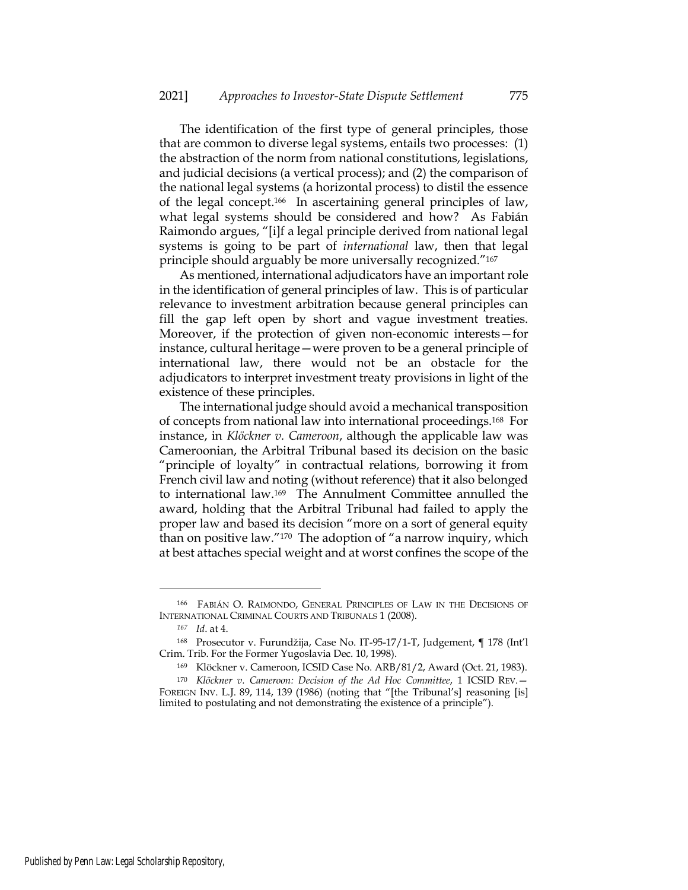The identification of the first type of general principles, those that are common to diverse legal systems, entails two processes: (1) the abstraction of the norm from national constitutions, legislations, and judicial decisions (a vertical process); and (2) the comparison of the national legal systems (a horizontal process) to distil the essence of the legal concept.[166] In ascertaining general principles of law, what legal systems should be considered and how? As Fabián Raimondo argues, "[i]f a legal principle derived from national legal systems is going to be part of *international* law, then that legal principle should arguably be more universally recognized."[167]

As mentioned, international adjudicators have an important role in the identification of general principles of law. This is of particular relevance to investment arbitration because general principles can fill the gap left open by short and vague investment treaties. Moreover, if the protection of given non-economic interests—for instance, cultural heritage—were proven to be a general principle of international law, there would not be an obstacle for the adjudicators to interpret investment treaty provisions in light of the existence of these principles.

The international judge should avoid a mechanical transposition of concepts from national law into international proceedings.[168] For instance, in *Klöckner v. Cameroon*, although the applicable law was Cameroonian, the Arbitral Tribunal based its decision on the basic "principle of loyalty" in contractual relations, borrowing it from French civil law and noting (without reference) that it also belonged to international law.[169] The Annulment Committee annulled the award, holding that the Arbitral Tribunal had failed to apply the proper law and based its decision "more on a sort of general equity than on positive law."[170] The adoption of "a narrow inquiry, which at best attaches special weight and at worst confines the scope of the

---

[166] FABIÁN O. RAIMONDO, GENERAL PRINCIPLES OF LAW IN THE DECISIONS OF INTERNATIONAL CRIMINAL COURTS AND TRIBUNALS 1 (2008).

[167] *Id*. at 4.

[168] Prosecutor v. Furundžija, Case No. IT-95-17/1-T, Judgement, ¶ 178 (Int'l Crim. Trib. For the Former Yugoslavia Dec. 10, 1998).

[169] Klöckner v. Cameroon, ICSID Case No. ARB/81/2, Award (Oct. 21, 1983).

[170] *Klöckner v. Cameroon: Decision of the Ad Hoc Committee*, 1 ICSID REV.—FOREIGN INV. L.J. 89, 114, 139 (1986) (noting that "[the Tribunal's] reasoning [is] limited to postulating and not demonstrating the existence of a principle").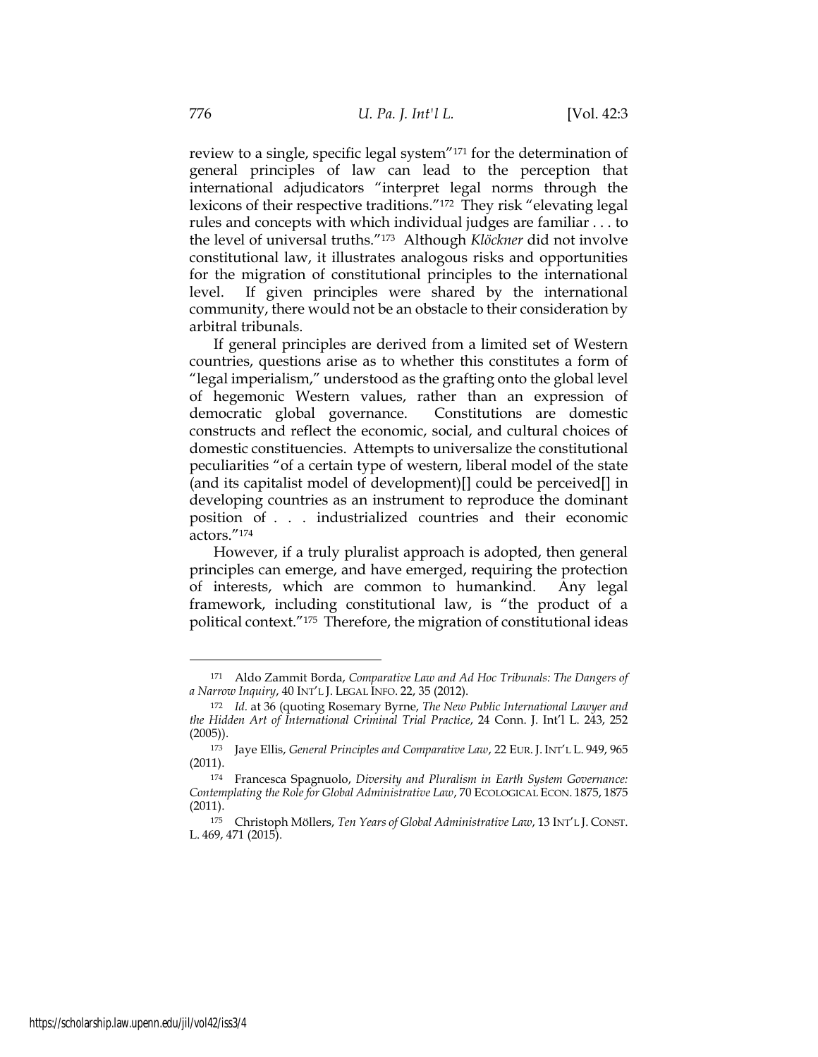review to a single, specific legal system"[171] for the determination of general principles of law can lead to the perception that international adjudicators "interpret legal norms through the lexicons of their respective traditions."[172] They risk "elevating legal rules and concepts with which individual judges are familiar . . . to the level of universal truths."[173] Although *Klöckner* did not involve constitutional law, it illustrates analogous risks and opportunities for the migration of constitutional principles to the international level. If given principles were shared by the international community, there would not be an obstacle to their consideration by arbitral tribunals.

If general principles are derived from a limited set of Western countries, questions arise as to whether this constitutes a form of "legal imperialism," understood as the grafting onto the global level of hegemonic Western values, rather than an expression of democratic global governance. Constitutions are domestic constructs and reflect the economic, social, and cultural choices of domestic constituencies. Attempts to universalize the constitutional peculiarities "of a certain type of western, liberal model of the state (and its capitalist model of development)[] could be perceived[] in developing countries as an instrument to reproduce the dominant position of . . . industrialized countries and their economic actors."[174]

However, if a truly pluralist approach is adopted, then general principles can emerge, and have emerged, requiring the protection of interests, which are common to humankind. Any legal framework, including constitutional law, is "the product of a political context."[175] Therefore, the migration of constitutional ideas

---

[171] Aldo Zammit Borda, *Comparative Law and Ad Hoc Tribunals: The Dangers of a Narrow Inquiry*, 40 INT'L J. LEGAL INFO. 22, 35 (2012).

[172] *Id.* at 36 (quoting Rosemary Byrne, *The New Public International Lawyer and the Hidden Art of International Criminal Trial Practice*, 24 Conn. J. Int'l L. 243, 252 (2005)).

[173] Jaye Ellis, *General Principles and Comparative Law*, 22 EUR. J. INT'L L. 949, 965 (2011).

[174] Francesca Spagnuolo, *Diversity and Pluralism in Earth System Governance: Contemplating the Role for Global Administrative Law*, 70 ECOLOGICAL ECON. 1875, 1875 (2011).

[175] Christoph Möllers, *Ten Years of Global Administrative Law*, 13 INT'L J. CONST. L. 469, 471 (2015).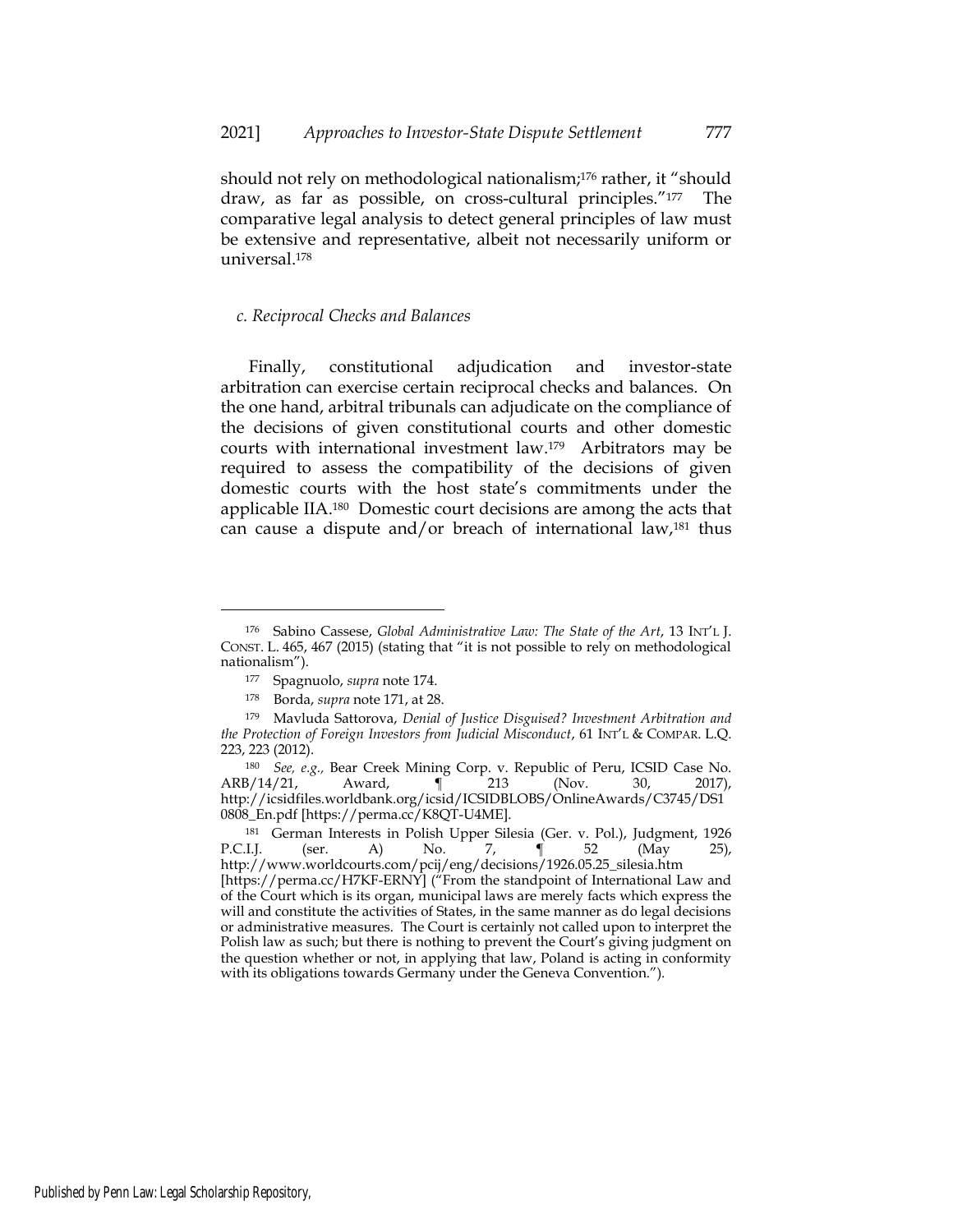should not rely on methodological nationalism;[176] rather, it "should draw, as far as possible, on cross-cultural principles."[177] The comparative legal analysis to detect general principles of law must be extensive and representative, albeit not necessarily uniform or universal.[178]

### *c. Reciprocal Checks and Balances*

Finally, constitutional adjudication and investor-state arbitration can exercise certain reciprocal checks and balances. On the one hand, arbitral tribunals can adjudicate on the compliance of the decisions of given constitutional courts and other domestic courts with international investment law.[179] Arbitrators may be required to assess the compatibility of the decisions of given domestic courts with the host state's commitments under the applicable IIA.[180] Domestic court decisions are among the acts that can cause a dispute and/or breach of international law,[181] thus

---

[176] Sabino Cassese, *Global Administrative Law: The State of the Art*, 13 INT'L J. CONST. L. 465, 467 (2015) (stating that "it is not possible to rely on methodological nationalism").

[177] Spagnuolo, *supra* note 174.

[178] Borda, *supra* note 171, at 28.

[179] Mavluda Sattorova, *Denial of Justice Disguised? Investment Arbitration and the Protection of Foreign Investors from Judicial Misconduct*, 61 INT'L & COMPAR. L.Q. 223, 223 (2012).

[180] *See, e.g.,* Bear Creek Mining Corp. v. Republic of Peru, ICSID Case No. ARB/14/21, Award, ¶ 213 (Nov. 30, 2017), http://icsidfiles.worldbank.org/icsid/ICSIDBLOBS/OnlineAwards/C3745/DS10808_En.pdf [https://perma.cc/K8QT-U4ME].

[181] German Interests in Polish Upper Silesia (Ger. v. Pol.), Judgment, 1926 P.C.I.J. (ser. A) No. 7, ¶ 52 (May 25), http://www.worldcourts.com/pcij/eng/decisions/1926.05.25_silesia.htm [https://perma.cc/H7KF-ERNY] ("From the standpoint of International Law and of the Court which is its organ, municipal laws are merely facts which express the will and constitute the activities of States, in the same manner as do legal decisions or administrative measures. The Court is certainly not called upon to interpret the Polish law as such; but there is nothing to prevent the Court's giving judgment on the question whether or not, in applying that law, Poland is acting in conformity with its obligations towards Germany under the Geneva Convention.").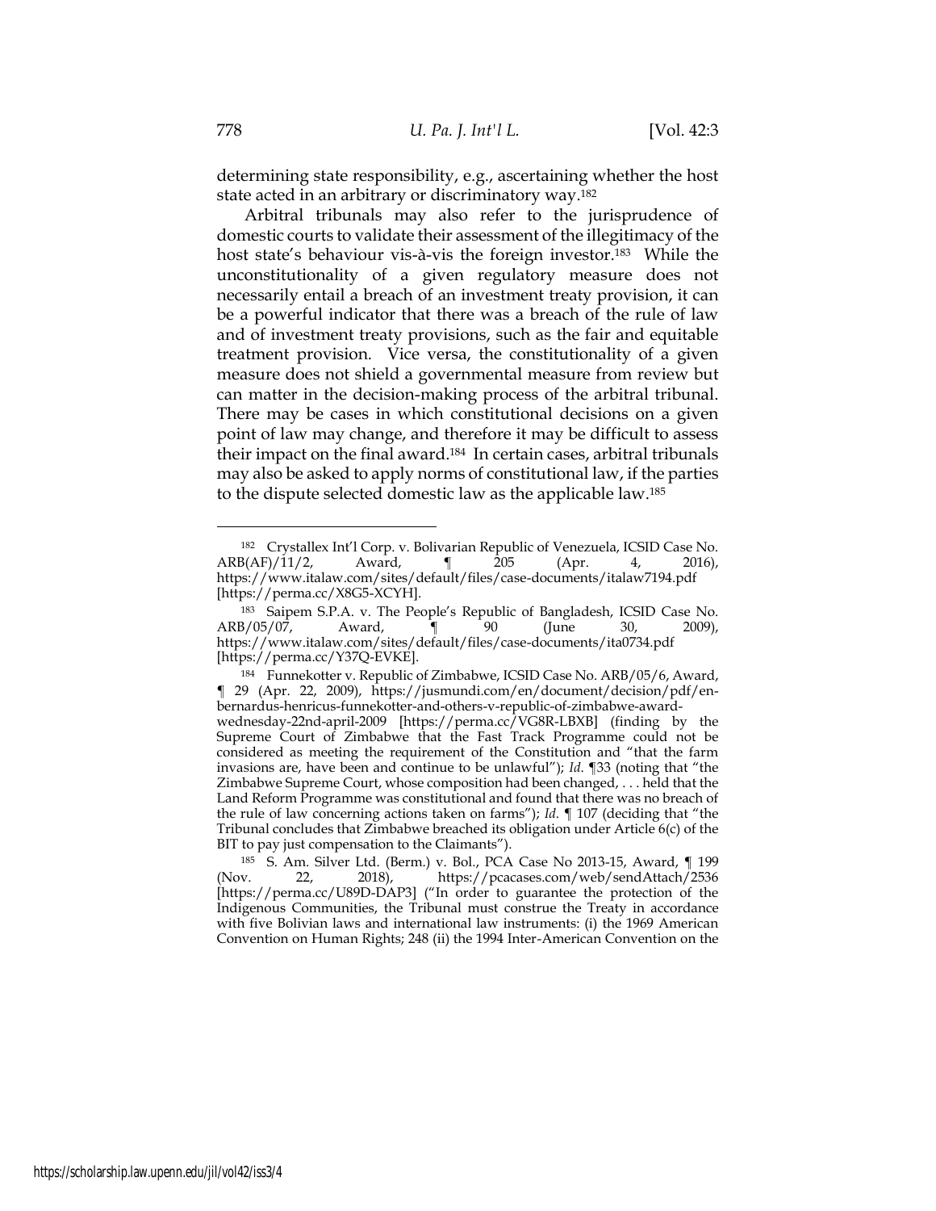determining state responsibility, e.g., ascertaining whether the host state acted in an arbitrary or discriminatory way.[182]

Arbitral tribunals may also refer to the jurisprudence of domestic courts to validate their assessment of the illegitimacy of the host state's behaviour vis-à-vis the foreign investor.[183] While the unconstitutionality of a given regulatory measure does not necessarily entail a breach of an investment treaty provision, it can be a powerful indicator that there was a breach of the rule of law and of investment treaty provisions, such as the fair and equitable treatment provision. Vice versa, the constitutionality of a given measure does not shield a governmental measure from review but can matter in the decision-making process of the arbitral tribunal. There may be cases in which constitutional decisions on a given point of law may change, and therefore it may be difficult to assess their impact on the final award.[184] In certain cases, arbitral tribunals may also be asked to apply norms of constitutional law, if the parties to the dispute selected domestic law as the applicable law.[185]

---

[182] Crystallex Int'l Corp. v. Bolivarian Republic of Venezuela, ICSID Case No. ARB(AF)/11/2, Award, ¶ 205 (Apr. 4, 2016), https://www.italaw.com/sites/default/files/case-documents/italaw7194.pdf [https://perma.cc/X8G5-XCYH].

[183] Saipem S.P.A. v. The People's Republic of Bangladesh, ICSID Case No. ARB/05/07, Award, ¶ 90 (June 30, 2009), https://www.italaw.com/sites/default/files/case-documents/ita0734.pdf [https://perma.cc/Y37Q-EVKE].

[184] Funnekotter v. Republic of Zimbabwe, ICSID Case No. ARB/05/6, Award, ¶ 29 (Apr. 22, 2009), https://jusmundi.com/en/document/decision/pdf/en-bernardus-henricus-funnekotter-and-others-v-republic-of-zimbabwe-award-wednesday-22nd-april-2009 [https://perma.cc/VG8R-LBXB] (finding by the Supreme Court of Zimbabwe that the Fast Track Programme could not be considered as meeting the requirement of the Constitution and "that the farm invasions are, have been and continue to be unlawful"); *Id.* ¶33 (noting that "the Zimbabwe Supreme Court, whose composition had been changed, . . . held that the Land Reform Programme was constitutional and found that there was no breach of the rule of law concerning actions taken on farms"); *Id.* ¶ 107 (deciding that "the Tribunal concludes that Zimbabwe breached its obligation under Article 6(c) of the BIT to pay just compensation to the Claimants").

[185] S. Am. Silver Ltd. (Berm.) v. Bol., PCA Case No 2013-15, Award, ¶ 199 (Nov. 22, 2018), https://pcacases.com/web/sendAttach/2536 [https://perma.cc/U89D-DAP3] ("In order to guarantee the protection of the Indigenous Communities, the Tribunal must construe the Treaty in accordance with five Bolivian laws and international law instruments: (i) the 1969 American Convention on Human Rights; 248 (ii) the 1994 Inter-American Convention on the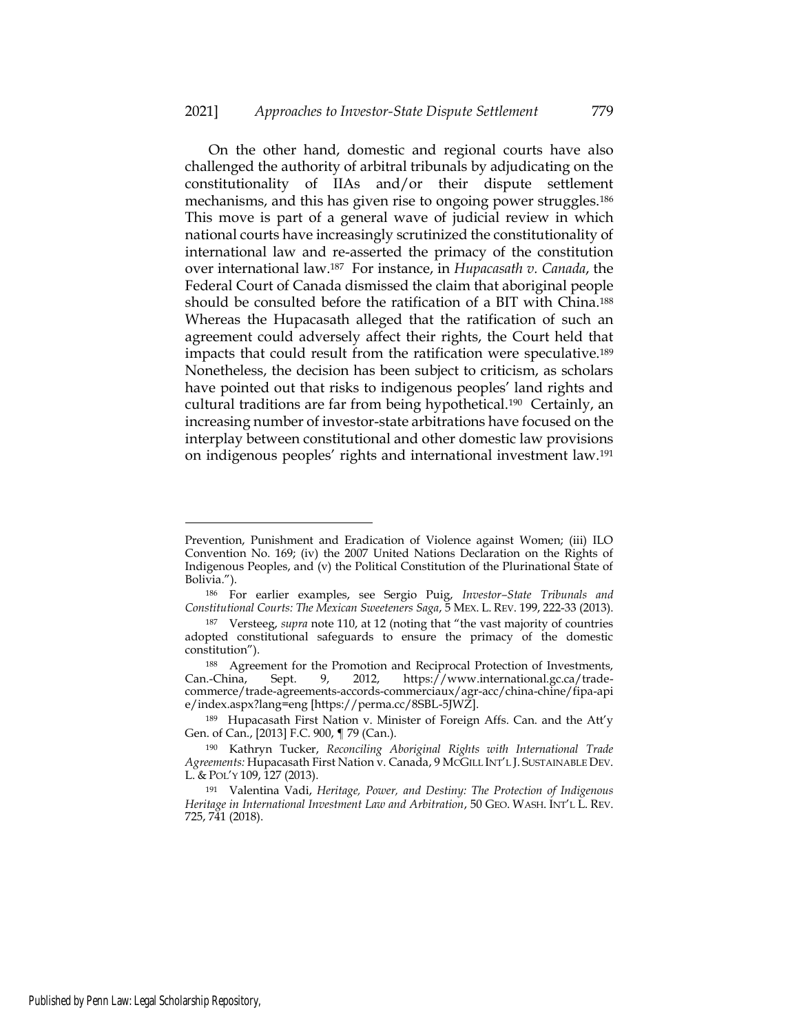On the other hand, domestic and regional courts have also challenged the authority of arbitral tribunals by adjudicating on the constitutionality of IIAs and/or their dispute settlement mechanisms, and this has given rise to ongoing power struggles.[186] This move is part of a general wave of judicial review in which national courts have increasingly scrutinized the constitutionality of international law and re-asserted the primacy of the constitution over international law.[187] For instance, in *Hupacasath v. Canada*, the Federal Court of Canada dismissed the claim that aboriginal people should be consulted before the ratification of a BIT with China.[188] Whereas the Hupacasath alleged that the ratification of such an agreement could adversely affect their rights, the Court held that impacts that could result from the ratification were speculative.[189] Nonetheless, the decision has been subject to criticism, as scholars have pointed out that risks to indigenous peoples' land rights and cultural traditions are far from being hypothetical.[190] Certainly, an increasing number of investor-state arbitrations have focused on the interplay between constitutional and other domestic law provisions on indigenous peoples' rights and international investment law.[191]

---

Prevention, Punishment and Eradication of Violence against Women; (iii) ILO Convention No. 169; (iv) the 2007 United Nations Declaration on the Rights of Indigenous Peoples, and (v) the Political Constitution of the Plurinational State of Bolivia.").

[186] For earlier examples, see Sergio Puig, *Investor–State Tribunals and Constitutional Courts: The Mexican Sweeteners Saga*, 5 MEX. L. REV. 199, 222-33 (2013).

[187] Versteeg, *supra* note 110, at 12 (noting that "the vast majority of countries adopted constitutional safeguards to ensure the primacy of the domestic constitution").

[188] Agreement for the Promotion and Reciprocal Protection of Investments, Can.-China, Sept. 9, 2012, https://www.international.gc.ca/trade-commerce/trade-agreements-accords-commerciaux/agr-acc/china-chine/fipa-apie/index.aspx?lang=eng [https://perma.cc/8SBL-5JWZ].

[189] Hupacasath First Nation v. Minister of Foreign Affs. Can. and the Att'y Gen. of Can., [2013] F.C. 900, ¶ 79 (Can.).

[190] Kathryn Tucker, *Reconciling Aboriginal Rights with International Trade Agreements:* Hupacasath First Nation v. Canada, 9 MCGILL INT'L J. SUSTAINABLE DEV. L. & POL'Y 109, 127 (2013).

[191] Valentina Vadi, *Heritage, Power, and Destiny: The Protection of Indigenous Heritage in International Investment Law and Arbitration*, 50 GEO. WASH. INT'L L. REV. 725, 741 (2018).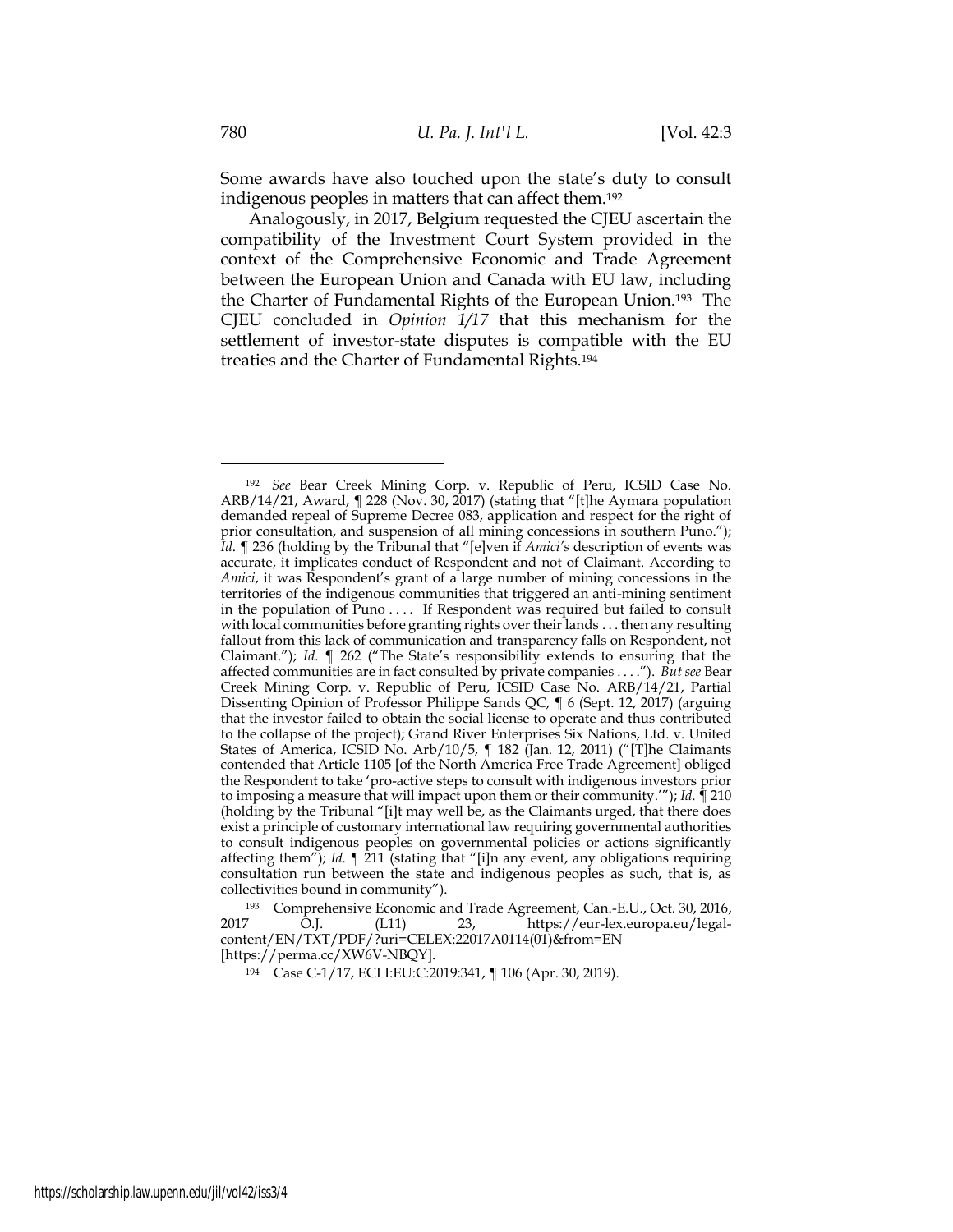Some awards have also touched upon the state's duty to consult indigenous peoples in matters that can affect them.[192]

Analogously, in 2017, Belgium requested the CJEU ascertain the compatibility of the Investment Court System provided in the context of the Comprehensive Economic and Trade Agreement between the European Union and Canada with EU law, including the Charter of Fundamental Rights of the European Union.[193] The CJEU concluded in *Opinion 1/17* that this mechanism for the settlement of investor-state disputes is compatible with the EU treaties and the Charter of Fundamental Rights.[194]

---

[192] *See* Bear Creek Mining Corp. v. Republic of Peru, ICSID Case No. ARB/14/21, Award, ¶ 228 (Nov. 30, 2017) (stating that "[t]he Aymara population demanded repeal of Supreme Decree 083, application and respect for the right of prior consultation, and suspension of all mining concessions in southern Puno."); *Id.* ¶ 236 (holding by the Tribunal that "[e]ven if *Amici's* description of events was accurate, it implicates conduct of Respondent and not of Claimant. According to *Amici*, it was Respondent's grant of a large number of mining concessions in the territories of the indigenous communities that triggered an anti-mining sentiment in the population of Puno . . . . If Respondent was required but failed to consult with local communities before granting rights over their lands . . . then any resulting fallout from this lack of communication and transparency falls on Respondent, not Claimant."); *Id.* ¶ 262 ("The State's responsibility extends to ensuring that the affected communities are in fact consulted by private companies . . . ."). *But see* Bear Creek Mining Corp. v. Republic of Peru, ICSID Case No. ARB/14/21, Partial Dissenting Opinion of Professor Philippe Sands QC, ¶ 6 (Sept. 12, 2017) (arguing that the investor failed to obtain the social license to operate and thus contributed to the collapse of the project); Grand River Enterprises Six Nations, Ltd. v. United States of America, ICSID No. Arb/10/5, ¶ 182 (Jan. 12, 2011) ("[T]he Claimants contended that Article 1105 [of the North America Free Trade Agreement] obliged the Respondent to take 'pro-active steps to consult with indigenous investors prior to imposing a measure that will impact upon them or their community.'"); *Id.* ¶ 210 (holding by the Tribunal "[i]t may well be, as the Claimants urged, that there does exist a principle of customary international law requiring governmental authorities to consult indigenous peoples on governmental policies or actions significantly affecting them"); *Id.* ¶ 211 (stating that "[i]n any event, any obligations requiring consultation run between the state and indigenous peoples as such, that is, as collectivities bound in community").

[193] Comprehensive Economic and Trade Agreement, Can.-E.U., Oct. 30, 2016, 2017 O.J. (L11) 23, https://eur-lex.europa.eu/legal-content/EN/TXT/PDF/?uri=CELEX:22017A0114(01)&from=EN [https://perma.cc/XW6V-NBQY].

[194] Case C-1/17, ECLI:EU:C:2019:341, ¶ 106 (Apr. 30, 2019).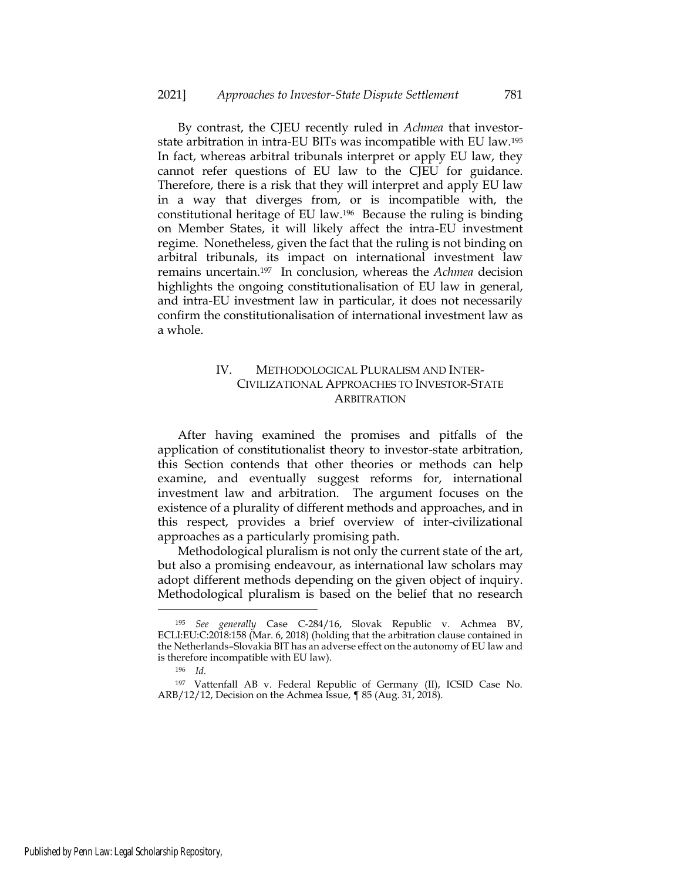By contrast, the CJEU recently ruled in *Achmea* that investor-state arbitration in intra-EU BITs was incompatible with EU law.[195] In fact, whereas arbitral tribunals interpret or apply EU law, they cannot refer questions of EU law to the CJEU for guidance. Therefore, there is a risk that they will interpret and apply EU law in a way that diverges from, or is incompatible with, the constitutional heritage of EU law.[196] Because the ruling is binding on Member States, it will likely affect the intra-EU investment regime. Nonetheless, given the fact that the ruling is not binding on arbitral tribunals, its impact on international investment law remains uncertain.[197] In conclusion, whereas the *Achmea* decision highlights the ongoing constitutionalisation of EU law in general, and intra-EU investment law in particular, it does not necessarily confirm the constitutionalisation of international investment law as a whole.

## IV. METHODOLOGICAL PLURALISM AND INTER-CIVILIZATIONAL APPROACHES TO INVESTOR-STATE ARBITRATION

After having examined the promises and pitfalls of the application of constitutionalist theory to investor-state arbitration, this Section contends that other theories or methods can help examine, and eventually suggest reforms for, international investment law and arbitration. The argument focuses on the existence of a plurality of different methods and approaches, and in this respect, provides a brief overview of inter-civilizational approaches as a particularly promising path.

Methodological pluralism is not only the current state of the art, but also a promising endeavour, as international law scholars may adopt different methods depending on the given object of inquiry. Methodological pluralism is based on the belief that no research

---

[195] *See generally* Case C-284/16, Slovak Republic v. Achmea BV, ECLI:EU:C:2018:158 (Mar. 6, 2018) (holding that the arbitration clause contained in the Netherlands–Slovakia BIT has an adverse effect on the autonomy of EU law and is therefore incompatible with EU law).

[196] *Id.*

[197] Vattenfall AB v. Federal Republic of Germany (II), ICSID Case No. ARB/12/12, Decision on the Achmea Issue, ¶ 85 (Aug. 31, 2018).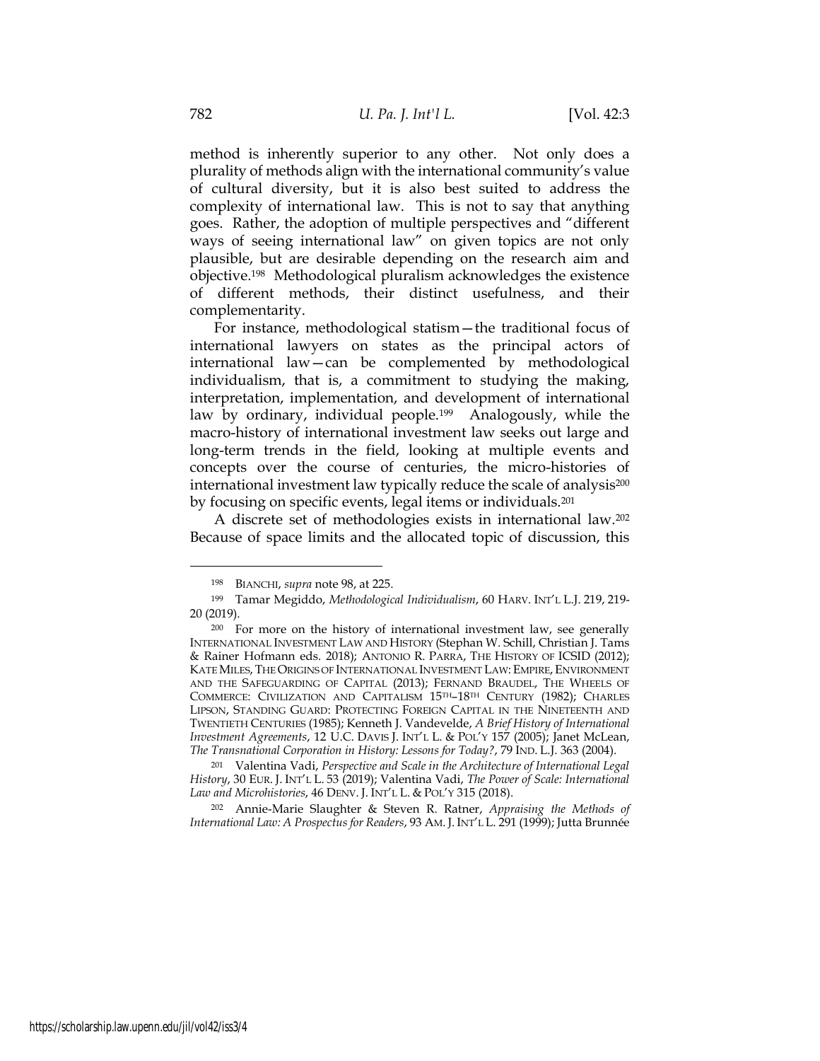method is inherently superior to any other. Not only does a plurality of methods align with the international community's value of cultural diversity, but it is also best suited to address the complexity of international law. This is not to say that anything goes. Rather, the adoption of multiple perspectives and "different ways of seeing international law" on given topics are not only plausible, but are desirable depending on the research aim and objective.[198] Methodological pluralism acknowledges the existence of different methods, their distinct usefulness, and their complementarity.

For instance, methodological statism—the traditional focus of international lawyers on states as the principal actors of international law—can be complemented by methodological individualism, that is, a commitment to studying the making, interpretation, implementation, and development of international law by ordinary, individual people.[199] Analogously, while the macro-history of international investment law seeks out large and long-term trends in the field, looking at multiple events and concepts over the course of centuries, the micro-histories of international investment law typically reduce the scale of analysis[200] by focusing on specific events, legal items or individuals.[201]

A discrete set of methodologies exists in international law.[202] Because of space limits and the allocated topic of discussion, this

---

[198] BIANCHI, *supra* note 98, at 225.

[199] Tamar Megiddo, *Methodological Individualism*, 60 HARV. INT'L L.J. 219, 219-20 (2019).

[200] For more on the history of international investment law, see generally INTERNATIONAL INVESTMENT LAW AND HISTORY (Stephan W. Schill, Christian J. Tams & Rainer Hofmann eds. 2018); ANTONIO R. PARRA, THE HISTORY OF ICSID (2012); KATE MILES, THE ORIGINS OF INTERNATIONAL INVESTMENT LAW: EMPIRE, ENVIRONMENT AND THE SAFEGUARDING OF CAPITAL (2013); FERNAND BRAUDEL, THE WHEELS OF COMMERCE: CIVILIZATION AND CAPITALISM 15TH–18TH CENTURY (1982); CHARLES LIPSON, STANDING GUARD: PROTECTING FOREIGN CAPITAL IN THE NINETEENTH AND TWENTIETH CENTURIES (1985); Kenneth J. Vandevelde, *A Brief History of International Investment Agreements*, 12 U.C. DAVIS J. INT'L L. & POL'Y 157 (2005); Janet McLean, *The Transnational Corporation in History: Lessons for Today?*, 79 IND. L.J. 363 (2004).

[201] Valentina Vadi, *Perspective and Scale in the Architecture of International Legal History*, 30 EUR. J. INT'L L. 53 (2019); Valentina Vadi, *The Power of Scale: International Law and Microhistories*, 46 DENV. J. INT'L L. & POL'Y 315 (2018).

[202] Annie-Marie Slaughter & Steven R. Ratner, *Appraising the Methods of International Law: A Prospectus for Readers*, 93 AM. J. INT'L L. 291 (1999); Jutta Brunnée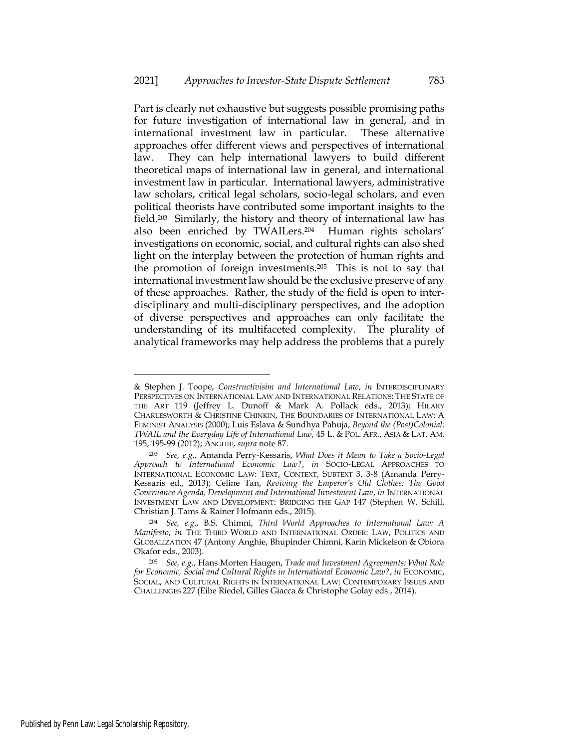Part is clearly not exhaustive but suggests possible promising paths for future investigation of international law in general, and in international investment law in particular. These alternative approaches offer different views and perspectives of international law. They can help international lawyers to build different theoretical maps of international law in general, and international investment law in particular. International lawyers, administrative law scholars, critical legal scholars, socio-legal scholars, and even political theorists have contributed some important insights to the field.[203] Similarly, the history and theory of international law has also been enriched by TWAILers.[204] Human rights scholars' investigations on economic, social, and cultural rights can also shed light on the interplay between the protection of human rights and the promotion of foreign investments.[205] This is not to say that international investment law should be the exclusive preserve of any of these approaches. Rather, the study of the field is open to inter-disciplinary and multi-disciplinary perspectives, and the adoption of diverse perspectives and approaches can only facilitate the understanding of its multifaceted complexity. The plurality of analytical frameworks may help address the problems that a purely

---

& Stephen J. Toope, *Constructivisim and International Law*, *in* INTERDISCIPLINARY PERSPECTIVES ON INTERNATIONAL LAW AND INTERNATIONAL RELATIONS: THE STATE OF THE ART 119 (Jeffrey L. Dunoff & Mark A. Pollack eds., 2013); HILARY CHARLESWORTH & CHRISTINE CHINKIN, THE BOUNDARIES OF INTERNATIONAL LAW: A FEMINIST ANALYSIS (2000); Luis Eslava & Sundhya Pahuja, *Beyond the (Post)Colonial: TWAIL and the Everyday Life of International Law*, 45 L. & POL. AFR., ASIA & LAT. AM. 195, 195-99 (2012); ANGHIE, *supra* note 87.

[203] *See, e.g.*, Amanda Perry-Kessaris, *What Does it Mean to Take a Socio-Legal Approach to International Economic Law?*, *in* SOCIO-LEGAL APPROACHES TO INTERNATIONAL ECONOMIC LAW: TEXT, CONTEXT, SUBTEXT 3, 3-8 (Amanda Perry-Kessaris ed., 2013); Celine Tan, *Reviving the Emperor's Old Clothes: The Good Governance Agenda, Development and International Investment Law*, *in* INTERNATIONAL INVESTMENT LAW AND DEVELOPMENT: BRIDGING THE GAP 147 (Stephen W. Schill, Christian J. Tams & Rainer Hofmann eds., 2015).

[204] *See, e.g.*, B.S. Chimni, *Third World Approaches to International Law: A Manifesto*, *in* THE THIRD WORLD AND INTERNATIONAL ORDER: LAW, POLITICS AND GLOBALIZATION 47 (Antony Anghie, Bhupinder Chimni, Karin Mickelson & Obiora Okafor eds., 2003).

[205] *See, e.g.*, Hans Morten Haugen, *Trade and Investment Agreements: What Role for Economic, Social and Cultural Rights in International Economic Law?*, *in* ECONOMIC, SOCIAL, AND CULTURAL RIGHTS IN INTERNATIONAL LAW: CONTEMPORARY ISSUES AND CHALLENGES 227 (Eibe Riedel, Gilles Giacca & Christophe Golay eds., 2014).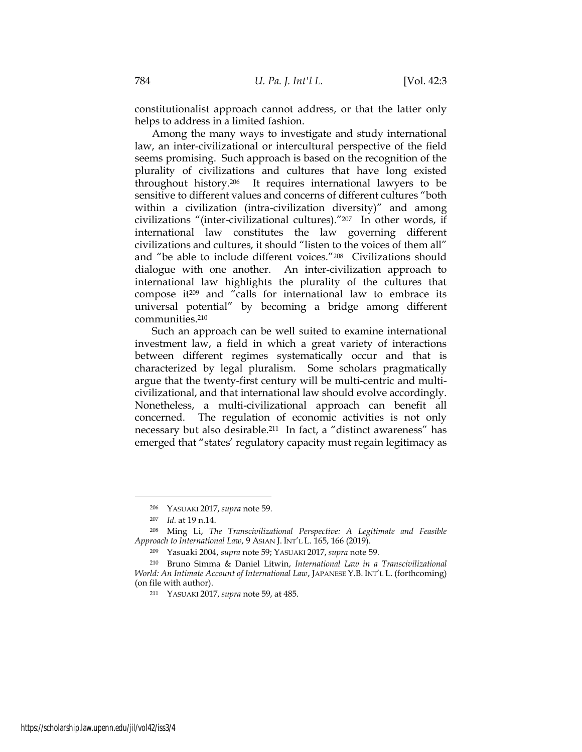constitutionalist approach cannot address, or that the latter only helps to address in a limited fashion.

Among the many ways to investigate and study international law, an inter-civilizational or intercultural perspective of the field seems promising. Such approach is based on the recognition of the plurality of civilizations and cultures that have long existed throughout history.[206] It requires international lawyers to be sensitive to different values and concerns of different cultures "both within a civilization (intra-civilization diversity)" and among civilizations "(inter-civilizational cultures)."[207] In other words, if international law constitutes the law governing different civilizations and cultures, it should "listen to the voices of them all" and "be able to include different voices."[208] Civilizations should dialogue with one another. An inter-civilization approach to international law highlights the plurality of the cultures that compose it[209] and "calls for international law to embrace its universal potential" by becoming a bridge among different communities.[210]

Such an approach can be well suited to examine international investment law, a field in which a great variety of interactions between different regimes systematically occur and that is characterized by legal pluralism. Some scholars pragmatically argue that the twenty-first century will be multi-centric and multi-civilizational, and that international law should evolve accordingly. Nonetheless, a multi-civilizational approach can benefit all concerned. The regulation of economic activities is not only necessary but also desirable.[211] In fact, a "distinct awareness" has emerged that "states' regulatory capacity must regain legitimacy as

---

[206] YASUAKI 2017, *supra* note 59.

[207] *Id.* at 19 n.14.

[208] Ming Li, *The Transcivilizational Perspective: A Legitimate and Feasible Approach to International Law*, 9 ASIAN J. INT'L L. 165, 166 (2019).

[209] Yasuaki 2004, *supra* note 59; YASUAKI 2017, *supra* note 59.

[210] Bruno Simma & Daniel Litwin, *International Law in a Transcivilizational World: An Intimate Account of International Law*, JAPANESE Y.B. INT'L L. (forthcoming) (on file with author).

[211] YASUAKI 2017, *supra* note 59, at 485.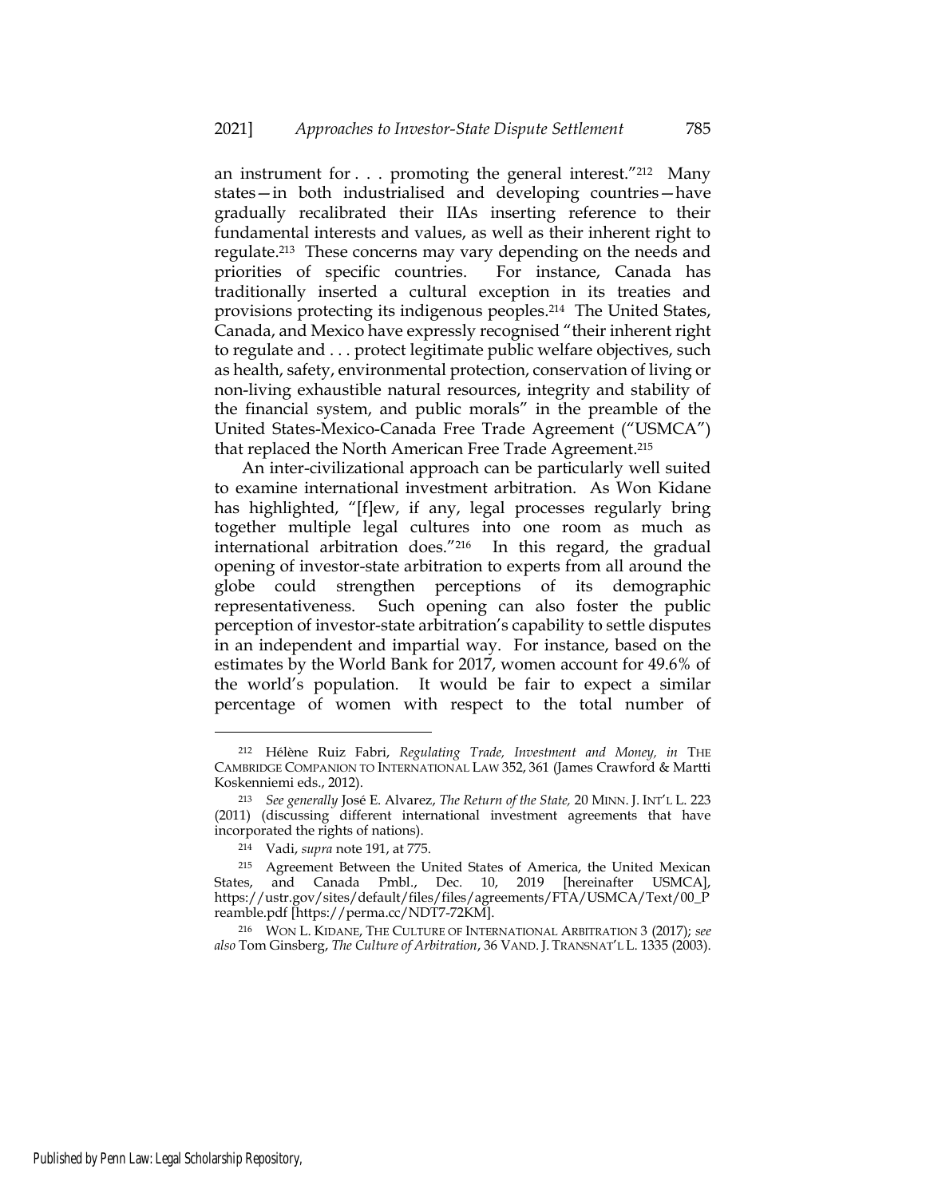an instrument for . . . promoting the general interest."[212] Many states—in both industrialised and developing countries—have gradually recalibrated their IIAs inserting reference to their fundamental interests and values, as well as their inherent right to regulate.[213] These concerns may vary depending on the needs and priorities of specific countries. For instance, Canada has traditionally inserted a cultural exception in its treaties and provisions protecting its indigenous peoples.[214] The United States, Canada, and Mexico have expressly recognised "their inherent right to regulate and . . . protect legitimate public welfare objectives, such as health, safety, environmental protection, conservation of living or non-living exhaustible natural resources, integrity and stability of the financial system, and public morals" in the preamble of the United States-Mexico-Canada Free Trade Agreement ("USMCA") that replaced the North American Free Trade Agreement.[215]

An inter-civilizational approach can be particularly well suited to examine international investment arbitration. As Won Kidane has highlighted, "[f]ew, if any, legal processes regularly bring together multiple legal cultures into one room as much as international arbitration does."[216] In this regard, the gradual opening of investor-state arbitration to experts from all around the globe could strengthen perceptions of its demographic representativeness. Such opening can also foster the public perception of investor-state arbitration's capability to settle disputes in an independent and impartial way. For instance, based on the estimates by the World Bank for 2017, women account for 49.6% of the world's population. It would be fair to expect a similar percentage of women with respect to the total number of

---

[212] Hélène Ruiz Fabri, *Regulating Trade, Investment and Money, in* THE CAMBRIDGE COMPANION TO INTERNATIONAL LAW 352, 361 (James Crawford & Martti Koskenniemi eds., 2012).

[213] *See generally* José E. Alvarez, *The Return of the State,* 20 MINN. J. INT'L L. 223 (2011) (discussing different international investment agreements that have incorporated the rights of nations).

[214] Vadi, *supra* note 191, at 775.

[215] Agreement Between the United States of America, the United Mexican States, and Canada Pmbl., Dec. 10, 2019 [hereinafter USMCA], https://ustr.gov/sites/default/files/files/agreements/FTA/USMCA/Text/00_Preamble.pdf [https://perma.cc/NDT7-72KM].

[216] WON L. KIDANE, THE CULTURE OF INTERNATIONAL ARBITRATION 3 (2017); *see also* Tom Ginsberg, *The Culture of Arbitration*, 36 VAND. J. TRANSNAT'L L. 1335 (2003).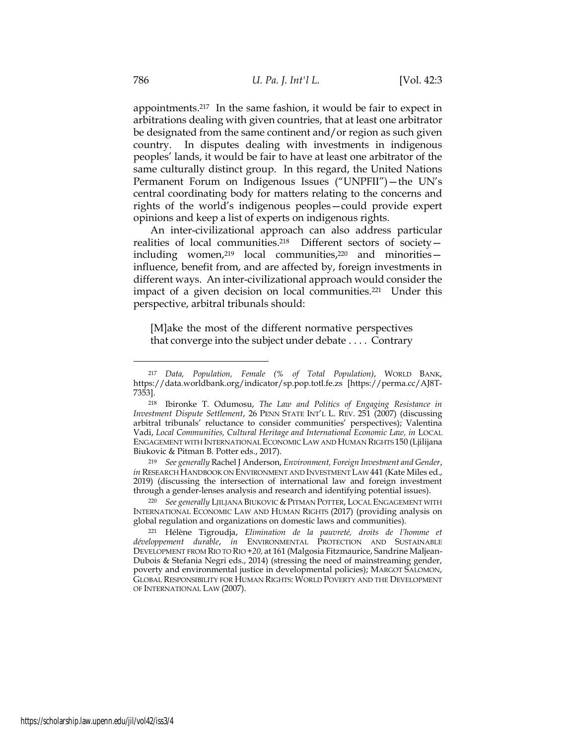appointments.[217] In the same fashion, it would be fair to expect in arbitrations dealing with given countries, that at least one arbitrator be designated from the same continent and/or region as such given country. In disputes dealing with investments in indigenous peoples' lands, it would be fair to have at least one arbitrator of the same culturally distinct group. In this regard, the United Nations Permanent Forum on Indigenous Issues ("UNPFII")—the UN's central coordinating body for matters relating to the concerns and rights of the world's indigenous peoples—could provide expert opinions and keep a list of experts on indigenous rights.

An inter-civilizational approach can also address particular realities of local communities.[218] Different sectors of society—including women,[219] local communities,[220] and minorities—influence, benefit from, and are affected by, foreign investments in different ways. An inter-civilizational approach would consider the impact of a given decision on local communities.[221] Under this perspective, arbitral tribunals should:

> [M]ake the most of the different normative perspectives that converge into the subject under debate . . . . Contrary

---

[217] *Data, Population, Female (% of Total Population)*, WORLD BANK, https://data.worldbank.org/indicator/sp.pop.totl.fe.zs [https://perma.cc/AJ8T-7353].

[218] Ibironke T. Odumosu, *The Law and Politics of Engaging Resistance in Investment Dispute Settlement*, 26 PENN STATE INT'L L. REV. 251 (2007) (discussing arbitral tribunals' reluctance to consider communities' perspectives); Valentina Vadi, *Local Communities, Cultural Heritage and International Economic Law, in* LOCAL ENGAGEMENT WITH INTERNATIONAL ECONOMIC LAW AND HUMAN RIGHTS 150 (Ljilijana Biukovic & Pitman B. Potter eds., 2017).

[219] *See generally* Rachel J Anderson, *Environment, Foreign Investment and Gender*, *in* RESEARCH HANDBOOK ON ENVIRONMENT AND INVESTMENT LAW 441 (Kate Miles ed., 2019) (discussing the intersection of international law and foreign investment through a gender-lenses analysis and research and identifying potential issues).

[220] *See generally* LJILJANA BIUKOVIC & PITMAN POTTER, LOCAL ENGAGEMENT WITH INTERNATIONAL ECONOMIC LAW AND HUMAN RIGHTS (2017) (providing analysis on global regulation and organizations on domestic laws and communities).

[221] Hélène Tigroudja, *Elimination de la pauvreté, droits de l'homme et développement durable*, *in* ENVIRONMENTAL PROTECTION AND SUSTAINABLE DEVELOPMENT FROM RIO TO RIO +*20,* at 161 (Malgosia Fitzmaurice, Sandrine Maljean-Dubois & Stefania Negri eds., 2014) (stressing the need of mainstreaming gender, poverty and environmental justice in developmental policies); MARGOT SALOMON, GLOBAL RESPONSIBILITY FOR HUMAN RIGHTS: WORLD POVERTY AND THE DEVELOPMENT OF INTERNATIONAL LAW (2007).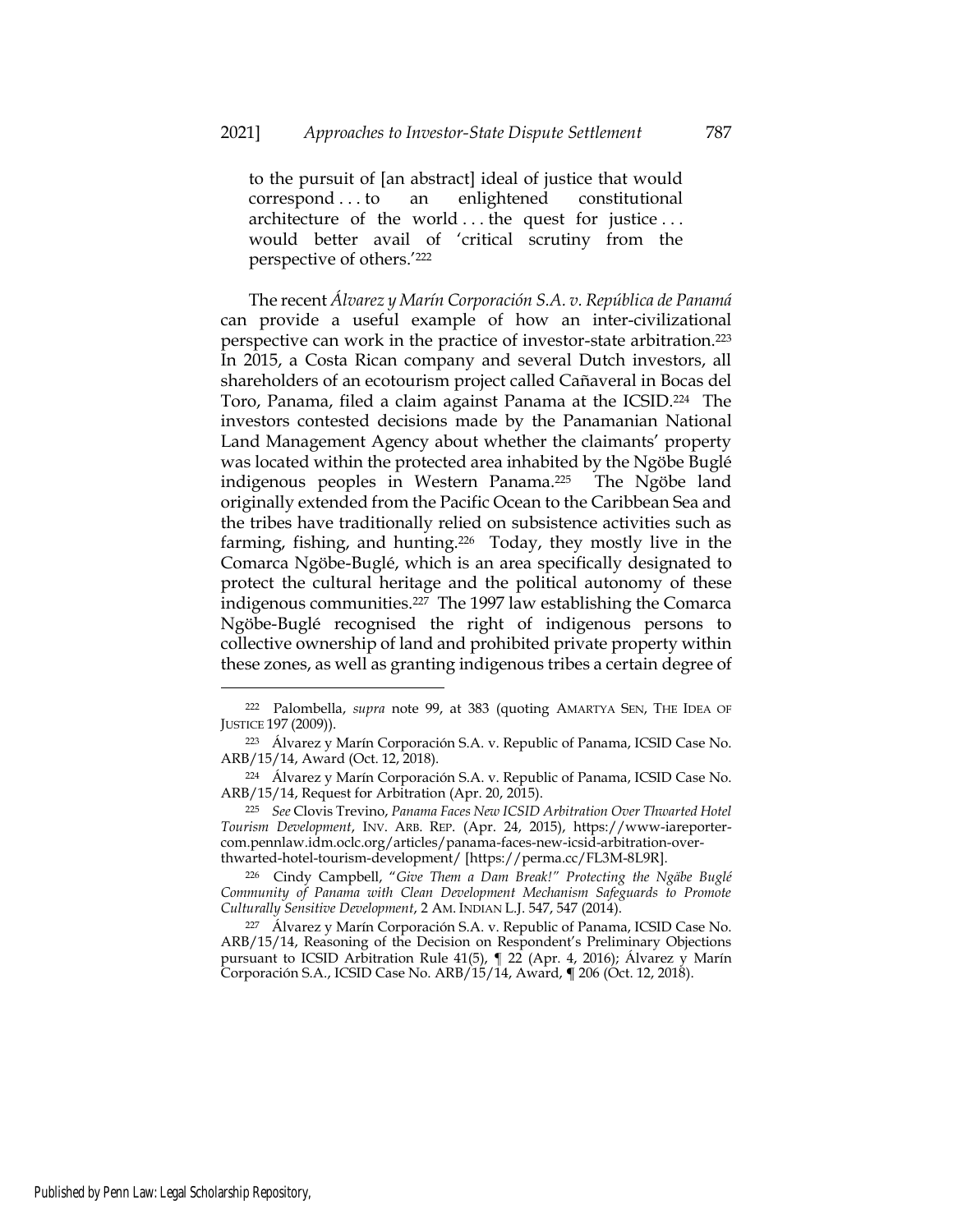to the pursuit of [an abstract] ideal of justice that would correspond . . . to an enlightened constitutional architecture of the world . . . the quest for justice . . . would better avail of 'critical scrutiny from the perspective of others.'[222]

The recent *Álvarez y Marín Corporación S.A. v. República de Panamá* can provide a useful example of how an inter-civilizational perspective can work in the practice of investor-state arbitration.[223] In 2015, a Costa Rican company and several Dutch investors, all shareholders of an ecotourism project called Cañaveral in Bocas del Toro, Panama, filed a claim against Panama at the ICSID.[224] The investors contested decisions made by the Panamanian National Land Management Agency about whether the claimants' property was located within the protected area inhabited by the Ngöbe Buglé indigenous peoples in Western Panama.[225] The Ngöbe land originally extended from the Pacific Ocean to the Caribbean Sea and the tribes have traditionally relied on subsistence activities such as farming, fishing, and hunting.[226] Today, they mostly live in the Comarca Ngöbe-Buglé, which is an area specifically designated to protect the cultural heritage and the political autonomy of these indigenous communities.[227] The 1997 law establishing the Comarca Ngöbe-Buglé recognised the right of indigenous persons to collective ownership of land and prohibited private property within these zones, as well as granting indigenous tribes a certain degree of

---

[222] Palombella, *supra* note 99, at 383 (quoting AMARTYA SEN, THE IDEA OF JUSTICE 197 (2009)).

[223] Álvarez y Marín Corporación S.A. v. Republic of Panama, ICSID Case No. ARB/15/14, Award (Oct. 12, 2018).

[224] Álvarez y Marín Corporación S.A. v. Republic of Panama, ICSID Case No. ARB/15/14, Request for Arbitration (Apr. 20, 2015).

[225] *See* Clovis Trevino, *Panama Faces New ICSID Arbitration Over Thwarted Hotel Tourism Development*, INV. ARB. REP. (Apr. 24, 2015), https://www-iareporter-com.pennlaw.idm.oclc.org/articles/panama-faces-new-icsid-arbitration-over-thwarted-hotel-tourism-development/ [https://perma.cc/FL3M-8L9R].

[226] Cindy Campbell, "*Give Them a Dam Break!" Protecting the Ngäbe Buglé Community of Panama with Clean Development Mechanism Safeguards to Promote Culturally Sensitive Development*, 2 AM. INDIAN L.J. 547, 547 (2014).

[227] Álvarez y Marín Corporación S.A. v. Republic of Panama, ICSID Case No. ARB/15/14, Reasoning of the Decision on Respondent's Preliminary Objections pursuant to ICSID Arbitration Rule 41(5), ¶ 22 (Apr. 4, 2016); Álvarez y Marín Corporación S.A., ICSID Case No. ARB/15/14, Award, ¶ 206 (Oct. 12, 2018).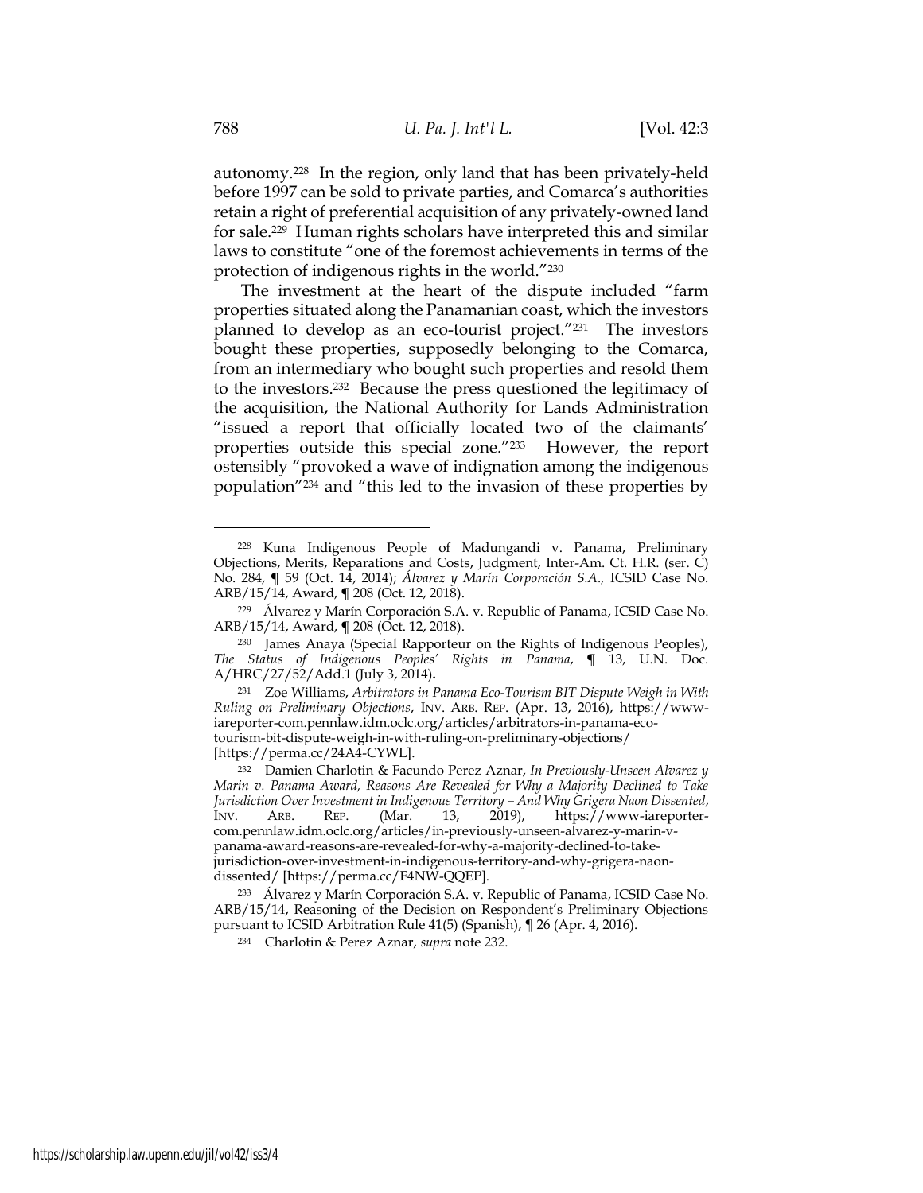autonomy.[228] In the region, only land that has been privately-held before 1997 can be sold to private parties, and Comarca's authorities retain a right of preferential acquisition of any privately-owned land for sale.[229] Human rights scholars have interpreted this and similar laws to constitute "one of the foremost achievements in terms of the protection of indigenous rights in the world."[230]

The investment at the heart of the dispute included "farm properties situated along the Panamanian coast, which the investors planned to develop as an eco-tourist project."[231] The investors bought these properties, supposedly belonging to the Comarca, from an intermediary who bought such properties and resold them to the investors.[232] Because the press questioned the legitimacy of the acquisition, the National Authority for Lands Administration "issued a report that officially located two of the claimants' properties outside this special zone."[233] However, the report ostensibly "provoked a wave of indignation among the indigenous population"[234] and "this led to the invasion of these properties by

---

[228] Kuna Indigenous People of Madungandi v. Panama, Preliminary Objections, Merits, Reparations and Costs, Judgment, Inter-Am. Ct. H.R. (ser. C) No. 284, ¶ 59 (Oct. 14, 2014); *Álvarez y Marín Corporación S.A.,* ICSID Case No. ARB/15/14, Award, ¶ 208 (Oct. 12, 2018).

[229] Álvarez y Marín Corporación S.A. v. Republic of Panama, ICSID Case No. ARB/15/14, Award, ¶ 208 (Oct. 12, 2018).

[230] James Anaya (Special Rapporteur on the Rights of Indigenous Peoples), *The Status of Indigenous Peoples' Rights in Panama*, ¶ 13, U.N. Doc. A/HRC/27/52/Add.1 (July 3, 2014).

[231] Zoe Williams, *Arbitrators in Panama Eco-Tourism BIT Dispute Weigh in With Ruling on Preliminary Objections*, INV. ARB. REP. (Apr. 13, 2016), https://www-iareporter-com.pennlaw.idm.oclc.org/articles/arbitrators-in-panama-eco-tourism-bit-dispute-weigh-in-with-ruling-on-preliminary-objections/ [https://perma.cc/24A4-CYWL].

[232] Damien Charlotin & Facundo Perez Aznar, *In Previously-Unseen Alvarez y Marin v. Panama Award, Reasons Are Revealed for Why a Majority Declined to Take Jurisdiction Over Investment in Indigenous Territory – And Why Grigera Naon Dissented*, INV. ARB. REP. (Mar. 13, 2019), https://www-iareporter-com.pennlaw.idm.oclc.org/articles/in-previously-unseen-alvarez-y-marin-v-panama-award-reasons-are-revealed-for-why-a-majority-declined-to-take-jurisdiction-over-investment-in-indigenous-territory-and-why-grigera-naon-dissented/ [https://perma.cc/F4NW-QQEP].

[233] Álvarez y Marín Corporación S.A. v. Republic of Panama, ICSID Case No. ARB/15/14, Reasoning of the Decision on Respondent's Preliminary Objections pursuant to ICSID Arbitration Rule 41(5) (Spanish), ¶ 26 (Apr. 4, 2016).

[234] Charlotin & Perez Aznar, *supra* note 232.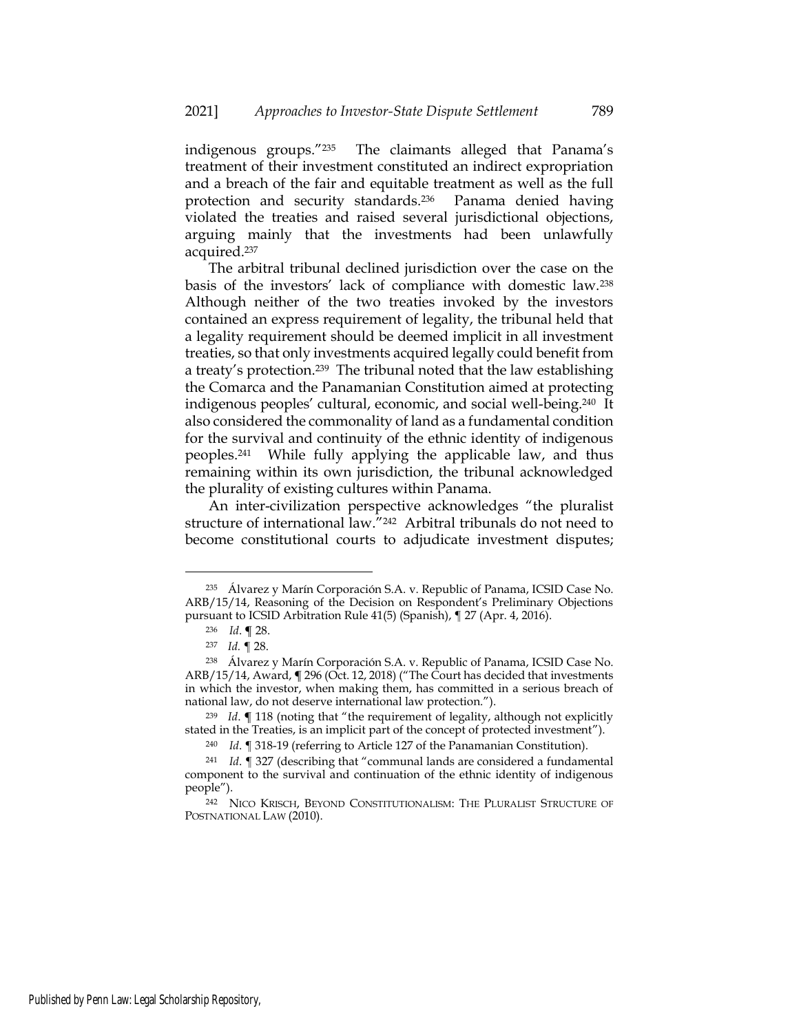indigenous groups."[235] The claimants alleged that Panama's treatment of their investment constituted an indirect expropriation and a breach of the fair and equitable treatment as well as the full protection and security standards.[236] Panama denied having violated the treaties and raised several jurisdictional objections, arguing mainly that the investments had been unlawfully acquired.[237]

The arbitral tribunal declined jurisdiction over the case on the basis of the investors' lack of compliance with domestic law.[238] Although neither of the two treaties invoked by the investors contained an express requirement of legality, the tribunal held that a legality requirement should be deemed implicit in all investment treaties, so that only investments acquired legally could benefit from a treaty's protection.[239] The tribunal noted that the law establishing the Comarca and the Panamanian Constitution aimed at protecting indigenous peoples' cultural, economic, and social well-being.[240] It also considered the commonality of land as a fundamental condition for the survival and continuity of the ethnic identity of indigenous peoples.[241] While fully applying the applicable law, and thus remaining within its own jurisdiction, the tribunal acknowledged the plurality of existing cultures within Panama.

An inter-civilization perspective acknowledges "the pluralist structure of international law."[242] Arbitral tribunals do not need to become constitutional courts to adjudicate investment disputes;

---

[235] Álvarez y Marín Corporación S.A. v. Republic of Panama, ICSID Case No. ARB/15/14, Reasoning of the Decision on Respondent's Preliminary Objections pursuant to ICSID Arbitration Rule 41(5) (Spanish), ¶ 27 (Apr. 4, 2016).

[236] *Id.* ¶ 28.

[237] *Id.* ¶ 28.

[238] Álvarez y Marín Corporación S.A. v. Republic of Panama, ICSID Case No. ARB/15/14, Award, ¶ 296 (Oct. 12, 2018) ("The Court has decided that investments in which the investor, when making them, has committed in a serious breach of national law, do not deserve international law protection.").

[239] *Id.* ¶ 118 (noting that "the requirement of legality, although not explicitly stated in the Treaties, is an implicit part of the concept of protected investment").

[240] *Id.* ¶ 318-19 (referring to Article 127 of the Panamanian Constitution).

[241] *Id.* ¶ 327 (describing that "communal lands are considered a fundamental component to the survival and continuation of the ethnic identity of indigenous people").

[242] NICO KRISCH, BEYOND CONSTITUTIONALISM: THE PLURALIST STRUCTURE OF POSTNATIONAL LAW (2010).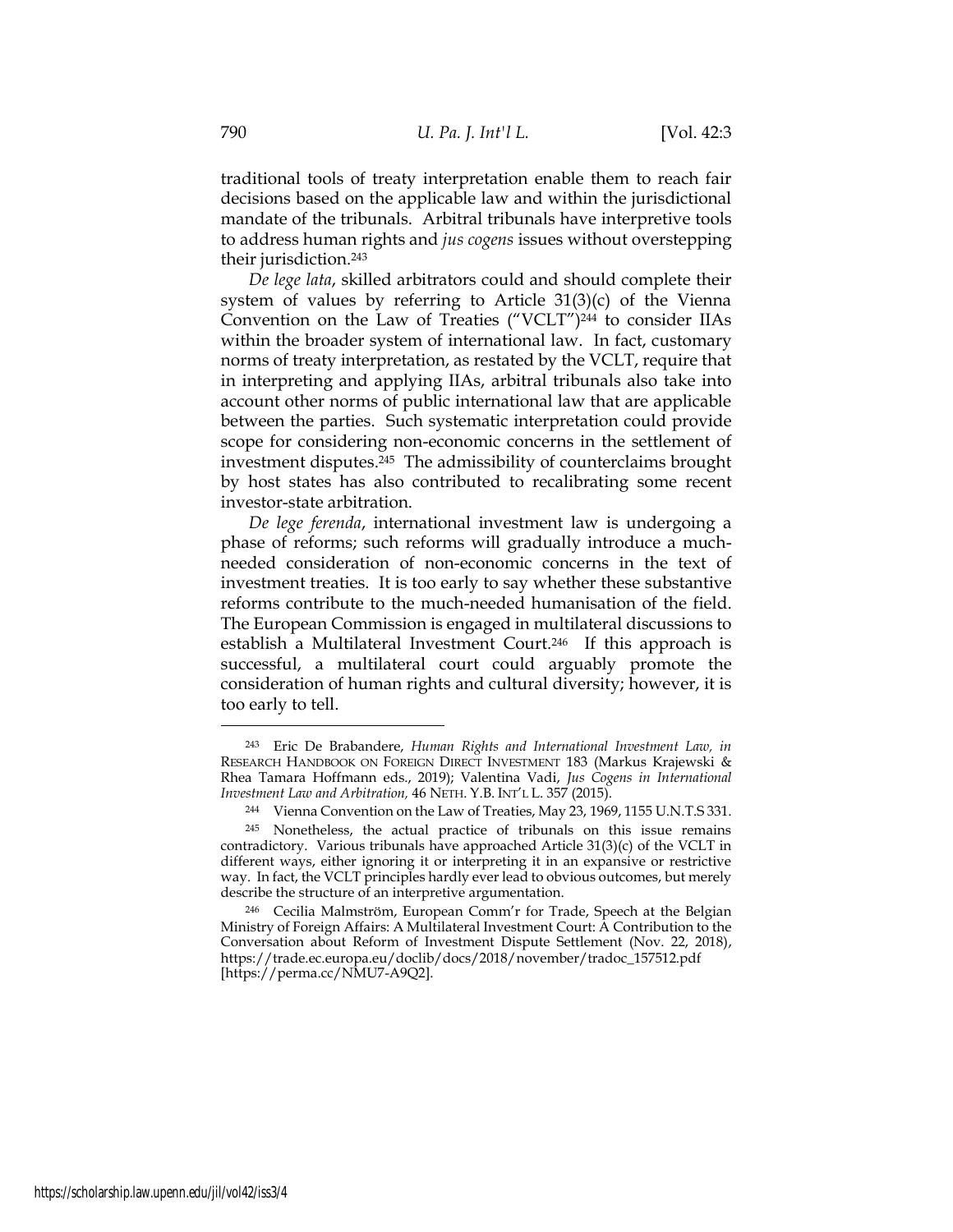traditional tools of treaty interpretation enable them to reach fair decisions based on the applicable law and within the jurisdictional mandate of the tribunals. Arbitral tribunals have interpretive tools to address human rights and *jus cogens* issues without overstepping their jurisdiction.[243]

*De lege lata*, skilled arbitrators could and should complete their system of values by referring to Article 31(3)(c) of the Vienna Convention on the Law of Treaties ("VCLT")[244] to consider IIAs within the broader system of international law. In fact, customary norms of treaty interpretation, as restated by the VCLT, require that in interpreting and applying IIAs, arbitral tribunals also take into account other norms of public international law that are applicable between the parties. Such systematic interpretation could provide scope for considering non-economic concerns in the settlement of investment disputes.[245] The admissibility of counterclaims brought by host states has also contributed to recalibrating some recent investor-state arbitration.

*De lege ferenda*, international investment law is undergoing a phase of reforms; such reforms will gradually introduce a much-needed consideration of non-economic concerns in the text of investment treaties. It is too early to say whether these substantive reforms contribute to the much-needed humanisation of the field. The European Commission is engaged in multilateral discussions to establish a Multilateral Investment Court.[246] If this approach is successful, a multilateral court could arguably promote the consideration of human rights and cultural diversity; however, it is too early to tell.

---

[243] Eric De Brabandere, *Human Rights and International Investment Law, in* RESEARCH HANDBOOK ON FOREIGN DIRECT INVESTMENT 183 (Markus Krajewski & Rhea Tamara Hoffmann eds., 2019); Valentina Vadi, *Jus Cogens in International Investment Law and Arbitration,* 46 NETH. Y.B. INT'L L. 357 (2015).

[244] Vienna Convention on the Law of Treaties, May 23, 1969, 1155 U.N.T.S 331.

[245] Nonetheless, the actual practice of tribunals on this issue remains contradictory. Various tribunals have approached Article 31(3)(c) of the VCLT in different ways, either ignoring it or interpreting it in an expansive or restrictive way. In fact, the VCLT principles hardly ever lead to obvious outcomes, but merely describe the structure of an interpretive argumentation.

[246] Cecilia Malmström, European Comm'r for Trade, Speech at the Belgian Ministry of Foreign Affairs: A Multilateral Investment Court: A Contribution to the Conversation about Reform of Investment Dispute Settlement (Nov. 22, 2018), https://trade.ec.europa.eu/doclib/docs/2018/november/tradoc_157512.pdf [https://perma.cc/NMU7-A9Q2].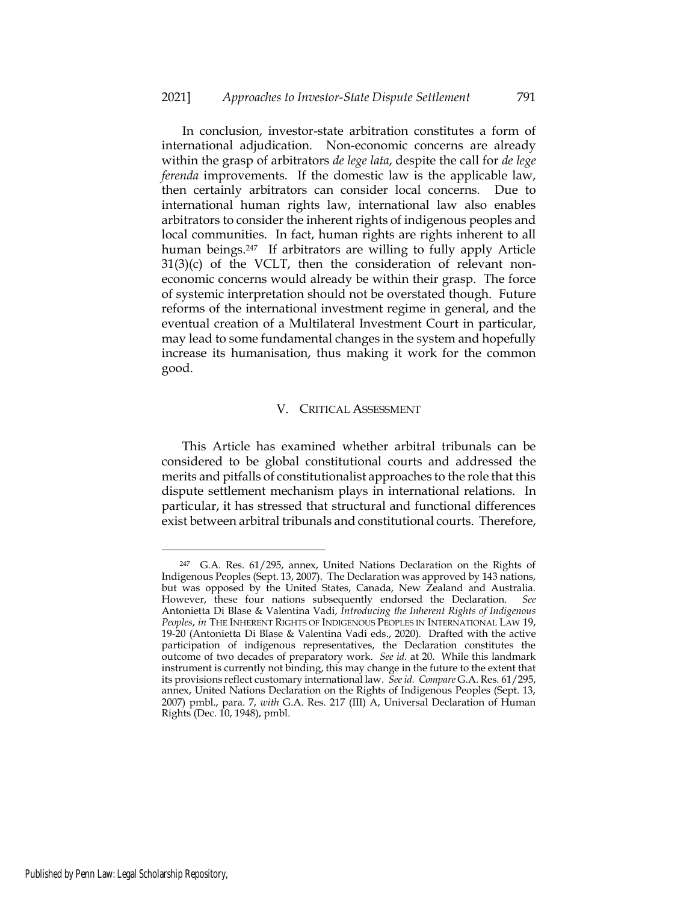In conclusion, investor-state arbitration constitutes a form of international adjudication. Non-economic concerns are already within the grasp of arbitrators *de lege lata*, despite the call for *de lege ferenda* improvements. If the domestic law is the applicable law, then certainly arbitrators can consider local concerns. Due to international human rights law, international law also enables arbitrators to consider the inherent rights of indigenous peoples and local communities. In fact, human rights are rights inherent to all human beings.[247] If arbitrators are willing to fully apply Article 31(3)(c) of the VCLT, then the consideration of relevant non-economic concerns would already be within their grasp. The force of systemic interpretation should not be overstated though. Future reforms of the international investment regime in general, and the eventual creation of a Multilateral Investment Court in particular, may lead to some fundamental changes in the system and hopefully increase its humanisation, thus making it work for the common good.

## V. CRITICAL ASSESSMENT

This Article has examined whether arbitral tribunals can be considered to be global constitutional courts and addressed the merits and pitfalls of constitutionalist approaches to the role that this dispute settlement mechanism plays in international relations. In particular, it has stressed that structural and functional differences exist between arbitral tribunals and constitutional courts. Therefore,

---

[247] G.A. Res. 61/295, annex, United Nations Declaration on the Rights of Indigenous Peoples (Sept. 13, 2007). The Declaration was approved by 143 nations, but was opposed by the United States, Canada, New Zealand and Australia. However, these four nations subsequently endorsed the Declaration. *See* Antonietta Di Blase & Valentina Vadi, *Introducing the Inherent Rights of Indigenous Peoples*, *in* THE INHERENT RIGHTS OF INDIGENOUS PEOPLES IN INTERNATIONAL LAW 19, 19-20 (Antonietta Di Blase & Valentina Vadi eds., 2020). Drafted with the active participation of indigenous representatives, the Declaration constitutes the outcome of two decades of preparatory work. *See id.* at 20. While this landmark instrument is currently not binding, this may change in the future to the extent that its provisions reflect customary international law. *See id. Compare* G.A. Res. 61/295, annex, United Nations Declaration on the Rights of Indigenous Peoples (Sept. 13, 2007) pmbl., para. 7, *with* G.A. Res. 217 (III) A, Universal Declaration of Human Rights (Dec. 10, 1948), pmbl.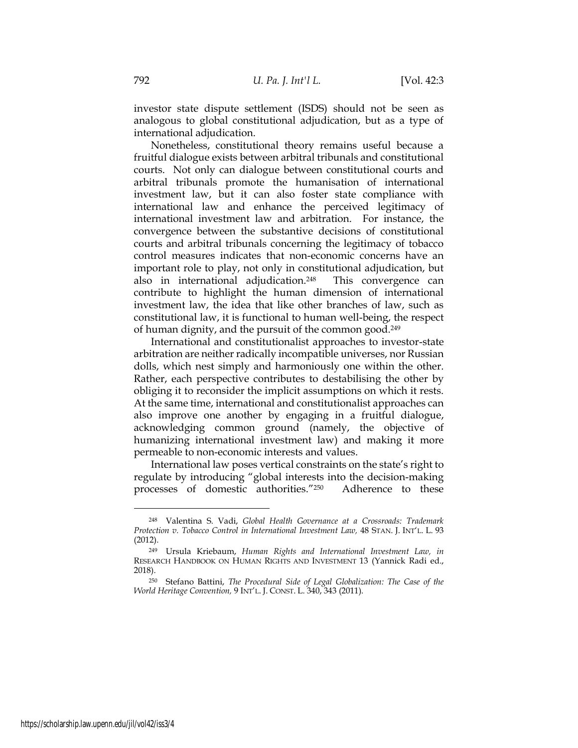investor state dispute settlement (ISDS) should not be seen as analogous to global constitutional adjudication, but as a type of international adjudication.

Nonetheless, constitutional theory remains useful because a fruitful dialogue exists between arbitral tribunals and constitutional courts. Not only can dialogue between constitutional courts and arbitral tribunals promote the humanisation of international investment law, but it can also foster state compliance with international law and enhance the perceived legitimacy of international investment law and arbitration. For instance, the convergence between the substantive decisions of constitutional courts and arbitral tribunals concerning the legitimacy of tobacco control measures indicates that non-economic concerns have an important role to play, not only in constitutional adjudication, but also in international adjudication.[248] This convergence can contribute to highlight the human dimension of international investment law, the idea that like other branches of law, such as constitutional law, it is functional to human well-being, the respect of human dignity, and the pursuit of the common good.[249]

International and constitutionalist approaches to investor-state arbitration are neither radically incompatible universes, nor Russian dolls, which nest simply and harmoniously one within the other. Rather, each perspective contributes to destabilising the other by obliging it to reconsider the implicit assumptions on which it rests. At the same time, international and constitutionalist approaches can also improve one another by engaging in a fruitful dialogue, acknowledging common ground (namely, the objective of humanizing international investment law) and making it more permeable to non-economic interests and values.

International law poses vertical constraints on the state's right to regulate by introducing "global interests into the decision-making processes of domestic authorities."[250] Adherence to these

---

[248] Valentina S. Vadi, *Global Health Governance at a Crossroads: Trademark Protection v. Tobacco Control in International Investment Law,* 48 STAN. J. INT'L. L. 93 (2012).

[249] Ursula Kriebaum, *Human Rights and International Investment Law, in* RESEARCH HANDBOOK ON HUMAN RIGHTS AND INVESTMENT 13 (Yannick Radi ed., 2018).

[250] Stefano Battini, *The Procedural Side of Legal Globalization: The Case of the World Heritage Convention,* 9 INT'L. J. CONST. L. 340, 343 (2011).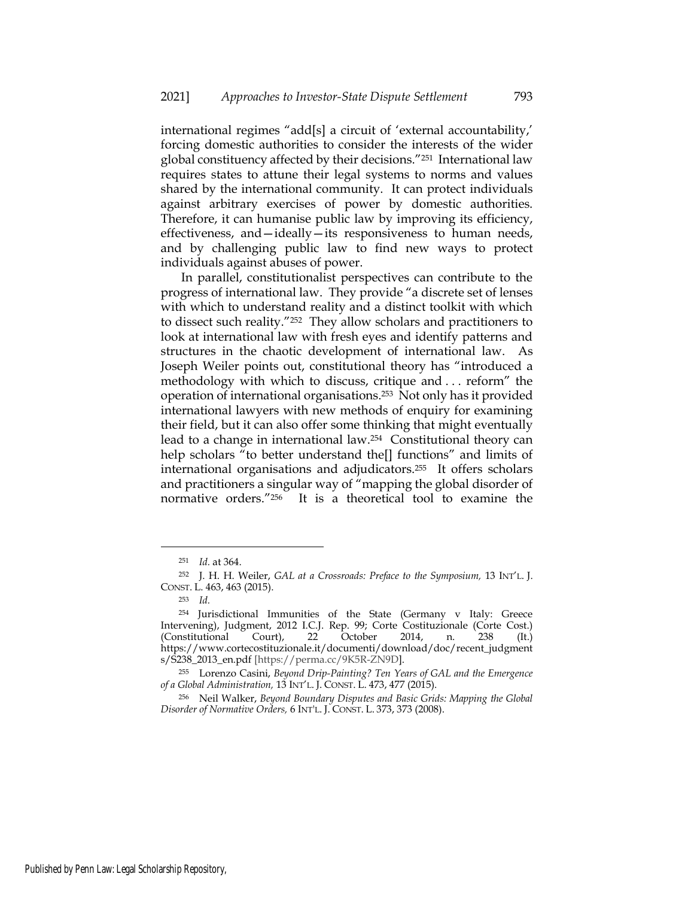international regimes "add[s] a circuit of 'external accountability,' forcing domestic authorities to consider the interests of the wider global constituency affected by their decisions."[251] International law requires states to attune their legal systems to norms and values shared by the international community. It can protect individuals against arbitrary exercises of power by domestic authorities. Therefore, it can humanise public law by improving its efficiency, effectiveness, and—ideally—its responsiveness to human needs, and by challenging public law to find new ways to protect individuals against abuses of power.

In parallel, constitutionalist perspectives can contribute to the progress of international law. They provide "a discrete set of lenses with which to understand reality and a distinct toolkit with which to dissect such reality."[252] They allow scholars and practitioners to look at international law with fresh eyes and identify patterns and structures in the chaotic development of international law. As Joseph Weiler points out, constitutional theory has "introduced a methodology with which to discuss, critique and . . . reform" the operation of international organisations.[253] Not only has it provided international lawyers with new methods of enquiry for examining their field, but it can also offer some thinking that might eventually lead to a change in international law.[254] Constitutional theory can help scholars "to better understand the[] functions" and limits of international organisations and adjudicators.[255] It offers scholars and practitioners a singular way of "mapping the global disorder of normative orders."[256] It is a theoretical tool to examine the

---

[251] *Id.* at 364.

[252] J. H. H. Weiler, *GAL at a Crossroads: Preface to the Symposium,* 13 INT'L. J. CONST. L. 463, 463 (2015).

[253] *Id.*

[254] Jurisdictional Immunities of the State (Germany v Italy: Greece Intervening), Judgment, 2012 I.C.J. Rep. 99; Corte Costituzionale (Corte Cost.) (Constitutional Court), 22 October 2014, n. 238 (It.) https://www.cortecostituzionale.it/documenti/download/doc/recent_judgments/S238_2013_en.pdf [https://perma.cc/9K5R-ZN9D].

[255] Lorenzo Casini, *Beyond Drip-Painting? Ten Years of GAL and the Emergence of a Global Administration,* 13 INT'L. J. CONST. L. 473, 477 (2015).

[256] Neil Walker, *Beyond Boundary Disputes and Basic Grids: Mapping the Global Disorder of Normative Orders,* 6 INT'L. J. CONST. L. 373, 373 (2008).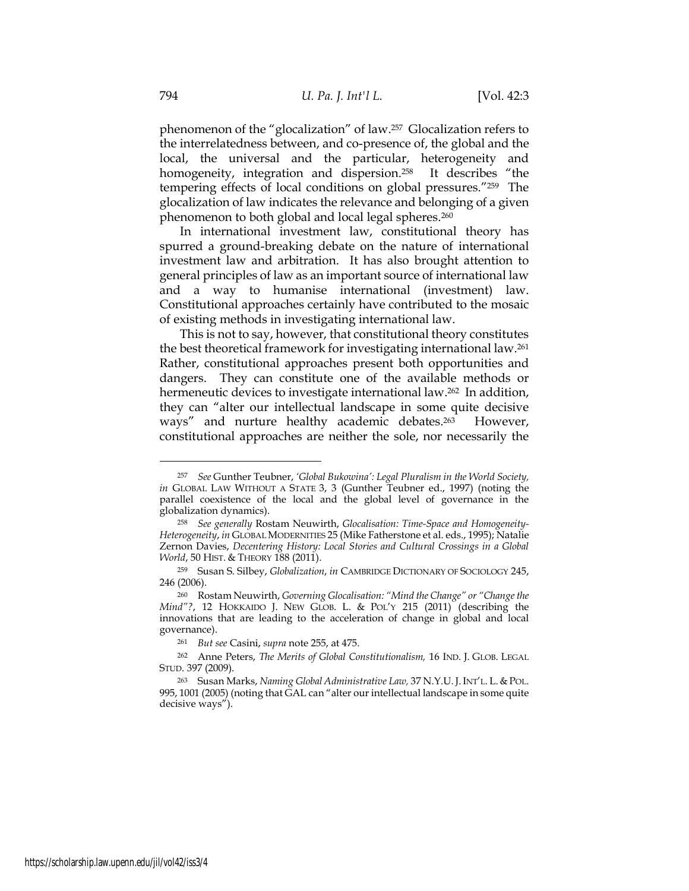phenomenon of the "glocalization" of law.[257] Glocalization refers to the interrelatedness between, and co-presence of, the global and the local, the universal and the particular, heterogeneity and homogeneity, integration and dispersion.[258] It describes "the tempering effects of local conditions on global pressures."[259] The glocalization of law indicates the relevance and belonging of a given phenomenon to both global and local legal spheres.[260]

In international investment law, constitutional theory has spurred a ground-breaking debate on the nature of international investment law and arbitration. It has also brought attention to general principles of law as an important source of international law and a way to humanise international (investment) law. Constitutional approaches certainly have contributed to the mosaic of existing methods in investigating international law.

This is not to say, however, that constitutional theory constitutes the best theoretical framework for investigating international law.[261] Rather, constitutional approaches present both opportunities and dangers. They can constitute one of the available methods or hermeneutic devices to investigate international law.[262] In addition, they can "alter our intellectual landscape in some quite decisive ways" and nurture healthy academic debates.[263] However, constitutional approaches are neither the sole, nor necessarily the

---

[257] *See* Gunther Teubner, *'Global Bukowina': Legal Pluralism in the World Society*, *in* GLOBAL LAW WITHOUT A STATE 3, 3 (Gunther Teubner ed., 1997) (noting the parallel coexistence of the local and the global level of governance in the globalization dynamics).

[258] *See generally* Rostam Neuwirth, *Glocalisation: Time-Space and Homogeneity-Heterogeneity*, *in* GLOBAL MODERNITIES 25 (Mike Fatherstone et al. eds., 1995); Natalie Zernon Davies, *Decentering History: Local Stories and Cultural Crossings in a Global World*, 50 HIST. & THEORY 188 (2011).

[259] Susan S. Silbey, *Globalization*, *in* CAMBRIDGE DICTIONARY OF SOCIOLOGY 245, 246 (2006).

[260] Rostam Neuwirth, *Governing Glocalisation: "Mind the Change" or "Change the Mind"?*, 12 HOKKAIDO J. NEW GLOB. L. & POL'Y 215 (2011) (describing the innovations that are leading to the acceleration of change in global and local governance).

[261] *But see* Casini, *supra* note 255, at 475.

[262] Anne Peters, *The Merits of Global Constitutionalism,* 16 IND. J. GLOB. LEGAL STUD. 397 (2009).

[263] Susan Marks, *Naming Global Administrative Law,* 37 N.Y.U. J. INT'L. L. & POL. 995, 1001 (2005) (noting that GAL can "alter our intellectual landscape in some quite decisive ways").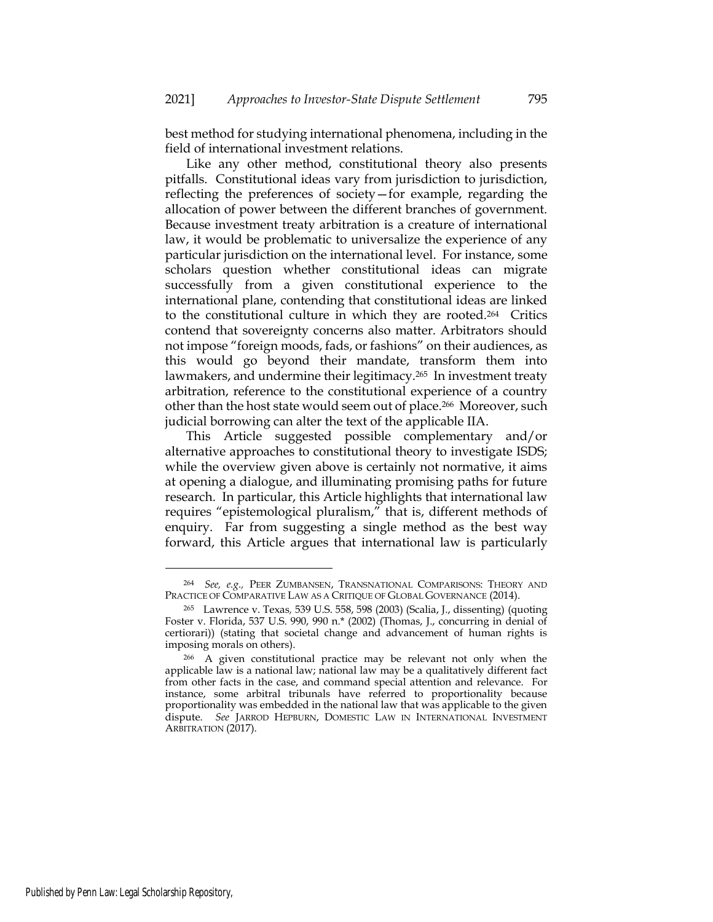best method for studying international phenomena, including in the field of international investment relations.

Like any other method, constitutional theory also presents pitfalls. Constitutional ideas vary from jurisdiction to jurisdiction, reflecting the preferences of society—for example, regarding the allocation of power between the different branches of government. Because investment treaty arbitration is a creature of international law, it would be problematic to universalize the experience of any particular jurisdiction on the international level. For instance, some scholars question whether constitutional ideas can migrate successfully from a given constitutional experience to the international plane, contending that constitutional ideas are linked to the constitutional culture in which they are rooted.[264] Critics contend that sovereignty concerns also matter. Arbitrators should not impose "foreign moods, fads, or fashions" on their audiences, as this would go beyond their mandate, transform them into lawmakers, and undermine their legitimacy.[265] In investment treaty arbitration, reference to the constitutional experience of a country other than the host state would seem out of place.[266] Moreover, such judicial borrowing can alter the text of the applicable IIA.

This Article suggested possible complementary and/or alternative approaches to constitutional theory to investigate ISDS; while the overview given above is certainly not normative, it aims at opening a dialogue, and illuminating promising paths for future research. In particular, this Article highlights that international law requires "epistemological pluralism," that is, different methods of enquiry. Far from suggesting a single method as the best way forward, this Article argues that international law is particularly

---

[264] *See, e.g.,* PEER ZUMBANSEN, TRANSNATIONAL COMPARISONS: THEORY AND PRACTICE OF COMPARATIVE LAW AS A CRITIQUE OF GLOBAL GOVERNANCE (2014).

[265] Lawrence v. Texas, 539 U.S. 558, 598 (2003) (Scalia, J., dissenting) (quoting Foster v. Florida, 537 U.S. 990, 990 n.* (2002) (Thomas, J., concurring in denial of certiorari)) (stating that societal change and advancement of human rights is imposing morals on others).

[266] A given constitutional practice may be relevant not only when the applicable law is a national law; national law may be a qualitatively different fact from other facts in the case, and command special attention and relevance. For instance, some arbitral tribunals have referred to proportionality because proportionality was embedded in the national law that was applicable to the given dispute. *See* JARROD HEPBURN, DOMESTIC LAW IN INTERNATIONAL INVESTMENT ARBITRATION (2017).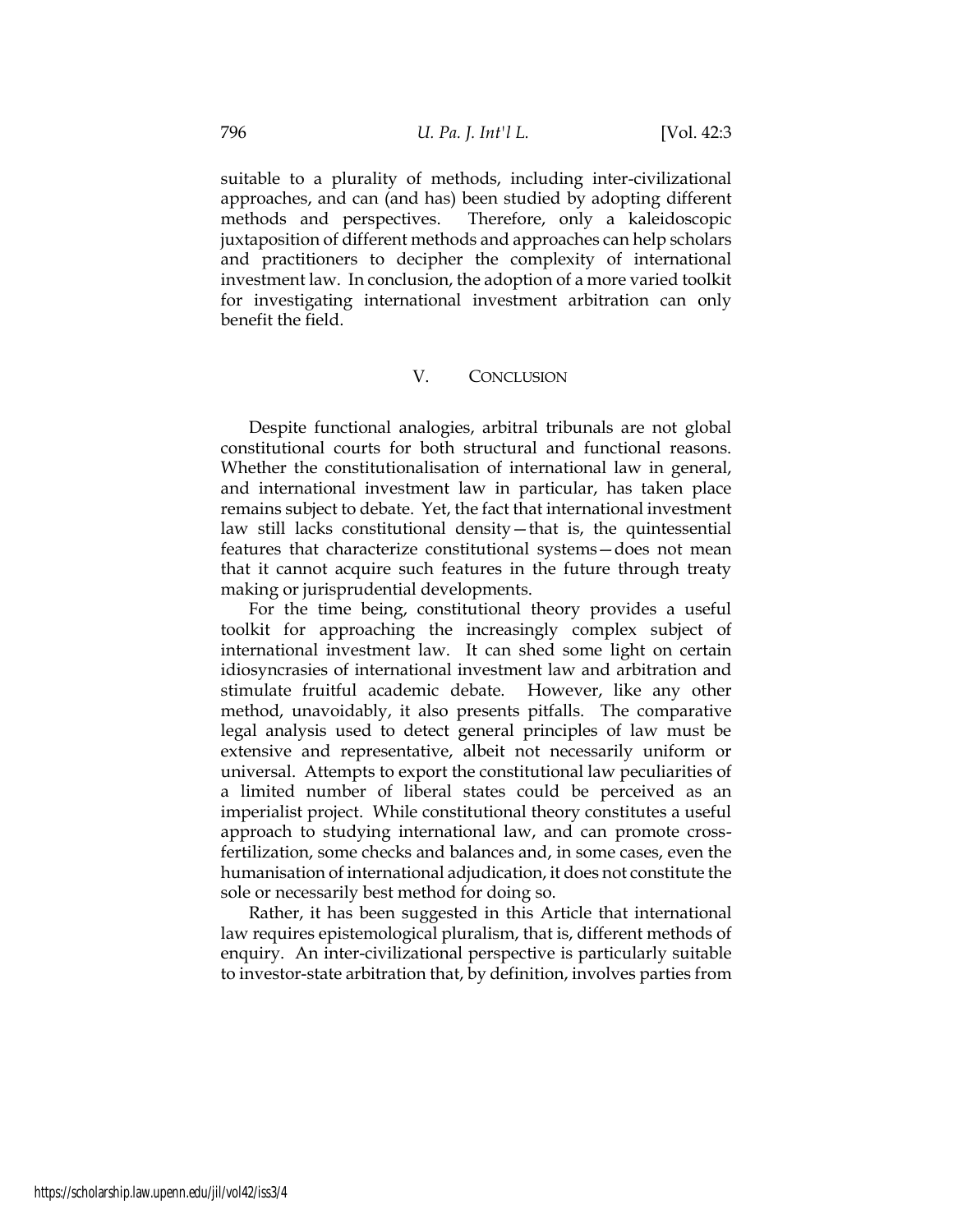suitable to a plurality of methods, including inter-civilizational approaches, and can (and has) been studied by adopting different methods and perspectives. Therefore, only a kaleidoscopic juxtaposition of different methods and approaches can help scholars and practitioners to decipher the complexity of international investment law. In conclusion, the adoption of a more varied toolkit for investigating international investment arbitration can only benefit the field.

## V. CONCLUSION

Despite functional analogies, arbitral tribunals are not global constitutional courts for both structural and functional reasons. Whether the constitutionalisation of international law in general, and international investment law in particular, has taken place remains subject to debate. Yet, the fact that international investment law still lacks constitutional density—that is, the quintessential features that characterize constitutional systems—does not mean that it cannot acquire such features in the future through treaty making or jurisprudential developments.

For the time being, constitutional theory provides a useful toolkit for approaching the increasingly complex subject of international investment law. It can shed some light on certain idiosyncrasies of international investment law and arbitration and stimulate fruitful academic debate. However, like any other method, unavoidably, it also presents pitfalls. The comparative legal analysis used to detect general principles of law must be extensive and representative, albeit not necessarily uniform or universal. Attempts to export the constitutional law peculiarities of a limited number of liberal states could be perceived as an imperialist project. While constitutional theory constitutes a useful approach to studying international law, and can promote cross-fertilization, some checks and balances and, in some cases, even the humanisation of international adjudication, it does not constitute the sole or necessarily best method for doing so.

Rather, it has been suggested in this Article that international law requires epistemological pluralism, that is, different methods of enquiry. An inter-civilizational perspective is particularly suitable to investor-state arbitration that, by definition, involves parties from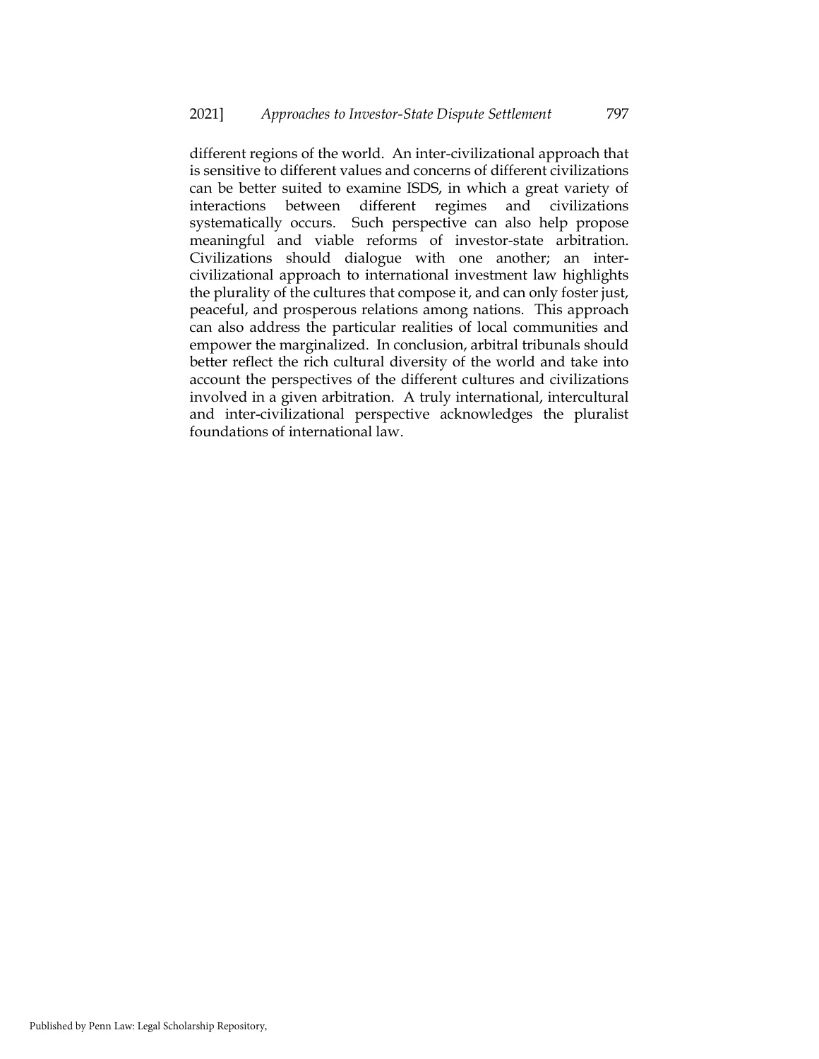different regions of the world. An inter-civilizational approach that is sensitive to different values and concerns of different civilizations can be better suited to examine ISDS, in which a great variety of interactions between different regimes and civilizations systematically occurs. Such perspective can also help propose meaningful and viable reforms of investor-state arbitration. Civilizations should dialogue with one another; an inter-civilizational approach to international investment law highlights the plurality of the cultures that compose it, and can only foster just, peaceful, and prosperous relations among nations. This approach can also address the particular realities of local communities and empower the marginalized. In conclusion, arbitral tribunals should better reflect the rich cultural diversity of the world and take into account the perspectives of the different cultures and civilizations involved in a given arbitration. A truly international, intercultural and inter-civilizational perspective acknowledges the pluralist foundations of international law.